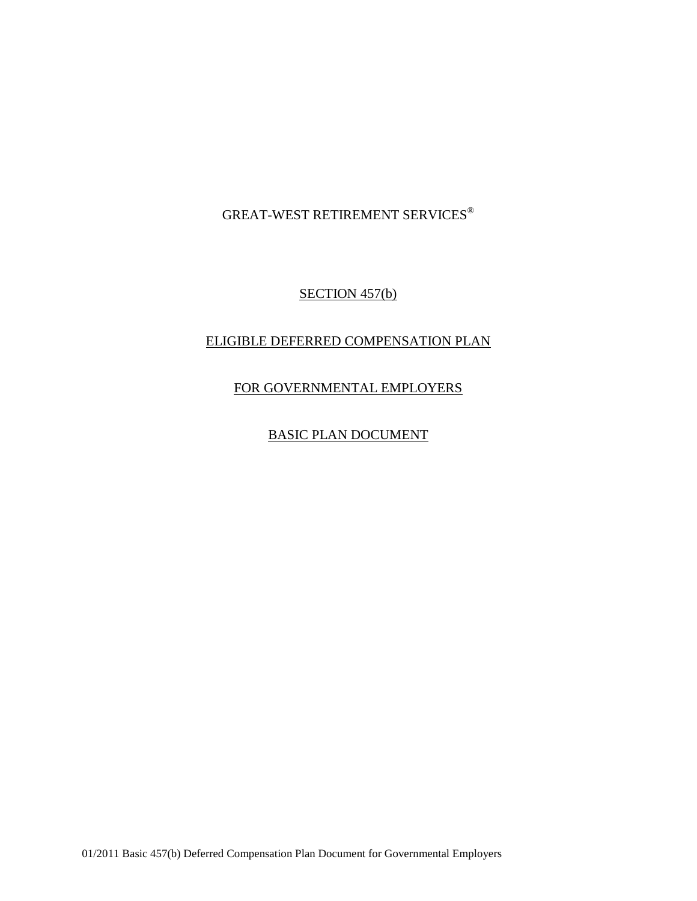GREAT-WEST RETIREMENT SERVICES®

# SECTION 457(b)

# ELIGIBLE DEFERRED COMPENSATION PLAN

# FOR GOVERNMENTAL EMPLOYERS

# BASIC PLAN DOCUMENT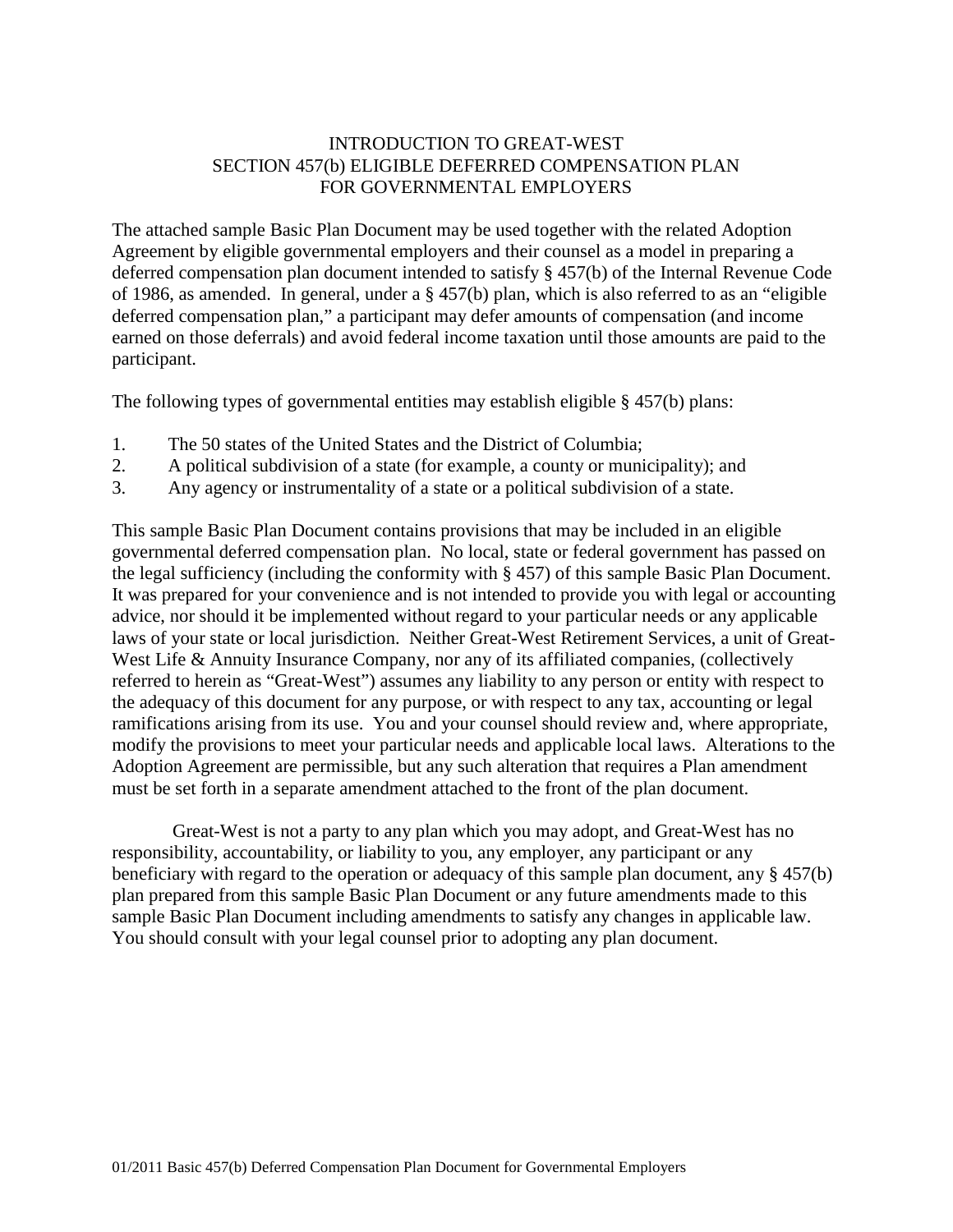# INTRODUCTION TO GREAT-WEST SECTION 457(b) ELIGIBLE DEFERRED COMPENSATION PLAN FOR GOVERNMENTAL EMPLOYERS

The attached sample Basic Plan Document may be used together with the related Adoption Agreement by eligible governmental employers and their counsel as a model in preparing a deferred compensation plan document intended to satisfy § 457(b) of the Internal Revenue Code of 1986, as amended. In general, under a § 457(b) plan, which is also referred to as an "eligible deferred compensation plan," a participant may defer amounts of compensation (and income earned on those deferrals) and avoid federal income taxation until those amounts are paid to the participant.

The following types of governmental entities may establish eligible § 457(b) plans:

1. The 50 states of the United States and the District of Columbia;
2. A political subdivision of a state (for example, a county or municipality); and
3. Any agency or instrumentality of a state or a political subdivision of a state.

This sample Basic Plan Document contains provisions that may be included in an eligible governmental deferred compensation plan. No local, state or federal government has passed on the legal sufficiency (including the conformity with § 457) of this sample Basic Plan Document. It was prepared for your convenience and is not intended to provide you with legal or accounting advice, nor should it be implemented without regard to your particular needs or any applicable laws of your state or local jurisdiction. Neither Great-West Retirement Services, a unit of Great-West Life & Annuity Insurance Company, nor any of its affiliated companies, (collectively referred to herein as "Great-West") assumes any liability to any person or entity with respect to the adequacy of this document for any purpose, or with respect to any tax, accounting or legal ramifications arising from its use. You and your counsel should review and, where appropriate, modify the provisions to meet your particular needs and applicable local laws. Alterations to the Adoption Agreement are permissible, but any such alteration that requires a Plan amendment must be set forth in a separate amendment attached to the front of the plan document.

Great-West is not a party to any plan which you may adopt, and Great-West has no responsibility, accountability, or liability to you, any employer, any participant or any beneficiary with regard to the operation or adequacy of this sample plan document, any § 457(b) plan prepared from this sample Basic Plan Document or any future amendments made to this sample Basic Plan Document including amendments to satisfy any changes in applicable law. You should consult with your legal counsel prior to adopting any plan document.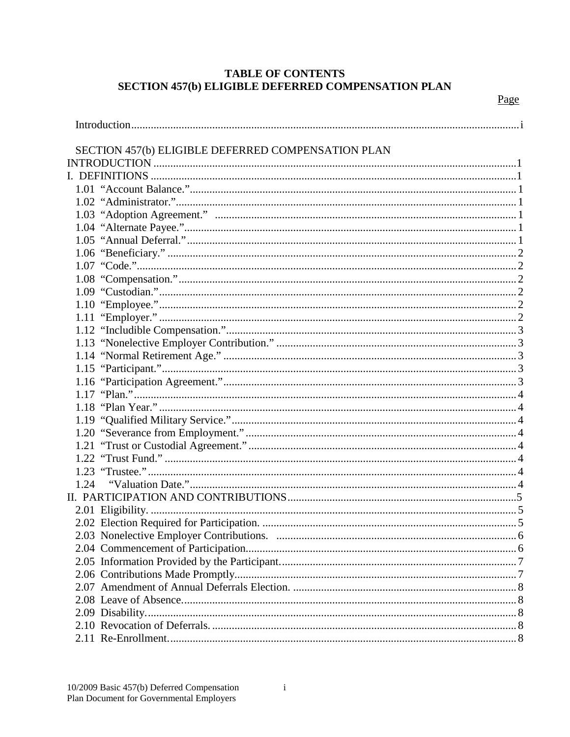# TABLE OF CONTENTS
# SECTION 457(b) ELIGIBLE DEFERRED COMPENSATION PLAN

| | Page |
|---|---|
| Introduction | i |
| SECTION 457(b) ELIGIBLE DEFERRED COMPENSATION PLAN INTRODUCTION | 1 |
| I. DEFINITIONS | 1 |
| 1.01 "Account Balance." | 1 |
| 1.02 "Administrator." | 1 |
| 1.03 "Adoption Agreement." | 1 |
| 1.04 "Alternate Payee." | 1 |
| 1.05 "Annual Deferral." | 1 |
| 1.06 "Beneficiary." | 2 |
| 1.07 "Code." | 2 |
| 1.08 "Compensation." | 2 |
| 1.09 "Custodian." | 2 |
| 1.10 "Employee." | 2 |
| 1.11 "Employer." | 2 |
| 1.12 "Includible Compensation." | 3 |
| 1.13 "Nonelective Employer Contribution." | 3 |
| 1.14 "Normal Retirement Age." | 3 |
| 1.15 "Participant." | 3 |
| 1.16 "Participation Agreement." | 3 |
| 1.17 "Plan." | 4 |
| 1.18 "Plan Year." | 4 |
| 1.19 "Qualified Military Service." | 4 |
| 1.20 "Severance from Employment." | 4 |
| 1.21 "Trust or Custodial Agreement." | 4 |
| 1.22 "Trust Fund." | 4 |
| 1.23 "Trustee." | 4 |
| 1.24 "Valuation Date." | 4 |
| II. PARTICIPATION AND CONTRIBUTIONS | 5 |
| 2.01 Eligibility. | 5 |
| 2.02 Election Required for Participation. | 5 |
| 2.03 Nonelective Employer Contributions. | 6 |
| 2.04 Commencement of Participation. | 6 |
| 2.05 Information Provided by the Participant. | 7 |
| 2.06 Contributions Made Promptly. | 7 |
| 2.07 Amendment of Annual Deferrals Election. | 8 |
| 2.08 Leave of Absence. | 8 |
| 2.09 Disability. | 8 |
| 2.10 Revocation of Deferrals. | 8 |
| 2.11 Re-Enrollment. | 8 |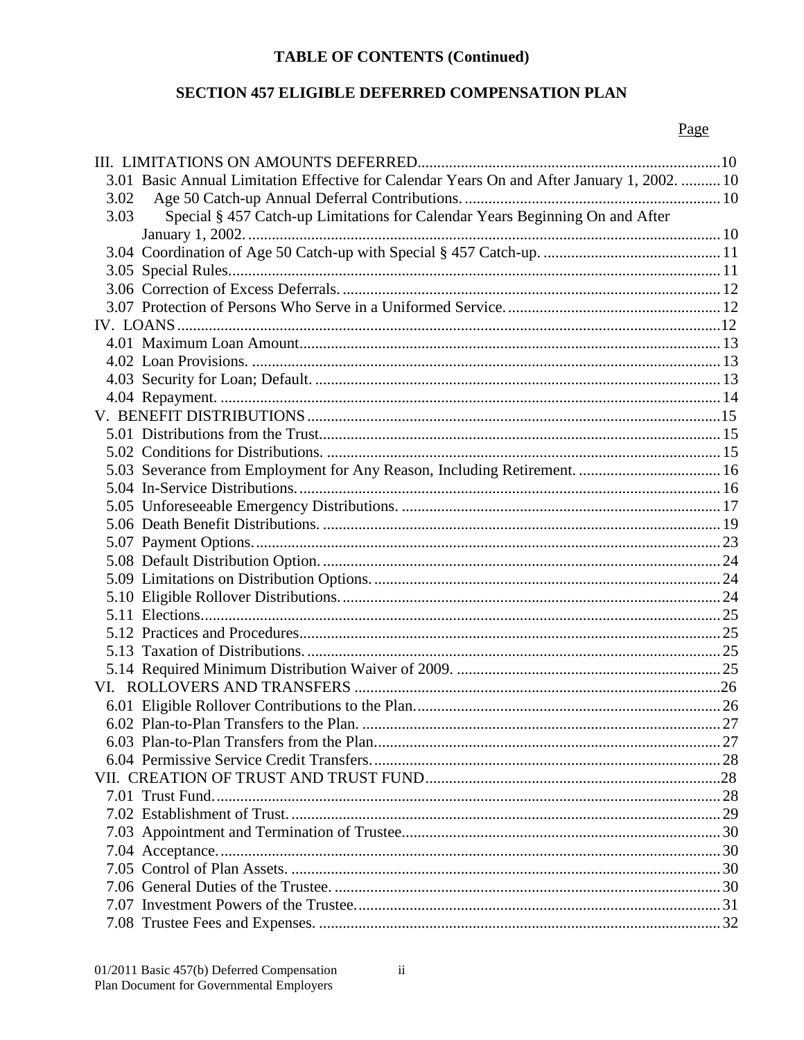**TABLE OF CONTENTS (Continued)**

**SECTION 457 ELIGIBLE DEFERRED COMPENSATION PLAN**

| | Page |
|---|---|
| III. LIMITATIONS ON AMOUNTS DEFERRED | 10 |
| 3.01 Basic Annual Limitation Effective for Calendar Years On and After January 1, 2002. | 10 |
| 3.02 Age 50 Catch-up Annual Deferral Contributions. | 10 |
| 3.03 Special § 457 Catch-up Limitations for Calendar Years Beginning On and After January 1, 2002. | 10 |
| 3.04 Coordination of Age 50 Catch-up with Special § 457 Catch-up. | 11 |
| 3.05 Special Rules. | 11 |
| 3.06 Correction of Excess Deferrals. | 12 |
| 3.07 Protection of Persons Who Serve in a Uniformed Service. | 12 |
| IV. LOANS | 12 |
| 4.01 Maximum Loan Amount. | 13 |
| 4.02 Loan Provisions. | 13 |
| 4.03 Security for Loan; Default. | 13 |
| 4.04 Repayment. | 14 |
| V. BENEFIT DISTRIBUTIONS | 15 |
| 5.01 Distributions from the Trust. | 15 |
| 5.02 Conditions for Distributions. | 15 |
| 5.03 Severance from Employment for Any Reason, Including Retirement. | 16 |
| 5.04 In-Service Distributions. | 16 |
| 5.05 Unforeseeable Emergency Distributions. | 17 |
| 5.06 Death Benefit Distributions. | 19 |
| 5.07 Payment Options. | 23 |
| 5.08 Default Distribution Option. | 24 |
| 5.09 Limitations on Distribution Options. | 24 |
| 5.10 Eligible Rollover Distributions. | 24 |
| 5.11 Elections. | 25 |
| 5.12 Practices and Procedures. | 25 |
| 5.13 Taxation of Distributions. | 25 |
| 5.14 Required Minimum Distribution Waiver of 2009. | 25 |
| VI. ROLLOVERS AND TRANSFERS | 26 |
| 6.01 Eligible Rollover Contributions to the Plan. | 26 |
| 6.02 Plan-to-Plan Transfers to the Plan. | 27 |
| 6.03 Plan-to-Plan Transfers from the Plan. | 27 |
| 6.04 Permissive Service Credit Transfers. | 28 |
| VII. CREATION OF TRUST AND TRUST FUND | 28 |
| 7.01 Trust Fund. | 28 |
| 7.02 Establishment of Trust. | 29 |
| 7.03 Appointment and Termination of Trustee. | 30 |
| 7.04 Acceptance. | 30 |
| 7.05 Control of Plan Assets. | 30 |
| 7.06 General Duties of the Trustee. | 30 |
| 7.07 Investment Powers of the Trustee. | 31 |
| 7.08 Trustee Fees and Expenses. | 32 |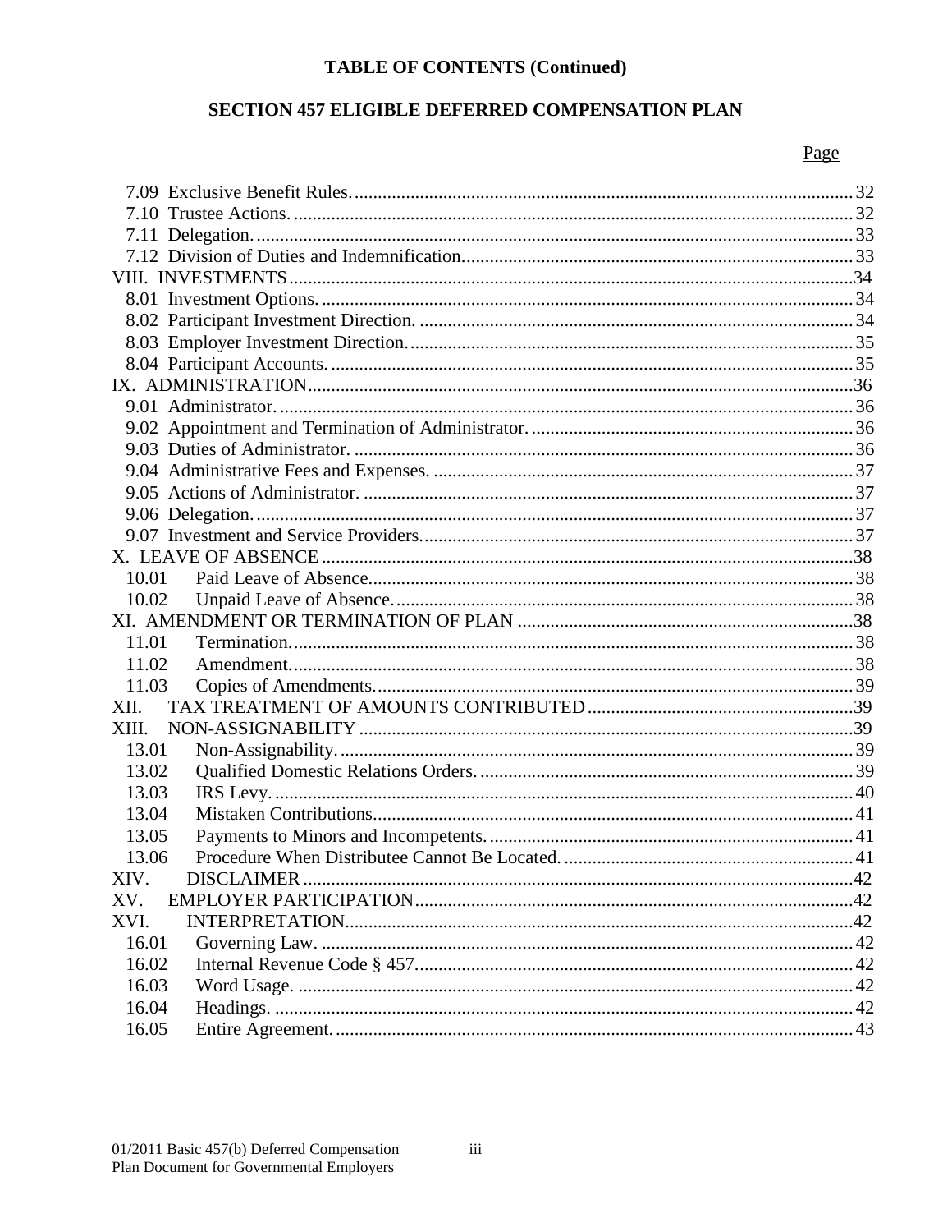**TABLE OF CONTENTS (Continued)**

**SECTION 457 ELIGIBLE DEFERRED COMPENSATION PLAN**

| | Page |
|---|---|
| 7.09 Exclusive Benefit Rules. | 32 |
| 7.10 Trustee Actions. | 32 |
| 7.11 Delegation. | 33 |
| 7.12 Division of Duties and Indemnification. | 33 |
| VIII. INVESTMENTS | 34 |
| 8.01 Investment Options. | 34 |
| 8.02 Participant Investment Direction. | 34 |
| 8.03 Employer Investment Direction. | 35 |
| 8.04 Participant Accounts. | 35 |
| IX. ADMINISTRATION | 36 |
| 9.01 Administrator. | 36 |
| 9.02 Appointment and Termination of Administrator. | 36 |
| 9.03 Duties of Administrator. | 36 |
| 9.04 Administrative Fees and Expenses. | 37 |
| 9.05 Actions of Administrator. | 37 |
| 9.06 Delegation. | 37 |
| 9.07 Investment and Service Providers. | 37 |
| X. LEAVE OF ABSENCE | 38 |
| 10.01 Paid Leave of Absence. | 38 |
| 10.02 Unpaid Leave of Absence. | 38 |
| XI. AMENDMENT OR TERMINATION OF PLAN | 38 |
| 11.01 Termination. | 38 |
| 11.02 Amendment. | 38 |
| 11.03 Copies of Amendments. | 39 |
| XII. TAX TREATMENT OF AMOUNTS CONTRIBUTED | 39 |
| XIII. NON-ASSIGNABILITY | 39 |
| 13.01 Non-Assignability. | 39 |
| 13.02 Qualified Domestic Relations Orders. | 39 |
| 13.03 IRS Levy. | 40 |
| 13.04 Mistaken Contributions. | 41 |
| 13.05 Payments to Minors and Incompetents. | 41 |
| 13.06 Procedure When Distributee Cannot Be Located. | 41 |
| XIV. DISCLAIMER | 42 |
| XV. EMPLOYER PARTICIPATION | 42 |
| XVI. INTERPRETATION | 42 |
| 16.01 Governing Law. | 42 |
| 16.02 Internal Revenue Code § 457. | 42 |
| 16.03 Word Usage. | 42 |
| 16.04 Headings. | 42 |
| 16.05 Entire Agreement. | 43 |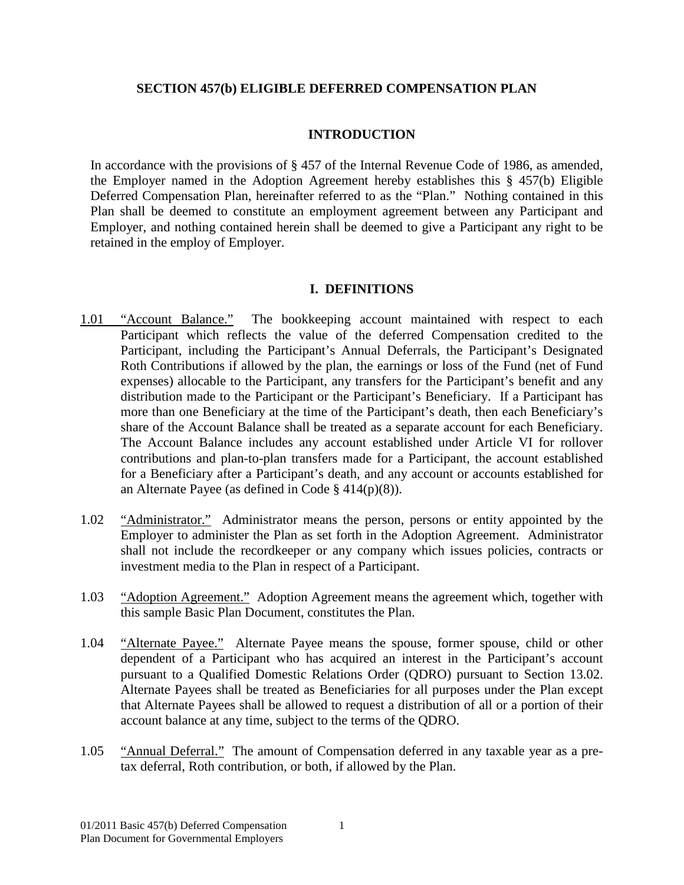## SECTION 457(b) ELIGIBLE DEFERRED COMPENSATION PLAN

### INTRODUCTION

In accordance with the provisions of § 457 of the Internal Revenue Code of 1986, as amended, the Employer named in the Adoption Agreement hereby establishes this § 457(b) Eligible Deferred Compensation Plan, hereinafter referred to as the "Plan." Nothing contained in this Plan shall be deemed to constitute an employment agreement between any Participant and Employer, and nothing contained herein shall be deemed to give a Participant any right to be retained in the employ of Employer.

### I. DEFINITIONS

1.01 "Account Balance." The bookkeeping account maintained with respect to each Participant which reflects the value of the deferred Compensation credited to the Participant, including the Participant's Annual Deferrals, the Participant's Designated Roth Contributions if allowed by the plan, the earnings or loss of the Fund (net of Fund expenses) allocable to the Participant, any transfers for the Participant's benefit and any distribution made to the Participant or the Participant's Beneficiary. If a Participant has more than one Beneficiary at the time of the Participant's death, then each Beneficiary's share of the Account Balance shall be treated as a separate account for each Beneficiary. The Account Balance includes any account established under Article VI for rollover contributions and plan-to-plan transfers made for a Participant, the account established for a Beneficiary after a Participant's death, and any account or accounts established for an Alternate Payee (as defined in Code § 414(p)(8)).

1.02 "Administrator." Administrator means the person, persons or entity appointed by the Employer to administer the Plan as set forth in the Adoption Agreement. Administrator shall not include the recordkeeper or any company which issues policies, contracts or investment media to the Plan in respect of a Participant.

1.03 "Adoption Agreement." Adoption Agreement means the agreement which, together with this sample Basic Plan Document, constitutes the Plan.

1.04 "Alternate Payee." Alternate Payee means the spouse, former spouse, child or other dependent of a Participant who has acquired an interest in the Participant's account pursuant to a Qualified Domestic Relations Order (QDRO) pursuant to Section 13.02. Alternate Payees shall be treated as Beneficiaries for all purposes under the Plan except that Alternate Payees shall be allowed to request a distribution of all or a portion of their account balance at any time, subject to the terms of the QDRO.

1.05 "Annual Deferral." The amount of Compensation deferred in any taxable year as a pre-tax deferral, Roth contribution, or both, if allowed by the Plan.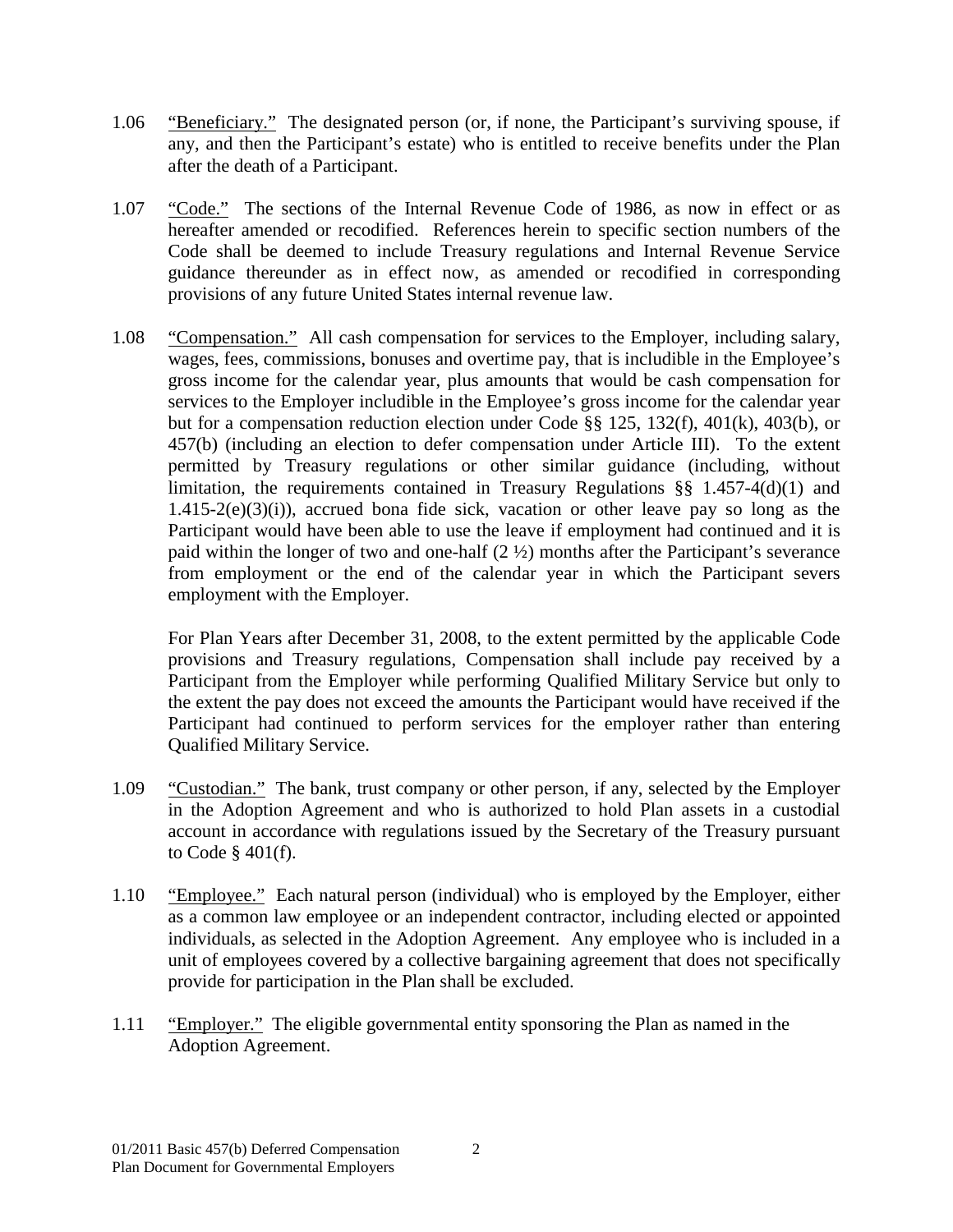1.06 "Beneficiary." The designated person (or, if none, the Participant's surviving spouse, if any, and then the Participant's estate) who is entitled to receive benefits under the Plan after the death of a Participant.

1.07 "Code." The sections of the Internal Revenue Code of 1986, as now in effect or as hereafter amended or recodified. References herein to specific section numbers of the Code shall be deemed to include Treasury regulations and Internal Revenue Service guidance thereunder as in effect now, as amended or recodified in corresponding provisions of any future United States internal revenue law.

1.08 "Compensation." All cash compensation for services to the Employer, including salary, wages, fees, commissions, bonuses and overtime pay, that is includible in the Employee's gross income for the calendar year, plus amounts that would be cash compensation for services to the Employer includible in the Employee's gross income for the calendar year but for a compensation reduction election under Code §§ 125, 132(f), 401(k), 403(b), or 457(b) (including an election to defer compensation under Article III). To the extent permitted by Treasury regulations or other similar guidance (including, without limitation, the requirements contained in Treasury Regulations §§ 1.457-4(d)(1) and 1.415-2(e)(3)(i)), accrued bona fide sick, vacation or other leave pay so long as the Participant would have been able to use the leave if employment had continued and it is paid within the longer of two and one-half (2 ½) months after the Participant's severance from employment or the end of the calendar year in which the Participant severs employment with the Employer.

For Plan Years after December 31, 2008, to the extent permitted by the applicable Code provisions and Treasury regulations, Compensation shall include pay received by a Participant from the Employer while performing Qualified Military Service but only to the extent the pay does not exceed the amounts the Participant would have received if the Participant had continued to perform services for the employer rather than entering Qualified Military Service.

1.09 "Custodian." The bank, trust company or other person, if any, selected by the Employer in the Adoption Agreement and who is authorized to hold Plan assets in a custodial account in accordance with regulations issued by the Secretary of the Treasury pursuant to Code § 401(f).

1.10 "Employee." Each natural person (individual) who is employed by the Employer, either as a common law employee or an independent contractor, including elected or appointed individuals, as selected in the Adoption Agreement. Any employee who is included in a unit of employees covered by a collective bargaining agreement that does not specifically provide for participation in the Plan shall be excluded.

1.11 "Employer." The eligible governmental entity sponsoring the Plan as named in the Adoption Agreement.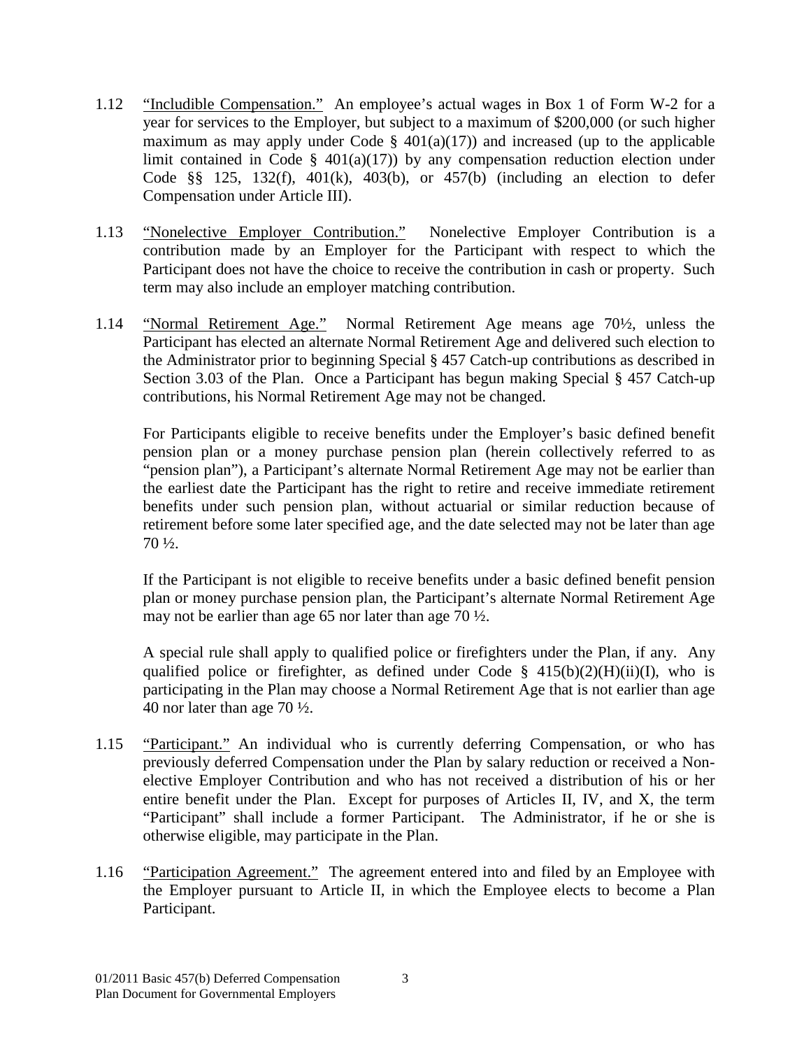1.12 "Includible Compensation." An employee's actual wages in Box 1 of Form W-2 for a year for services to the Employer, but subject to a maximum of $200,000 (or such higher maximum as may apply under Code § 401(a)(17)) and increased (up to the applicable limit contained in Code § 401(a)(17)) by any compensation reduction election under Code §§ 125, 132(f), 401(k), 403(b), or 457(b) (including an election to defer Compensation under Article III).

1.13 "Nonelective Employer Contribution." Nonelective Employer Contribution is a contribution made by an Employer for the Participant with respect to which the Participant does not have the choice to receive the contribution in cash or property. Such term may also include an employer matching contribution.

1.14 "Normal Retirement Age." Normal Retirement Age means age 70½, unless the Participant has elected an alternate Normal Retirement Age and delivered such election to the Administrator prior to beginning Special § 457 Catch-up contributions as described in Section 3.03 of the Plan. Once a Participant has begun making Special § 457 Catch-up contributions, his Normal Retirement Age may not be changed.

For Participants eligible to receive benefits under the Employer's basic defined benefit pension plan or a money purchase pension plan (herein collectively referred to as "pension plan"), a Participant's alternate Normal Retirement Age may not be earlier than the earliest date the Participant has the right to retire and receive immediate retirement benefits under such pension plan, without actuarial or similar reduction because of retirement before some later specified age, and the date selected may not be later than age 70 ½.

If the Participant is not eligible to receive benefits under a basic defined benefit pension plan or money purchase pension plan, the Participant's alternate Normal Retirement Age may not be earlier than age 65 nor later than age 70 ½.

A special rule shall apply to qualified police or firefighters under the Plan, if any. Any qualified police or firefighter, as defined under Code § 415(b)(2)(H)(ii)(I), who is participating in the Plan may choose a Normal Retirement Age that is not earlier than age 40 nor later than age 70 ½.

1.15 "Participant." An individual who is currently deferring Compensation, or who has previously deferred Compensation under the Plan by salary reduction or received a Non-elective Employer Contribution and who has not received a distribution of his or her entire benefit under the Plan. Except for purposes of Articles II, IV, and X, the term "Participant" shall include a former Participant. The Administrator, if he or she is otherwise eligible, may participate in the Plan.

1.16 "Participation Agreement." The agreement entered into and filed by an Employee with the Employer pursuant to Article II, in which the Employee elects to become a Plan Participant.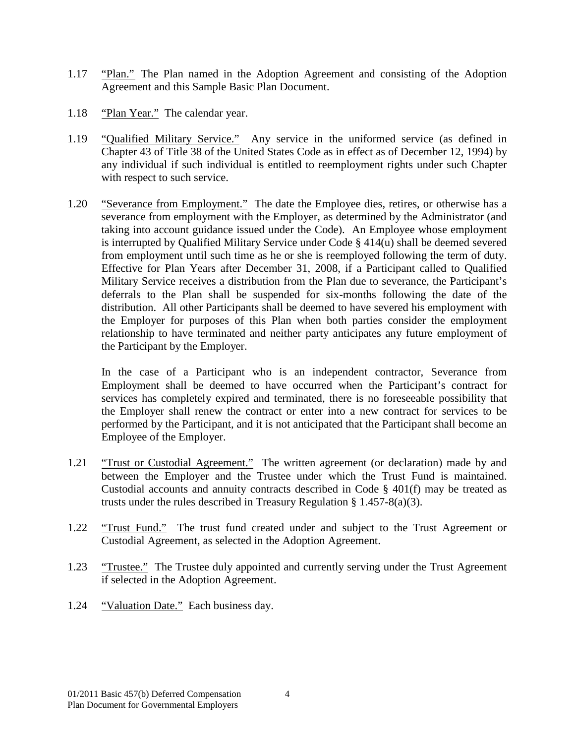1.17 "Plan." The Plan named in the Adoption Agreement and consisting of the Adoption Agreement and this Sample Basic Plan Document.

1.18 "Plan Year." The calendar year.

1.19 "Qualified Military Service." Any service in the uniformed service (as defined in Chapter 43 of Title 38 of the United States Code as in effect as of December 12, 1994) by any individual if such individual is entitled to reemployment rights under such Chapter with respect to such service.

1.20 "Severance from Employment." The date the Employee dies, retires, or otherwise has a severance from employment with the Employer, as determined by the Administrator (and taking into account guidance issued under the Code). An Employee whose employment is interrupted by Qualified Military Service under Code § 414(u) shall be deemed severed from employment until such time as he or she is reemployed following the term of duty. Effective for Plan Years after December 31, 2008, if a Participant called to Qualified Military Service receives a distribution from the Plan due to severance, the Participant's deferrals to the Plan shall be suspended for six-months following the date of the distribution. All other Participants shall be deemed to have severed his employment with the Employer for purposes of this Plan when both parties consider the employment relationship to have terminated and neither party anticipates any future employment of the Participant by the Employer.

In the case of a Participant who is an independent contractor, Severance from Employment shall be deemed to have occurred when the Participant's contract for services has completely expired and terminated, there is no foreseeable possibility that the Employer shall renew the contract or enter into a new contract for services to be performed by the Participant, and it is not anticipated that the Participant shall become an Employee of the Employer.

1.21 "Trust or Custodial Agreement." The written agreement (or declaration) made by and between the Employer and the Trustee under which the Trust Fund is maintained. Custodial accounts and annuity contracts described in Code § 401(f) may be treated as trusts under the rules described in Treasury Regulation § 1.457-8(a)(3).

1.22 "Trust Fund." The trust fund created under and subject to the Trust Agreement or Custodial Agreement, as selected in the Adoption Agreement.

1.23 "Trustee." The Trustee duly appointed and currently serving under the Trust Agreement if selected in the Adoption Agreement.

1.24 "Valuation Date." Each business day.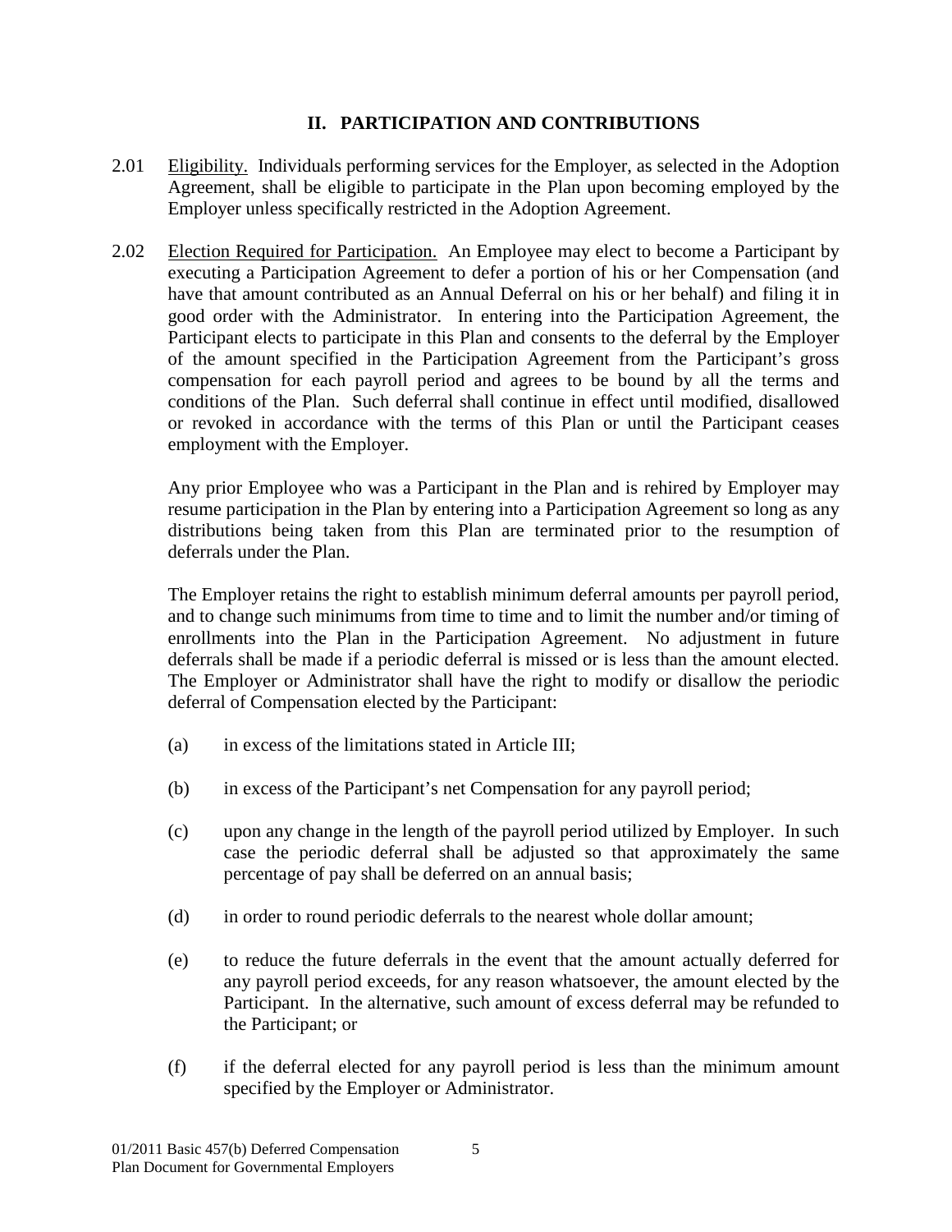## II. PARTICIPATION AND CONTRIBUTIONS

2.01 Eligibility. Individuals performing services for the Employer, as selected in the Adoption Agreement, shall be eligible to participate in the Plan upon becoming employed by the Employer unless specifically restricted in the Adoption Agreement.

2.02 Election Required for Participation. An Employee may elect to become a Participant by executing a Participation Agreement to defer a portion of his or her Compensation (and have that amount contributed as an Annual Deferral on his or her behalf) and filing it in good order with the Administrator. In entering into the Participation Agreement, the Participant elects to participate in this Plan and consents to the deferral by the Employer of the amount specified in the Participation Agreement from the Participant's gross compensation for each payroll period and agrees to be bound by all the terms and conditions of the Plan. Such deferral shall continue in effect until modified, disallowed or revoked in accordance with the terms of this Plan or until the Participant ceases employment with the Employer.

Any prior Employee who was a Participant in the Plan and is rehired by Employer may resume participation in the Plan by entering into a Participation Agreement so long as any distributions being taken from this Plan are terminated prior to the resumption of deferrals under the Plan.

The Employer retains the right to establish minimum deferral amounts per payroll period, and to change such minimums from time to time and to limit the number and/or timing of enrollments into the Plan in the Participation Agreement. No adjustment in future deferrals shall be made if a periodic deferral is missed or is less than the amount elected. The Employer or Administrator shall have the right to modify or disallow the periodic deferral of Compensation elected by the Participant:

(a) in excess of the limitations stated in Article III;

(b) in excess of the Participant's net Compensation for any payroll period;

(c) upon any change in the length of the payroll period utilized by Employer. In such case the periodic deferral shall be adjusted so that approximately the same percentage of pay shall be deferred on an annual basis;

(d) in order to round periodic deferrals to the nearest whole dollar amount;

(e) to reduce the future deferrals in the event that the amount actually deferred for any payroll period exceeds, for any reason whatsoever, the amount elected by the Participant. In the alternative, such amount of excess deferral may be refunded to the Participant; or

(f) if the deferral elected for any payroll period is less than the minimum amount specified by the Employer or Administrator.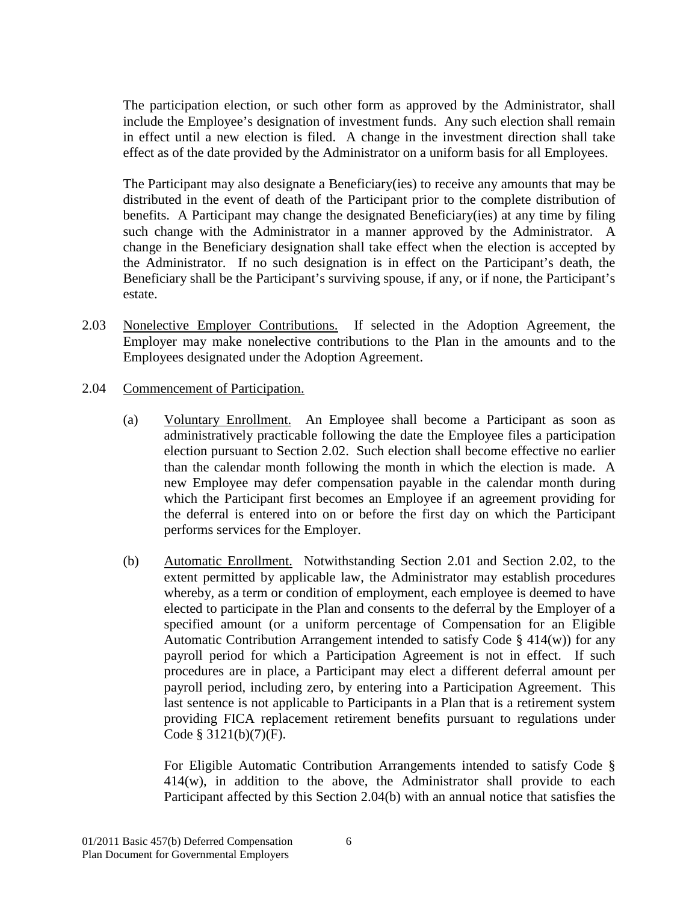The participation election, or such other form as approved by the Administrator, shall include the Employee's designation of investment funds. Any such election shall remain in effect until a new election is filed. A change in the investment direction shall take effect as of the date provided by the Administrator on a uniform basis for all Employees.

The Participant may also designate a Beneficiary(ies) to receive any amounts that may be distributed in the event of death of the Participant prior to the complete distribution of benefits. A Participant may change the designated Beneficiary(ies) at any time by filing such change with the Administrator in a manner approved by the Administrator. A change in the Beneficiary designation shall take effect when the election is accepted by the Administrator. If no such designation is in effect on the Participant's death, the Beneficiary shall be the Participant's surviving spouse, if any, or if none, the Participant's estate.

2.03 Nonelective Employer Contributions. If selected in the Adoption Agreement, the Employer may make nonelective contributions to the Plan in the amounts and to the Employees designated under the Adoption Agreement.

2.04 Commencement of Participation.

(a) Voluntary Enrollment. An Employee shall become a Participant as soon as administratively practicable following the date the Employee files a participation election pursuant to Section 2.02. Such election shall become effective no earlier than the calendar month following the month in which the election is made. A new Employee may defer compensation payable in the calendar month during which the Participant first becomes an Employee if an agreement providing for the deferral is entered into on or before the first day on which the Participant performs services for the Employer.

(b) Automatic Enrollment. Notwithstanding Section 2.01 and Section 2.02, to the extent permitted by applicable law, the Administrator may establish procedures whereby, as a term or condition of employment, each employee is deemed to have elected to participate in the Plan and consents to the deferral by the Employer of a specified amount (or a uniform percentage of Compensation for an Eligible Automatic Contribution Arrangement intended to satisfy Code § 414(w)) for any payroll period for which a Participation Agreement is not in effect. If such procedures are in place, a Participant may elect a different deferral amount per payroll period, including zero, by entering into a Participation Agreement. This last sentence is not applicable to Participants in a Plan that is a retirement system providing FICA replacement retirement benefits pursuant to regulations under Code § 3121(b)(7)(F).

For Eligible Automatic Contribution Arrangements intended to satisfy Code § 414(w), in addition to the above, the Administrator shall provide to each Participant affected by this Section 2.04(b) with an annual notice that satisfies the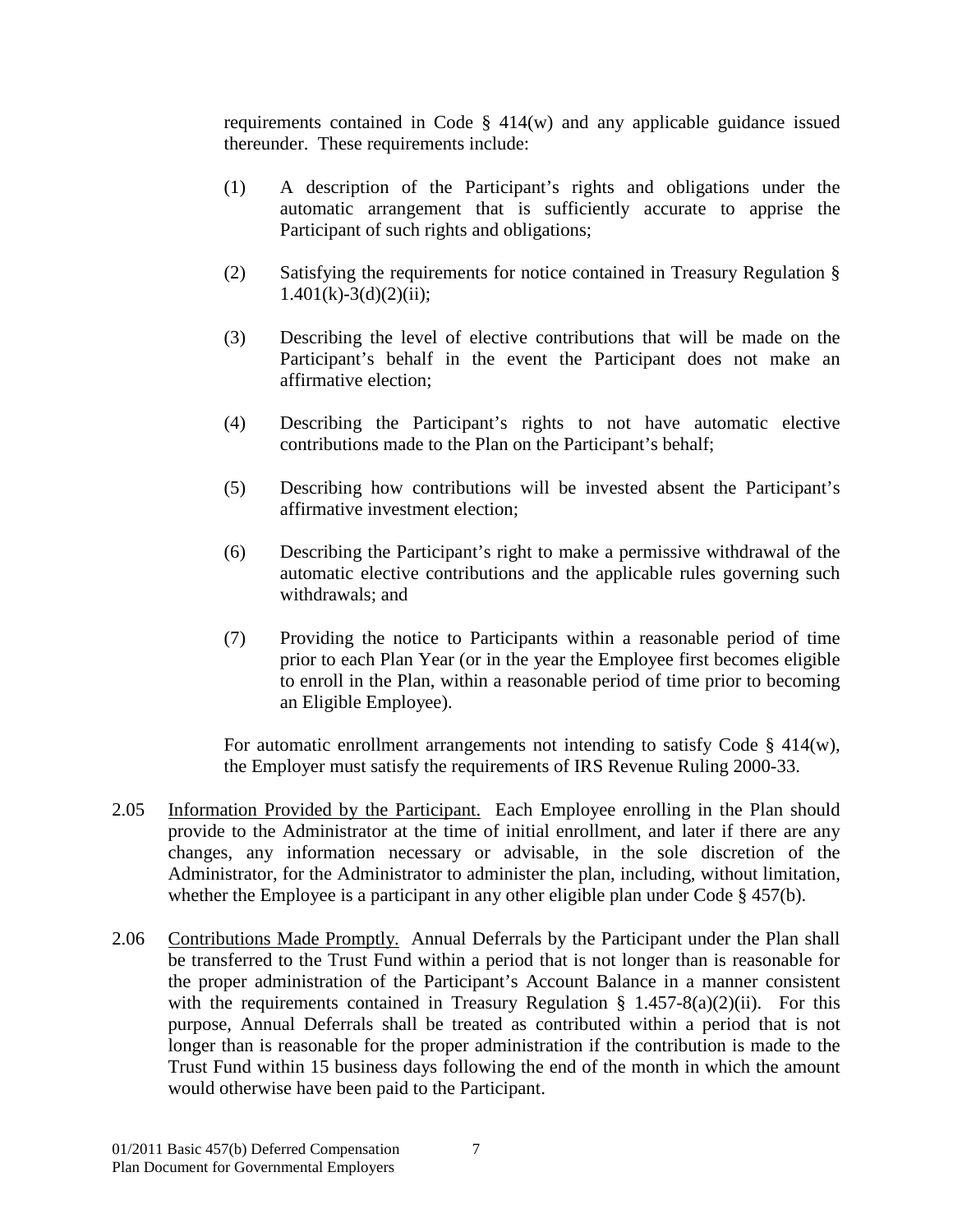requirements contained in Code § 414(w) and any applicable guidance issued thereunder. These requirements include:

(1) A description of the Participant's rights and obligations under the automatic arrangement that is sufficiently accurate to apprise the Participant of such rights and obligations;

(2) Satisfying the requirements for notice contained in Treasury Regulation § 1.401(k)-3(d)(2)(ii);

(3) Describing the level of elective contributions that will be made on the Participant's behalf in the event the Participant does not make an affirmative election;

(4) Describing the Participant's rights to not have automatic elective contributions made to the Plan on the Participant's behalf;

(5) Describing how contributions will be invested absent the Participant's affirmative investment election;

(6) Describing the Participant's right to make a permissive withdrawal of the automatic elective contributions and the applicable rules governing such withdrawals; and

(7) Providing the notice to Participants within a reasonable period of time prior to each Plan Year (or in the year the Employee first becomes eligible to enroll in the Plan, within a reasonable period of time prior to becoming an Eligible Employee).

For automatic enrollment arrangements not intending to satisfy Code § 414(w), the Employer must satisfy the requirements of IRS Revenue Ruling 2000-33.

2.05 <u>Information Provided by the Participant.</u> Each Employee enrolling in the Plan should provide to the Administrator at the time of initial enrollment, and later if there are any changes, any information necessary or advisable, in the sole discretion of the Administrator, for the Administrator to administer the plan, including, without limitation, whether the Employee is a participant in any other eligible plan under Code § 457(b).

2.06 <u>Contributions Made Promptly.</u> Annual Deferrals by the Participant under the Plan shall be transferred to the Trust Fund within a period that is not longer than is reasonable for the proper administration of the Participant's Account Balance in a manner consistent with the requirements contained in Treasury Regulation § 1.457-8(a)(2)(ii). For this purpose, Annual Deferrals shall be treated as contributed within a period that is not longer than is reasonable for the proper administration if the contribution is made to the Trust Fund within 15 business days following the end of the month in which the amount would otherwise have been paid to the Participant.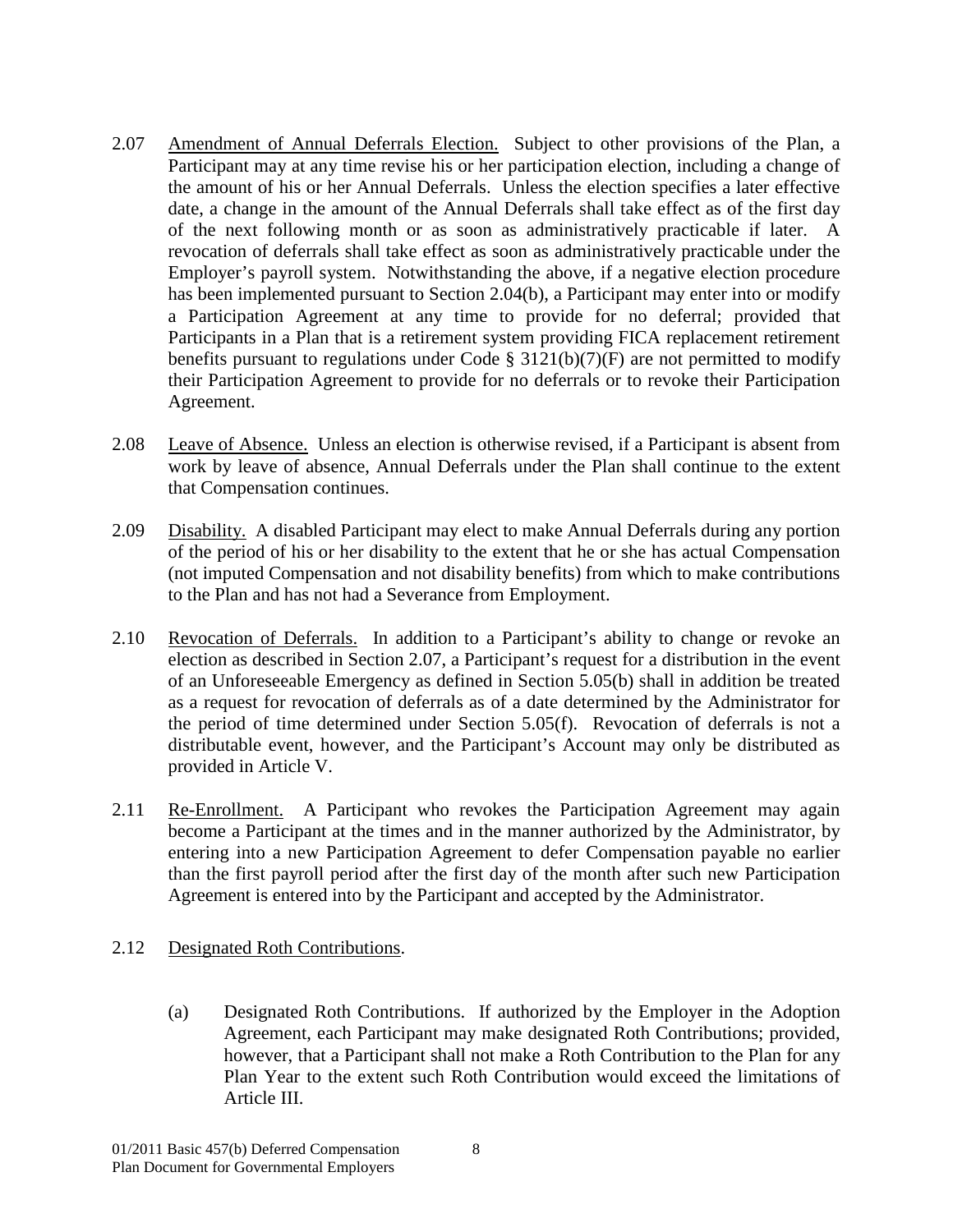2.07 Amendment of Annual Deferrals Election. Subject to other provisions of the Plan, a Participant may at any time revise his or her participation election, including a change of the amount of his or her Annual Deferrals. Unless the election specifies a later effective date, a change in the amount of the Annual Deferrals shall take effect as of the first day of the next following month or as soon as administratively practicable if later. A revocation of deferrals shall take effect as soon as administratively practicable under the Employer's payroll system. Notwithstanding the above, if a negative election procedure has been implemented pursuant to Section 2.04(b), a Participant may enter into or modify a Participation Agreement at any time to provide for no deferral; provided that Participants in a Plan that is a retirement system providing FICA replacement retirement benefits pursuant to regulations under Code § 3121(b)(7)(F) are not permitted to modify their Participation Agreement to provide for no deferrals or to revoke their Participation Agreement.

2.08 Leave of Absence. Unless an election is otherwise revised, if a Participant is absent from work by leave of absence, Annual Deferrals under the Plan shall continue to the extent that Compensation continues.

2.09 Disability. A disabled Participant may elect to make Annual Deferrals during any portion of the period of his or her disability to the extent that he or she has actual Compensation (not imputed Compensation and not disability benefits) from which to make contributions to the Plan and has not had a Severance from Employment.

2.10 Revocation of Deferrals. In addition to a Participant's ability to change or revoke an election as described in Section 2.07, a Participant's request for a distribution in the event of an Unforeseeable Emergency as defined in Section 5.05(b) shall in addition be treated as a request for revocation of deferrals as of a date determined by the Administrator for the period of time determined under Section 5.05(f). Revocation of deferrals is not a distributable event, however, and the Participant's Account may only be distributed as provided in Article V.

2.11 Re-Enrollment. A Participant who revokes the Participation Agreement may again become a Participant at the times and in the manner authorized by the Administrator, by entering into a new Participation Agreement to defer Compensation payable no earlier than the first payroll period after the first day of the month after such new Participation Agreement is entered into by the Participant and accepted by the Administrator.

2.12 Designated Roth Contributions.

(a) Designated Roth Contributions. If authorized by the Employer in the Adoption Agreement, each Participant may make designated Roth Contributions; provided, however, that a Participant shall not make a Roth Contribution to the Plan for any Plan Year to the extent such Roth Contribution would exceed the limitations of Article III.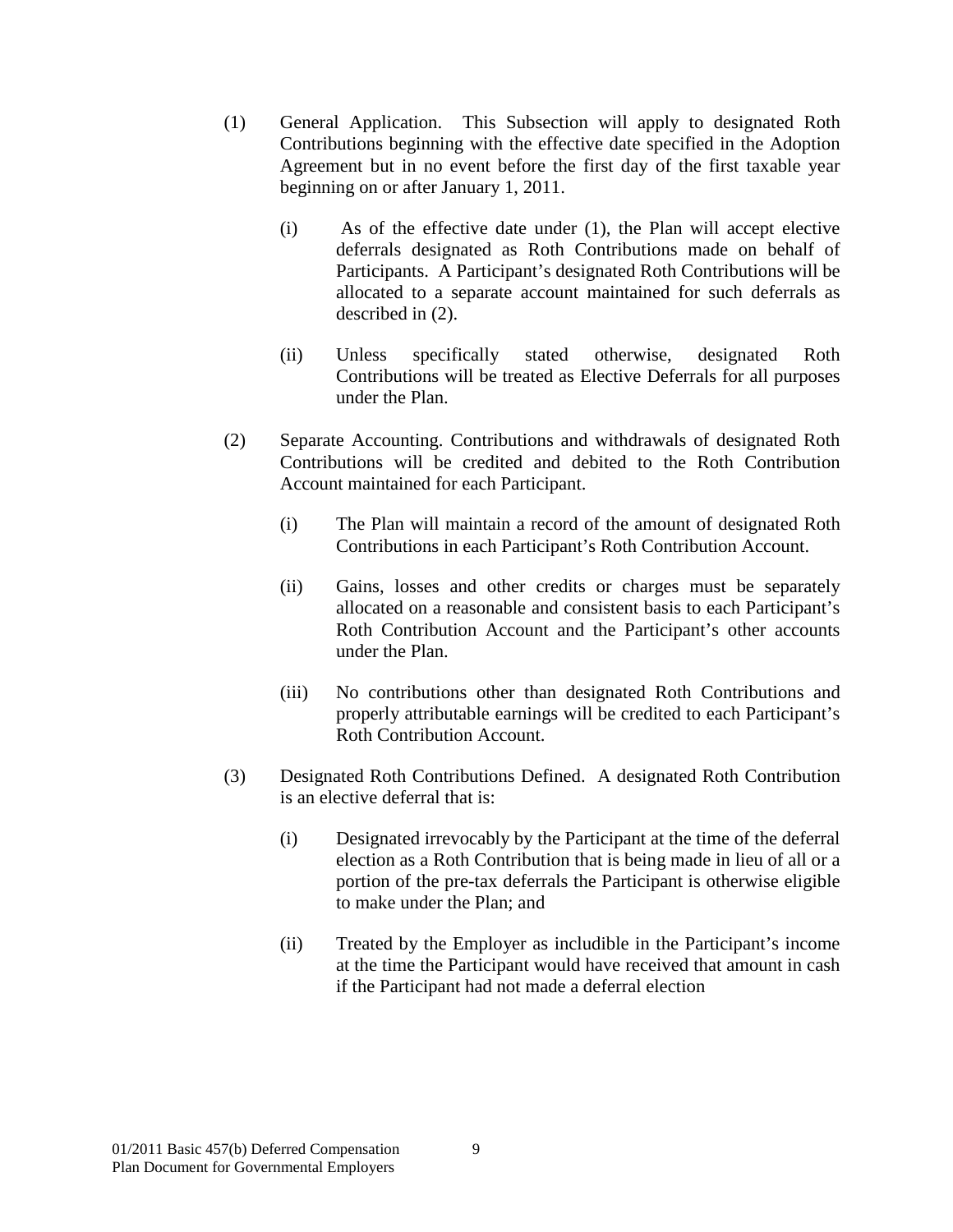(1) General Application. This Subsection will apply to designated Roth Contributions beginning with the effective date specified in the Adoption Agreement but in no event before the first day of the first taxable year beginning on or after January 1, 2011.

   (i) As of the effective date under (1), the Plan will accept elective deferrals designated as Roth Contributions made on behalf of Participants. A Participant's designated Roth Contributions will be allocated to a separate account maintained for such deferrals as described in (2).

   (ii) Unless specifically stated otherwise, designated Roth Contributions will be treated as Elective Deferrals for all purposes under the Plan.

(2) Separate Accounting. Contributions and withdrawals of designated Roth Contributions will be credited and debited to the Roth Contribution Account maintained for each Participant.

   (i) The Plan will maintain a record of the amount of designated Roth Contributions in each Participant's Roth Contribution Account.

   (ii) Gains, losses and other credits or charges must be separately allocated on a reasonable and consistent basis to each Participant's Roth Contribution Account and the Participant's other accounts under the Plan.

   (iii) No contributions other than designated Roth Contributions and properly attributable earnings will be credited to each Participant's Roth Contribution Account.

(3) Designated Roth Contributions Defined. A designated Roth Contribution is an elective deferral that is:

   (i) Designated irrevocably by the Participant at the time of the deferral election as a Roth Contribution that is being made in lieu of all or a portion of the pre-tax deferrals the Participant is otherwise eligible to make under the Plan; and

   (ii) Treated by the Employer as includible in the Participant's income at the time the Participant would have received that amount in cash if the Participant had not made a deferral election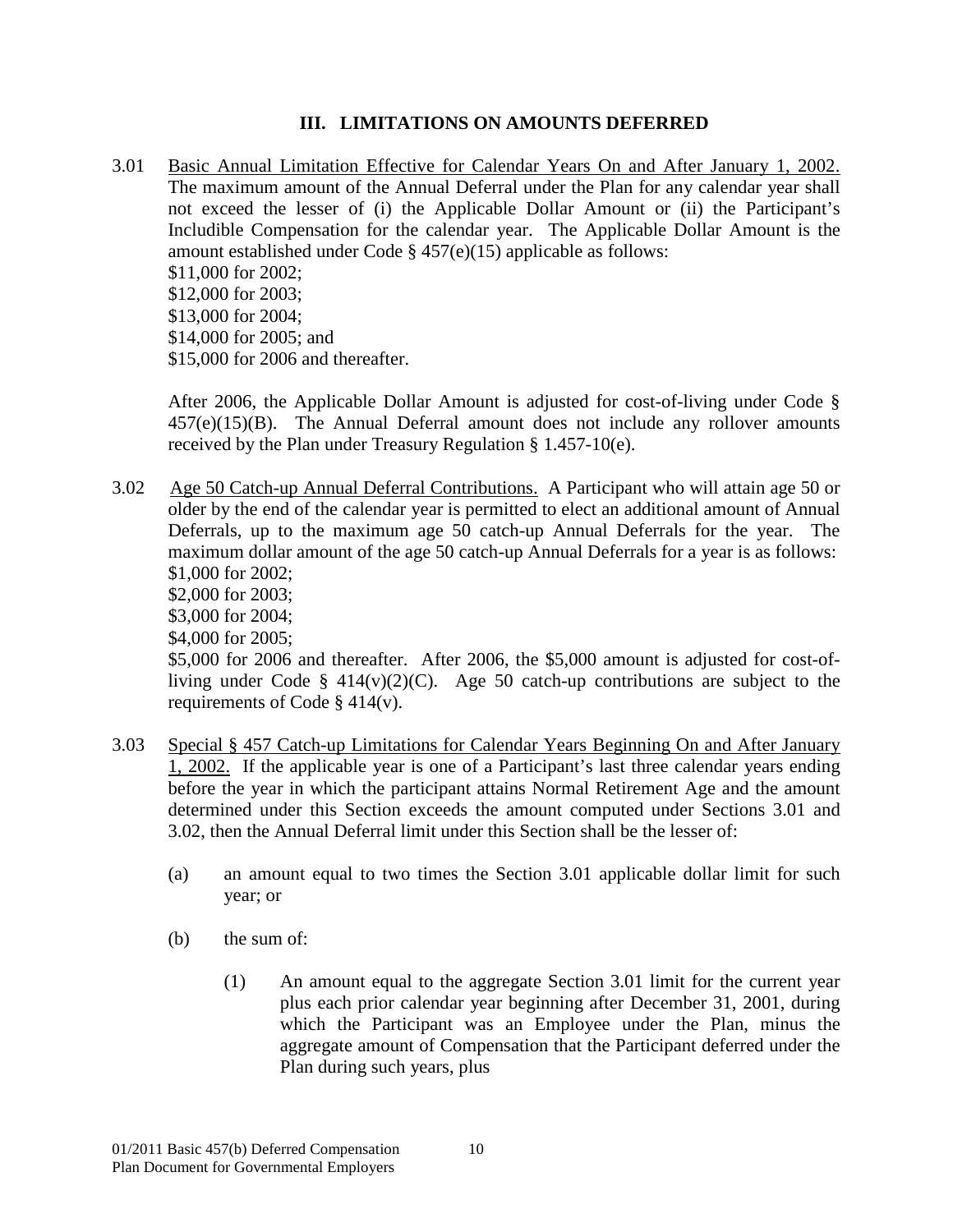## III. LIMITATIONS ON AMOUNTS DEFERRED

3.01 Basic Annual Limitation Effective for Calendar Years On and After January 1, 2002. The maximum amount of the Annual Deferral under the Plan for any calendar year shall not exceed the lesser of (i) the Applicable Dollar Amount or (ii) the Participant's Includible Compensation for the calendar year. The Applicable Dollar Amount is the amount established under Code § 457(e)(15) applicable as follows:

$11,000 for 2002;
$12,000 for 2003;
$13,000 for 2004;
$14,000 for 2005; and
$15,000 for 2006 and thereafter.

After 2006, the Applicable Dollar Amount is adjusted for cost-of-living under Code § 457(e)(15)(B). The Annual Deferral amount does not include any rollover amounts received by the Plan under Treasury Regulation § 1.457-10(e).

3.02 Age 50 Catch-up Annual Deferral Contributions. A Participant who will attain age 50 or older by the end of the calendar year is permitted to elect an additional amount of Annual Deferrals, up to the maximum age 50 catch-up Annual Deferrals for the year. The maximum dollar amount of the age 50 catch-up Annual Deferrals for a year is as follows:

$1,000 for 2002;
$2,000 for 2003;
$3,000 for 2004;
$4,000 for 2005;
$5,000 for 2006 and thereafter. After 2006, the $5,000 amount is adjusted for cost-of-living under Code § 414(v)(2)(C). Age 50 catch-up contributions are subject to the requirements of Code § 414(v).

3.03 Special § 457 Catch-up Limitations for Calendar Years Beginning On and After January 1, 2002. If the applicable year is one of a Participant's last three calendar years ending before the year in which the participant attains Normal Retirement Age and the amount determined under this Section exceeds the amount computed under Sections 3.01 and 3.02, then the Annual Deferral limit under this Section shall be the lesser of:

(a) an amount equal to two times the Section 3.01 applicable dollar limit for such year; or

(b) the sum of:

(1) An amount equal to the aggregate Section 3.01 limit for the current year plus each prior calendar year beginning after December 31, 2001, during which the Participant was an Employee under the Plan, minus the aggregate amount of Compensation that the Participant deferred under the Plan during such years, plus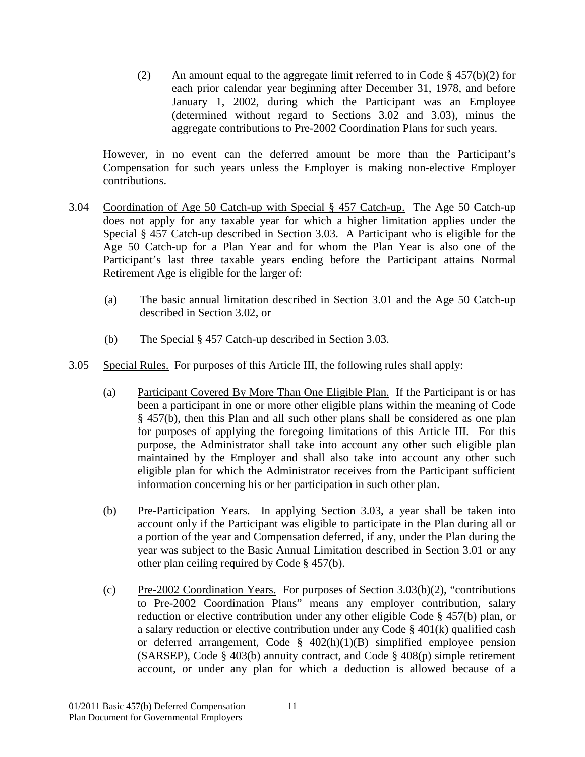(2) An amount equal to the aggregate limit referred to in Code § 457(b)(2) for each prior calendar year beginning after December 31, 1978, and before January 1, 2002, during which the Participant was an Employee (determined without regard to Sections 3.02 and 3.03), minus the aggregate contributions to Pre-2002 Coordination Plans for such years.

However, in no event can the deferred amount be more than the Participant's Compensation for such years unless the Employer is making non-elective Employer contributions.

3.04 Coordination of Age 50 Catch-up with Special § 457 Catch-up. The Age 50 Catch-up does not apply for any taxable year for which a higher limitation applies under the Special § 457 Catch-up described in Section 3.03. A Participant who is eligible for the Age 50 Catch-up for a Plan Year and for whom the Plan Year is also one of the Participant's last three taxable years ending before the Participant attains Normal Retirement Age is eligible for the larger of:

(a) The basic annual limitation described in Section 3.01 and the Age 50 Catch-up described in Section 3.02, or

(b) The Special § 457 Catch-up described in Section 3.03.

3.05 Special Rules. For purposes of this Article III, the following rules shall apply:

(a) Participant Covered By More Than One Eligible Plan. If the Participant is or has been a participant in one or more other eligible plans within the meaning of Code § 457(b), then this Plan and all such other plans shall be considered as one plan for purposes of applying the foregoing limitations of this Article III. For this purpose, the Administrator shall take into account any other such eligible plan maintained by the Employer and shall also take into account any other such eligible plan for which the Administrator receives from the Participant sufficient information concerning his or her participation in such other plan.

(b) Pre-Participation Years. In applying Section 3.03, a year shall be taken into account only if the Participant was eligible to participate in the Plan during all or a portion of the year and Compensation deferred, if any, under the Plan during the year was subject to the Basic Annual Limitation described in Section 3.01 or any other plan ceiling required by Code § 457(b).

(c) Pre-2002 Coordination Years. For purposes of Section 3.03(b)(2), "contributions to Pre-2002 Coordination Plans" means any employer contribution, salary reduction or elective contribution under any other eligible Code § 457(b) plan, or a salary reduction or elective contribution under any Code § 401(k) qualified cash or deferred arrangement, Code § 402(h)(1)(B) simplified employee pension (SARSEP), Code § 403(b) annuity contract, and Code § 408(p) simple retirement account, or under any plan for which a deduction is allowed because of a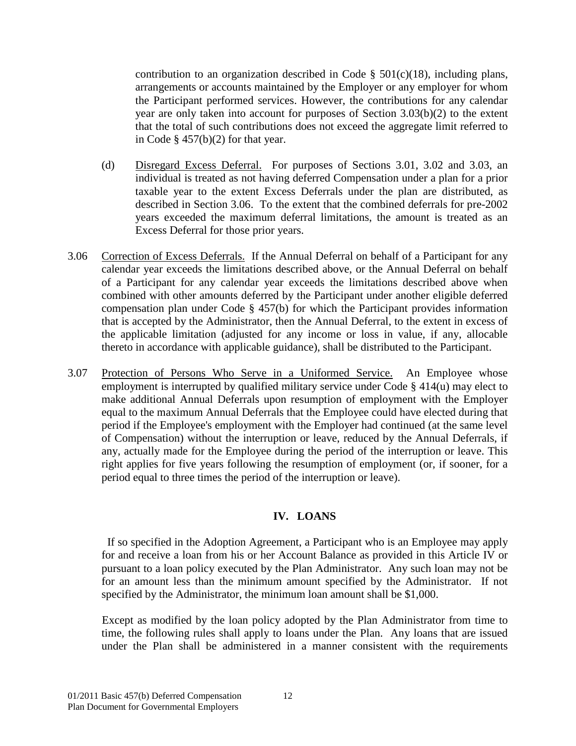contribution to an organization described in Code § 501(c)(18), including plans, arrangements or accounts maintained by the Employer or any employer for whom the Participant performed services. However, the contributions for any calendar year are only taken into account for purposes of Section 3.03(b)(2) to the extent that the total of such contributions does not exceed the aggregate limit referred to in Code § 457(b)(2) for that year.

(d) Disregard Excess Deferral. For purposes of Sections 3.01, 3.02 and 3.03, an individual is treated as not having deferred Compensation under a plan for a prior taxable year to the extent Excess Deferrals under the plan are distributed, as described in Section 3.06. To the extent that the combined deferrals for pre-2002 years exceeded the maximum deferral limitations, the amount is treated as an Excess Deferral for those prior years.

3.06 Correction of Excess Deferrals. If the Annual Deferral on behalf of a Participant for any calendar year exceeds the limitations described above, or the Annual Deferral on behalf of a Participant for any calendar year exceeds the limitations described above when combined with other amounts deferred by the Participant under another eligible deferred compensation plan under Code § 457(b) for which the Participant provides information that is accepted by the Administrator, then the Annual Deferral, to the extent in excess of the applicable limitation (adjusted for any income or loss in value, if any, allocable thereto in accordance with applicable guidance), shall be distributed to the Participant.

3.07 Protection of Persons Who Serve in a Uniformed Service. An Employee whose employment is interrupted by qualified military service under Code § 414(u) may elect to make additional Annual Deferrals upon resumption of employment with the Employer equal to the maximum Annual Deferrals that the Employee could have elected during that period if the Employee's employment with the Employer had continued (at the same level of Compensation) without the interruption or leave, reduced by the Annual Deferrals, if any, actually made for the Employee during the period of the interruption or leave. This right applies for five years following the resumption of employment (or, if sooner, for a period equal to three times the period of the interruption or leave).

## IV. LOANS

If so specified in the Adoption Agreement, a Participant who is an Employee may apply for and receive a loan from his or her Account Balance as provided in this Article IV or pursuant to a loan policy executed by the Plan Administrator. Any such loan may not be for an amount less than the minimum amount specified by the Administrator. If not specified by the Administrator, the minimum loan amount shall be $1,000.

Except as modified by the loan policy adopted by the Plan Administrator from time to time, the following rules shall apply to loans under the Plan. Any loans that are issued under the Plan shall be administered in a manner consistent with the requirements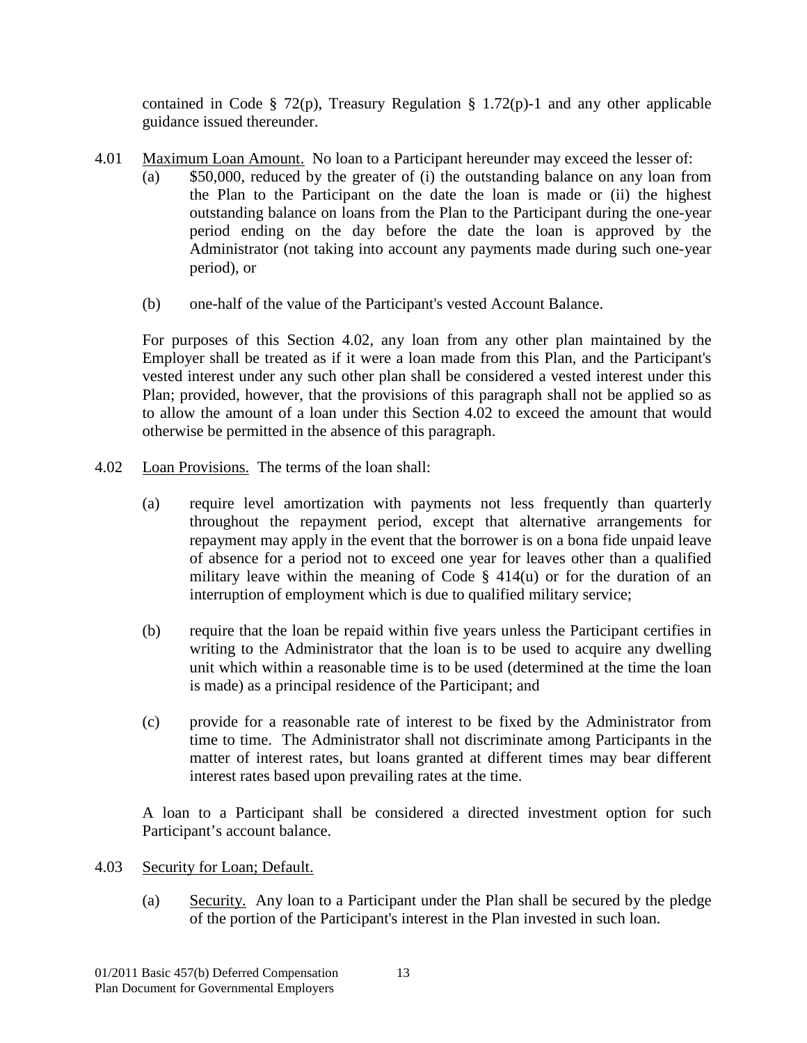contained in Code § 72(p), Treasury Regulation § 1.72(p)-1 and any other applicable guidance issued thereunder.

4.01 Maximum Loan Amount. No loan to a Participant hereunder may exceed the lesser of:

(a) $50,000, reduced by the greater of (i) the outstanding balance on any loan from the Plan to the Participant on the date the loan is made or (ii) the highest outstanding balance on loans from the Plan to the Participant during the one-year period ending on the day before the date the loan is approved by the Administrator (not taking into account any payments made during such one-year period), or

(b) one-half of the value of the Participant's vested Account Balance.

For purposes of this Section 4.02, any loan from any other plan maintained by the Employer shall be treated as if it were a loan made from this Plan, and the Participant's vested interest under any such other plan shall be considered a vested interest under this Plan; provided, however, that the provisions of this paragraph shall not be applied so as to allow the amount of a loan under this Section 4.02 to exceed the amount that would otherwise be permitted in the absence of this paragraph.

4.02 Loan Provisions. The terms of the loan shall:

(a) require level amortization with payments not less frequently than quarterly throughout the repayment period, except that alternative arrangements for repayment may apply in the event that the borrower is on a bona fide unpaid leave of absence for a period not to exceed one year for leaves other than a qualified military leave within the meaning of Code § 414(u) or for the duration of an interruption of employment which is due to qualified military service;

(b) require that the loan be repaid within five years unless the Participant certifies in writing to the Administrator that the loan is to be used to acquire any dwelling unit which within a reasonable time is to be used (determined at the time the loan is made) as a principal residence of the Participant; and

(c) provide for a reasonable rate of interest to be fixed by the Administrator from time to time. The Administrator shall not discriminate among Participants in the matter of interest rates, but loans granted at different times may bear different interest rates based upon prevailing rates at the time.

A loan to a Participant shall be considered a directed investment option for such Participant's account balance.

4.03 Security for Loan; Default.

(a) Security. Any loan to a Participant under the Plan shall be secured by the pledge of the portion of the Participant's interest in the Plan invested in such loan.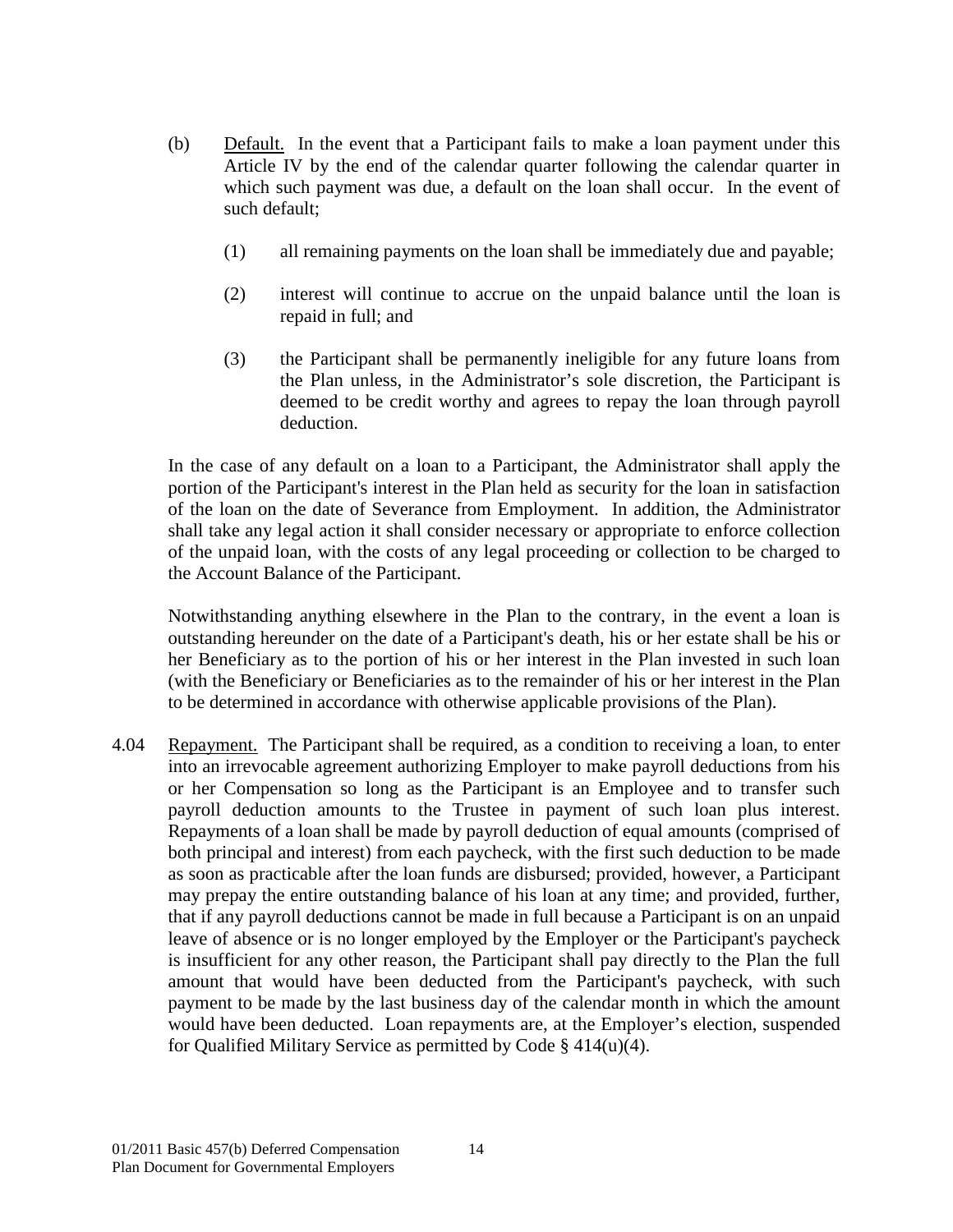(b) Default. In the event that a Participant fails to make a loan payment under this Article IV by the end of the calendar quarter following the calendar quarter in which such payment was due, a default on the loan shall occur. In the event of such default;

(1) all remaining payments on the loan shall be immediately due and payable;

(2) interest will continue to accrue on the unpaid balance until the loan is repaid in full; and

(3) the Participant shall be permanently ineligible for any future loans from the Plan unless, in the Administrator's sole discretion, the Participant is deemed to be credit worthy and agrees to repay the loan through payroll deduction.

In the case of any default on a loan to a Participant, the Administrator shall apply the portion of the Participant's interest in the Plan held as security for the loan in satisfaction of the loan on the date of Severance from Employment. In addition, the Administrator shall take any legal action it shall consider necessary or appropriate to enforce collection of the unpaid loan, with the costs of any legal proceeding or collection to be charged to the Account Balance of the Participant.

Notwithstanding anything elsewhere in the Plan to the contrary, in the event a loan is outstanding hereunder on the date of a Participant's death, his or her estate shall be his or her Beneficiary as to the portion of his or her interest in the Plan invested in such loan (with the Beneficiary or Beneficiaries as to the remainder of his or her interest in the Plan to be determined in accordance with otherwise applicable provisions of the Plan).

4.04 Repayment. The Participant shall be required, as a condition to receiving a loan, to enter into an irrevocable agreement authorizing Employer to make payroll deductions from his or her Compensation so long as the Participant is an Employee and to transfer such payroll deduction amounts to the Trustee in payment of such loan plus interest. Repayments of a loan shall be made by payroll deduction of equal amounts (comprised of both principal and interest) from each paycheck, with the first such deduction to be made as soon as practicable after the loan funds are disbursed; provided, however, a Participant may prepay the entire outstanding balance of his loan at any time; and provided, further, that if any payroll deductions cannot be made in full because a Participant is on an unpaid leave of absence or is no longer employed by the Employer or the Participant's paycheck is insufficient for any other reason, the Participant shall pay directly to the Plan the full amount that would have been deducted from the Participant's paycheck, with such payment to be made by the last business day of the calendar month in which the amount would have been deducted. Loan repayments are, at the Employer's election, suspended for Qualified Military Service as permitted by Code § 414(u)(4).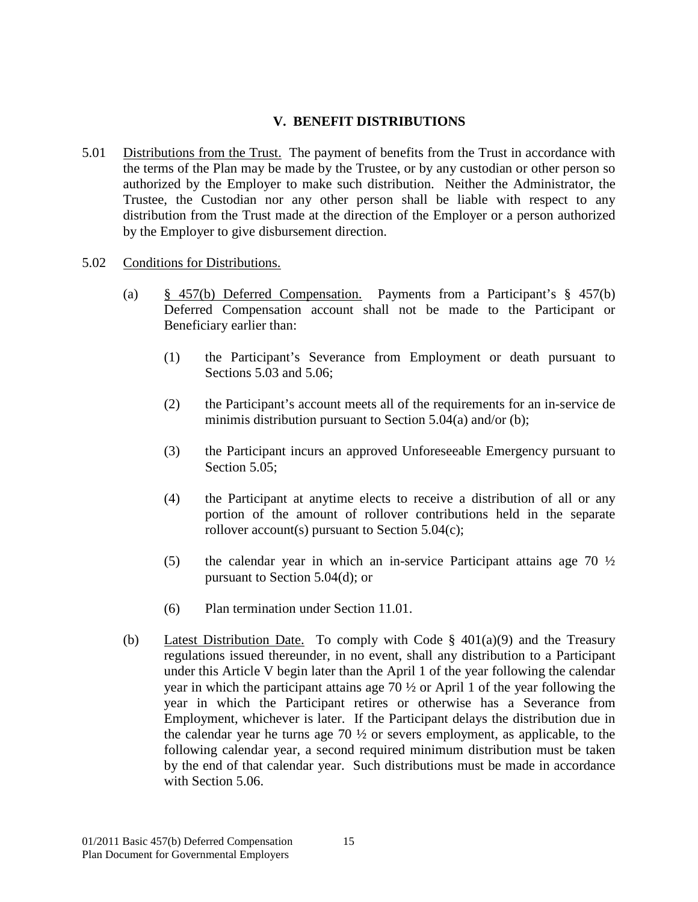## V. BENEFIT DISTRIBUTIONS

5.01 Distributions from the Trust. The payment of benefits from the Trust in accordance with the terms of the Plan may be made by the Trustee, or by any custodian or other person so authorized by the Employer to make such distribution. Neither the Administrator, the Trustee, the Custodian nor any other person shall be liable with respect to any distribution from the Trust made at the direction of the Employer or a person authorized by the Employer to give disbursement direction.

5.02 Conditions for Distributions.

(a) § 457(b) Deferred Compensation. Payments from a Participant's § 457(b) Deferred Compensation account shall not be made to the Participant or Beneficiary earlier than:

(1) the Participant's Severance from Employment or death pursuant to Sections 5.03 and 5.06;

(2) the Participant's account meets all of the requirements for an in-service de minimis distribution pursuant to Section 5.04(a) and/or (b);

(3) the Participant incurs an approved Unforeseeable Emergency pursuant to Section 5.05;

(4) the Participant at anytime elects to receive a distribution of all or any portion of the amount of rollover contributions held in the separate rollover account(s) pursuant to Section 5.04(c);

(5) the calendar year in which an in-service Participant attains age 70 ½ pursuant to Section 5.04(d); or

(6) Plan termination under Section 11.01.

(b) Latest Distribution Date. To comply with Code § 401(a)(9) and the Treasury regulations issued thereunder, in no event, shall any distribution to a Participant under this Article V begin later than the April 1 of the year following the calendar year in which the participant attains age 70 ½ or April 1 of the year following the year in which the Participant retires or otherwise has a Severance from Employment, whichever is later. If the Participant delays the distribution due in the calendar year he turns age 70 ½ or severs employment, as applicable, to the following calendar year, a second required minimum distribution must be taken by the end of that calendar year. Such distributions must be made in accordance with Section 5.06.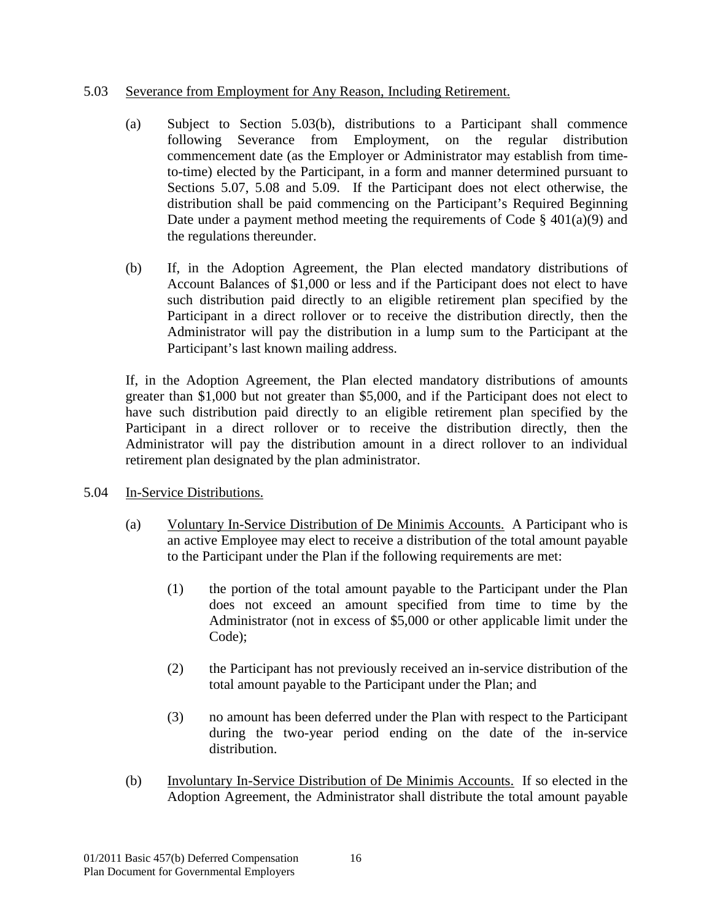5.03 Severance from Employment for Any Reason, Including Retirement.

(a) Subject to Section 5.03(b), distributions to a Participant shall commence following Severance from Employment, on the regular distribution commencement date (as the Employer or Administrator may establish from time-to-time) elected by the Participant, in a form and manner determined pursuant to Sections 5.07, 5.08 and 5.09. If the Participant does not elect otherwise, the distribution shall be paid commencing on the Participant's Required Beginning Date under a payment method meeting the requirements of Code § 401(a)(9) and the regulations thereunder.

(b) If, in the Adoption Agreement, the Plan elected mandatory distributions of Account Balances of $1,000 or less and if the Participant does not elect to have such distribution paid directly to an eligible retirement plan specified by the Participant in a direct rollover or to receive the distribution directly, then the Administrator will pay the distribution in a lump sum to the Participant at the Participant's last known mailing address.

If, in the Adoption Agreement, the Plan elected mandatory distributions of amounts greater than $1,000 but not greater than $5,000, and if the Participant does not elect to have such distribution paid directly to an eligible retirement plan specified by the Participant in a direct rollover or to receive the distribution directly, then the Administrator will pay the distribution amount in a direct rollover to an individual retirement plan designated by the plan administrator.

5.04 In-Service Distributions.

(a) Voluntary In-Service Distribution of De Minimis Accounts. A Participant who is an active Employee may elect to receive a distribution of the total amount payable to the Participant under the Plan if the following requirements are met:

(1) the portion of the total amount payable to the Participant under the Plan does not exceed an amount specified from time to time by the Administrator (not in excess of $5,000 or other applicable limit under the Code);

(2) the Participant has not previously received an in-service distribution of the total amount payable to the Participant under the Plan; and

(3) no amount has been deferred under the Plan with respect to the Participant during the two-year period ending on the date of the in-service distribution.

(b) Involuntary In-Service Distribution of De Minimis Accounts. If so elected in the Adoption Agreement, the Administrator shall distribute the total amount payable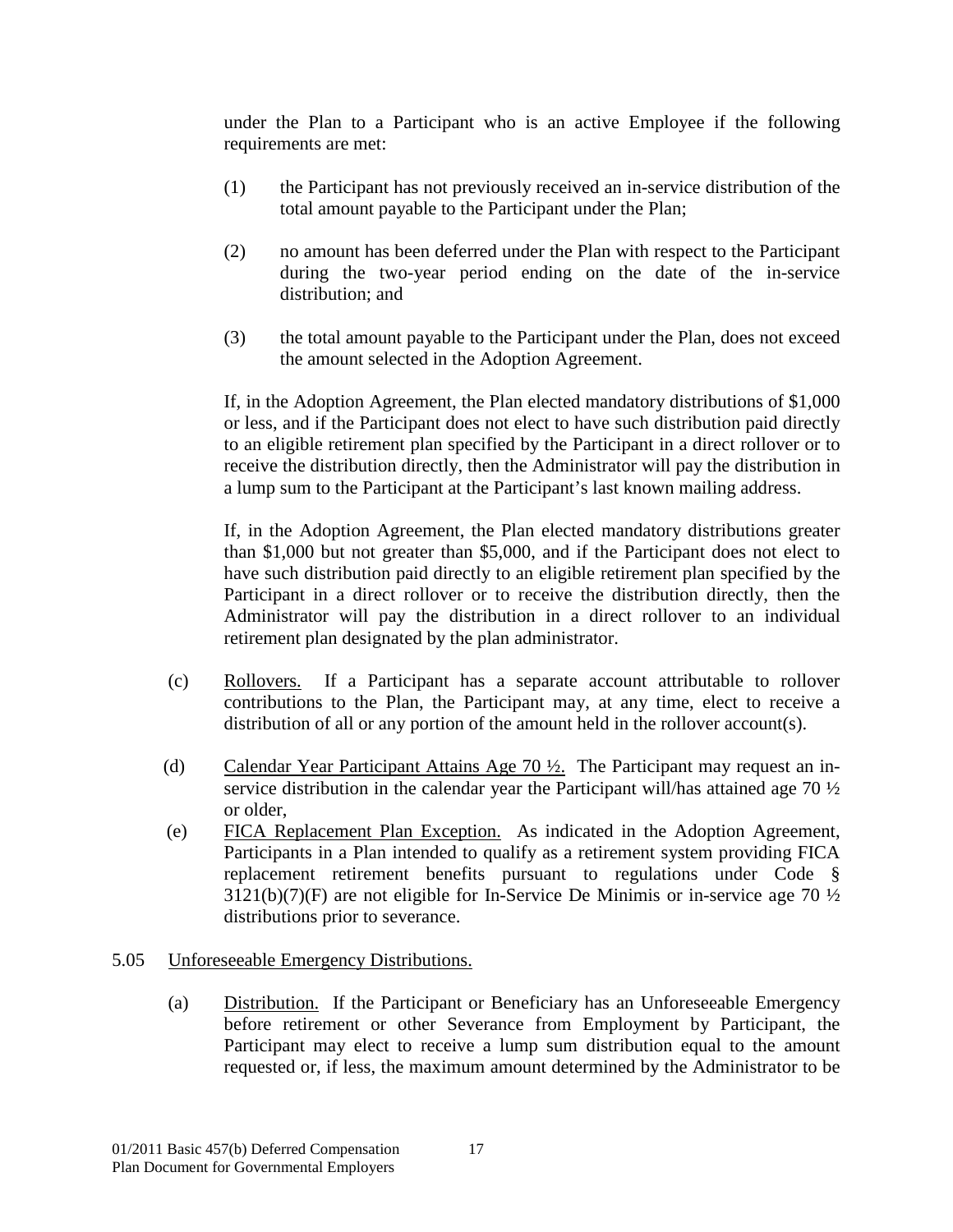under the Plan to a Participant who is an active Employee if the following requirements are met:

(1) the Participant has not previously received an in-service distribution of the total amount payable to the Participant under the Plan;

(2) no amount has been deferred under the Plan with respect to the Participant during the two-year period ending on the date of the in-service distribution; and

(3) the total amount payable to the Participant under the Plan, does not exceed the amount selected in the Adoption Agreement.

If, in the Adoption Agreement, the Plan elected mandatory distributions of $1,000 or less, and if the Participant does not elect to have such distribution paid directly to an eligible retirement plan specified by the Participant in a direct rollover or to receive the distribution directly, then the Administrator will pay the distribution in a lump sum to the Participant at the Participant's last known mailing address.

If, in the Adoption Agreement, the Plan elected mandatory distributions greater than $1,000 but not greater than $5,000, and if the Participant does not elect to have such distribution paid directly to an eligible retirement plan specified by the Participant in a direct rollover or to receive the distribution directly, then the Administrator will pay the distribution in a direct rollover to an individual retirement plan designated by the plan administrator.

(c) Rollovers. If a Participant has a separate account attributable to rollover contributions to the Plan, the Participant may, at any time, elect to receive a distribution of all or any portion of the amount held in the rollover account(s).

(d) Calendar Year Participant Attains Age 70 ½. The Participant may request an in-service distribution in the calendar year the Participant will/has attained age 70 ½ or older,

(e) FICA Replacement Plan Exception. As indicated in the Adoption Agreement, Participants in a Plan intended to qualify as a retirement system providing FICA replacement retirement benefits pursuant to regulations under Code § 3121(b)(7)(F) are not eligible for In-Service De Minimis or in-service age 70 ½ distributions prior to severance.

5.05 Unforeseeable Emergency Distributions.

(a) Distribution. If the Participant or Beneficiary has an Unforeseeable Emergency before retirement or other Severance from Employment by Participant, the Participant may elect to receive a lump sum distribution equal to the amount requested or, if less, the maximum amount determined by the Administrator to be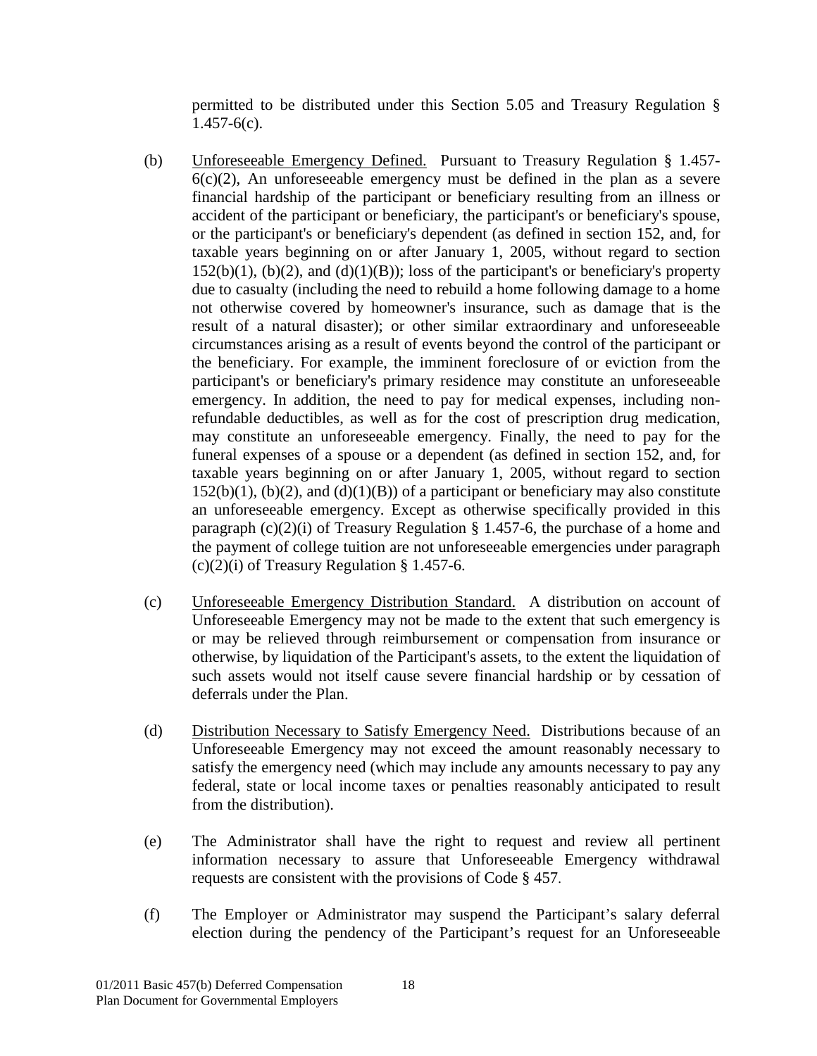permitted to be distributed under this Section 5.05 and Treasury Regulation § 1.457-6(c).

(b) Unforeseeable Emergency Defined. Pursuant to Treasury Regulation § 1.457-6(c)(2), An unforeseeable emergency must be defined in the plan as a severe financial hardship of the participant or beneficiary resulting from an illness or accident of the participant or beneficiary, the participant's or beneficiary's spouse, or the participant's or beneficiary's dependent (as defined in section 152, and, for taxable years beginning on or after January 1, 2005, without regard to section 152(b)(1), (b)(2), and (d)(1)(B)); loss of the participant's or beneficiary's property due to casualty (including the need to rebuild a home following damage to a home not otherwise covered by homeowner's insurance, such as damage that is the result of a natural disaster); or other similar extraordinary and unforeseeable circumstances arising as a result of events beyond the control of the participant or the beneficiary. For example, the imminent foreclosure of or eviction from the participant's or beneficiary's primary residence may constitute an unforeseeable emergency. In addition, the need to pay for medical expenses, including non-refundable deductibles, as well as for the cost of prescription drug medication, may constitute an unforeseeable emergency. Finally, the need to pay for the funeral expenses of a spouse or a dependent (as defined in section 152, and, for taxable years beginning on or after January 1, 2005, without regard to section 152(b)(1), (b)(2), and (d)(1)(B)) of a participant or beneficiary may also constitute an unforeseeable emergency. Except as otherwise specifically provided in this paragraph (c)(2)(i) of Treasury Regulation § 1.457-6, the purchase of a home and the payment of college tuition are not unforeseeable emergencies under paragraph (c)(2)(i) of Treasury Regulation § 1.457-6.

(c) Unforeseeable Emergency Distribution Standard. A distribution on account of Unforeseeable Emergency may not be made to the extent that such emergency is or may be relieved through reimbursement or compensation from insurance or otherwise, by liquidation of the Participant's assets, to the extent the liquidation of such assets would not itself cause severe financial hardship or by cessation of deferrals under the Plan.

(d) Distribution Necessary to Satisfy Emergency Need. Distributions because of an Unforeseeable Emergency may not exceed the amount reasonably necessary to satisfy the emergency need (which may include any amounts necessary to pay any federal, state or local income taxes or penalties reasonably anticipated to result from the distribution).

(e) The Administrator shall have the right to request and review all pertinent information necessary to assure that Unforeseeable Emergency withdrawal requests are consistent with the provisions of Code § 457.

(f) The Employer or Administrator may suspend the Participant's salary deferral election during the pendency of the Participant's request for an Unforeseeable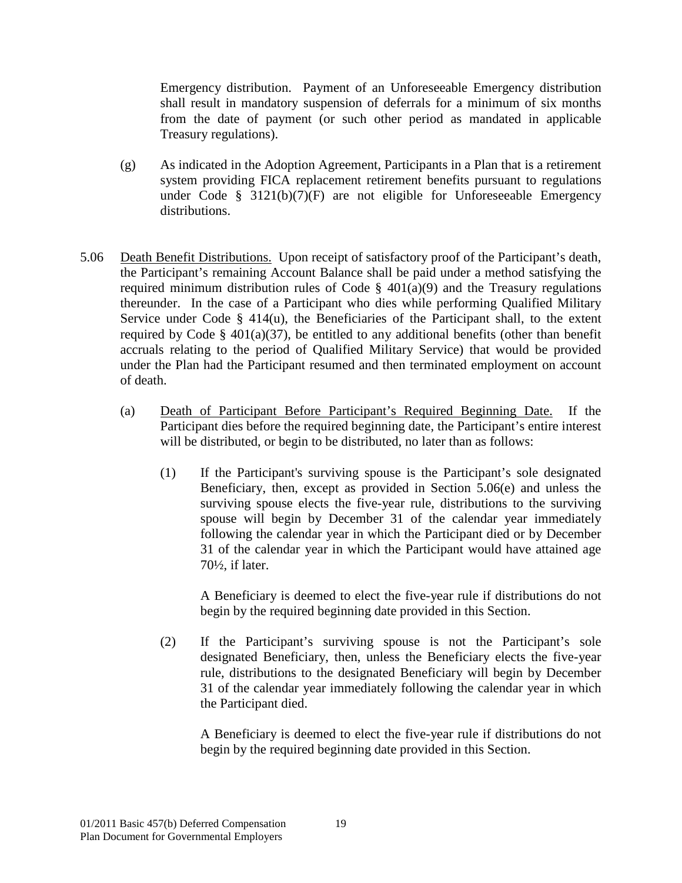Emergency distribution. Payment of an Unforeseeable Emergency distribution shall result in mandatory suspension of deferrals for a minimum of six months from the date of payment (or such other period as mandated in applicable Treasury regulations).

(g) As indicated in the Adoption Agreement, Participants in a Plan that is a retirement system providing FICA replacement retirement benefits pursuant to regulations under Code § 3121(b)(7)(F) are not eligible for Unforeseeable Emergency distributions.

5.06 Death Benefit Distributions. Upon receipt of satisfactory proof of the Participant's death, the Participant's remaining Account Balance shall be paid under a method satisfying the required minimum distribution rules of Code § 401(a)(9) and the Treasury regulations thereunder. In the case of a Participant who dies while performing Qualified Military Service under Code § 414(u), the Beneficiaries of the Participant shall, to the extent required by Code § 401(a)(37), be entitled to any additional benefits (other than benefit accruals relating to the period of Qualified Military Service) that would be provided under the Plan had the Participant resumed and then terminated employment on account of death.

(a) Death of Participant Before Participant's Required Beginning Date. If the Participant dies before the required beginning date, the Participant's entire interest will be distributed, or begin to be distributed, no later than as follows:

(1) If the Participant's surviving spouse is the Participant's sole designated Beneficiary, then, except as provided in Section 5.06(e) and unless the surviving spouse elects the five-year rule, distributions to the surviving spouse will begin by December 31 of the calendar year immediately following the calendar year in which the Participant died or by December 31 of the calendar year in which the Participant would have attained age 70½, if later.

A Beneficiary is deemed to elect the five-year rule if distributions do not begin by the required beginning date provided in this Section.

(2) If the Participant's surviving spouse is not the Participant's sole designated Beneficiary, then, unless the Beneficiary elects the five-year rule, distributions to the designated Beneficiary will begin by December 31 of the calendar year immediately following the calendar year in which the Participant died.

A Beneficiary is deemed to elect the five-year rule if distributions do not begin by the required beginning date provided in this Section.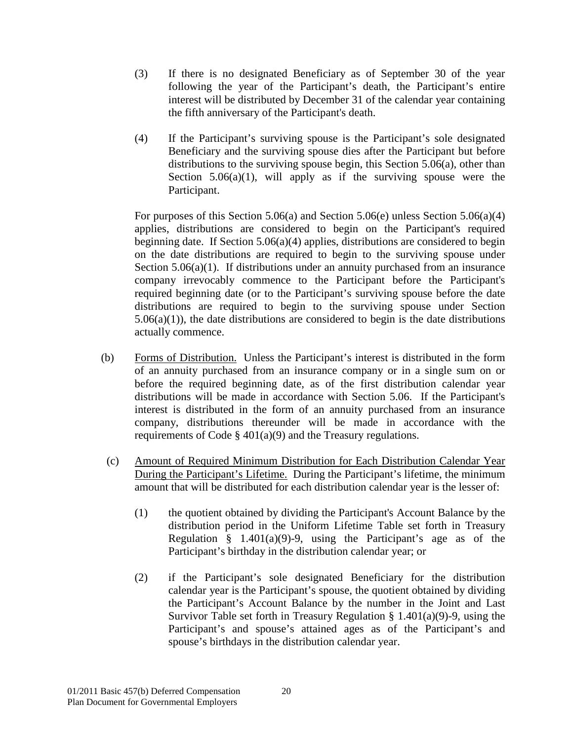(3) If there is no designated Beneficiary as of September 30 of the year following the year of the Participant's death, the Participant's entire interest will be distributed by December 31 of the calendar year containing the fifth anniversary of the Participant's death.

(4) If the Participant's surviving spouse is the Participant's sole designated Beneficiary and the surviving spouse dies after the Participant but before distributions to the surviving spouse begin, this Section 5.06(a), other than Section 5.06(a)(1), will apply as if the surviving spouse were the Participant.

For purposes of this Section 5.06(a) and Section 5.06(e) unless Section 5.06(a)(4) applies, distributions are considered to begin on the Participant's required beginning date. If Section 5.06(a)(4) applies, distributions are considered to begin on the date distributions are required to begin to the surviving spouse under Section 5.06(a)(1). If distributions under an annuity purchased from an insurance company irrevocably commence to the Participant before the Participant's required beginning date (or to the Participant's surviving spouse before the date distributions are required to begin to the surviving spouse under Section 5.06(a)(1)), the date distributions are considered to begin is the date distributions actually commence.

(b) <u>Forms of Distribution.</u> Unless the Participant's interest is distributed in the form of an annuity purchased from an insurance company or in a single sum on or before the required beginning date, as of the first distribution calendar year distributions will be made in accordance with Section 5.06. If the Participant's interest is distributed in the form of an annuity purchased from an insurance company, distributions thereunder will be made in accordance with the requirements of Code § 401(a)(9) and the Treasury regulations.

(c) <u>Amount of Required Minimum Distribution for Each Distribution Calendar Year During the Participant's Lifetime.</u> During the Participant's lifetime, the minimum amount that will be distributed for each distribution calendar year is the lesser of:

(1) the quotient obtained by dividing the Participant's Account Balance by the distribution period in the Uniform Lifetime Table set forth in Treasury Regulation § 1.401(a)(9)-9, using the Participant's age as of the Participant's birthday in the distribution calendar year; or

(2) if the Participant's sole designated Beneficiary for the distribution calendar year is the Participant's spouse, the quotient obtained by dividing the Participant's Account Balance by the number in the Joint and Last Survivor Table set forth in Treasury Regulation § 1.401(a)(9)-9, using the Participant's and spouse's attained ages as of the Participant's and spouse's birthdays in the distribution calendar year.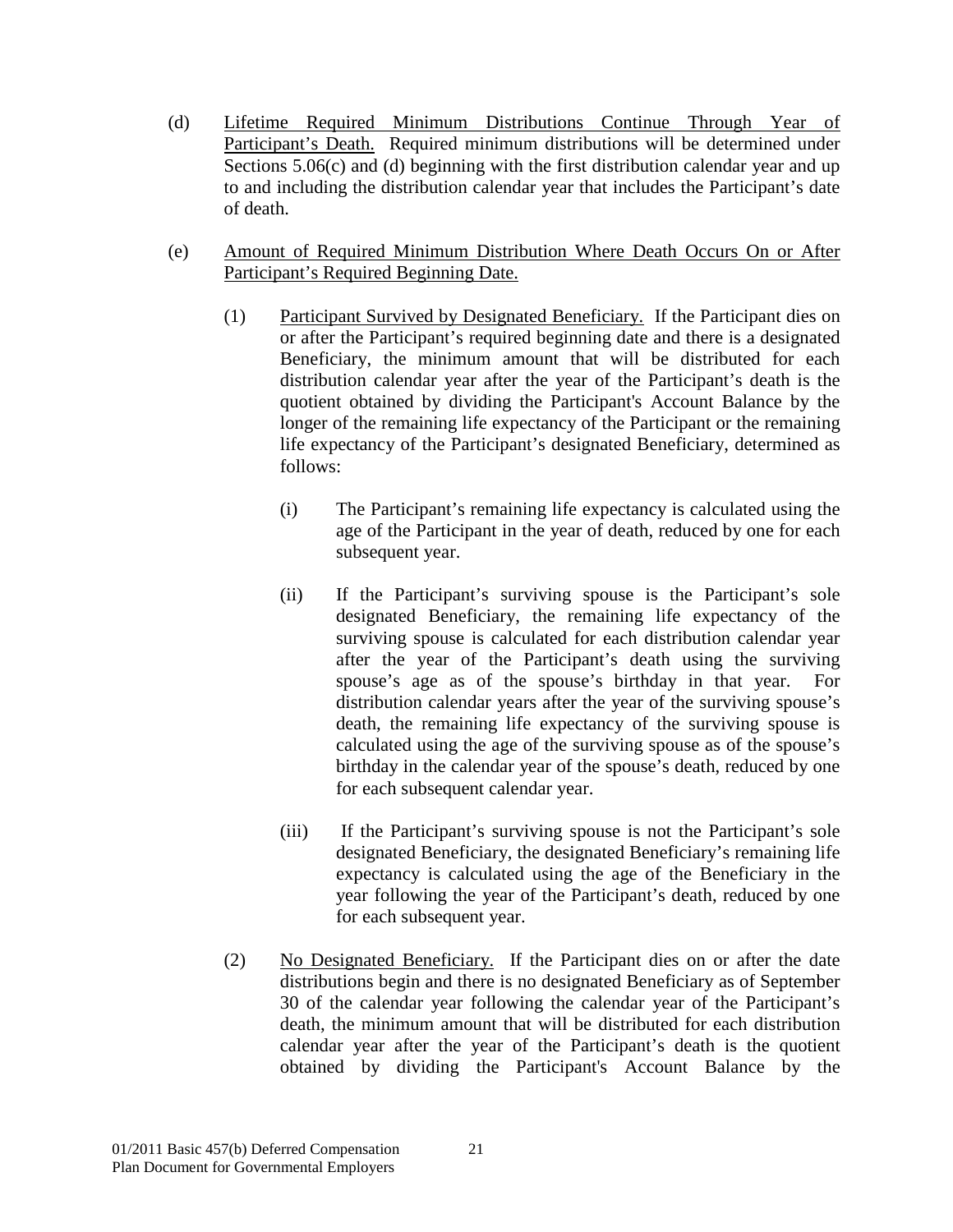(d) Lifetime Required Minimum Distributions Continue Through Year of Participant's Death. Required minimum distributions will be determined under Sections 5.06(c) and (d) beginning with the first distribution calendar year and up to and including the distribution calendar year that includes the Participant's date of death.

(e) Amount of Required Minimum Distribution Where Death Occurs On or After Participant's Required Beginning Date.

(1) Participant Survived by Designated Beneficiary. If the Participant dies on or after the Participant's required beginning date and there is a designated Beneficiary, the minimum amount that will be distributed for each distribution calendar year after the year of the Participant's death is the quotient obtained by dividing the Participant's Account Balance by the longer of the remaining life expectancy of the Participant or the remaining life expectancy of the Participant's designated Beneficiary, determined as follows:

(i) The Participant's remaining life expectancy is calculated using the age of the Participant in the year of death, reduced by one for each subsequent year.

(ii) If the Participant's surviving spouse is the Participant's sole designated Beneficiary, the remaining life expectancy of the surviving spouse is calculated for each distribution calendar year after the year of the Participant's death using the surviving spouse's age as of the spouse's birthday in that year. For distribution calendar years after the year of the surviving spouse's death, the remaining life expectancy of the surviving spouse is calculated using the age of the surviving spouse as of the spouse's birthday in the calendar year of the spouse's death, reduced by one for each subsequent calendar year.

(iii) If the Participant's surviving spouse is not the Participant's sole designated Beneficiary, the designated Beneficiary's remaining life expectancy is calculated using the age of the Beneficiary in the year following the year of the Participant's death, reduced by one for each subsequent year.

(2) No Designated Beneficiary. If the Participant dies on or after the date distributions begin and there is no designated Beneficiary as of September 30 of the calendar year following the calendar year of the Participant's death, the minimum amount that will be distributed for each distribution calendar year after the year of the Participant's death is the quotient obtained by dividing the Participant's Account Balance by the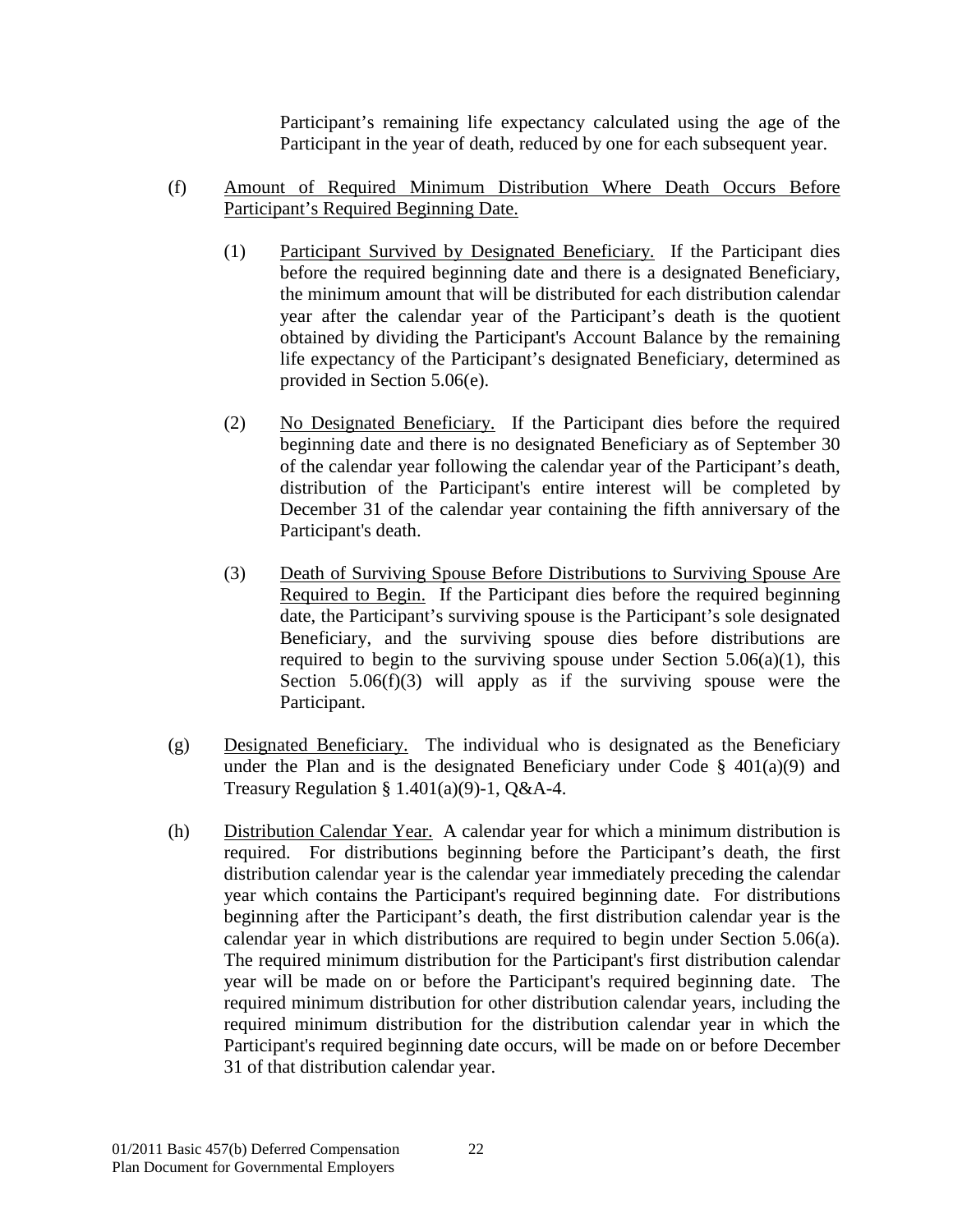Participant's remaining life expectancy calculated using the age of the Participant in the year of death, reduced by one for each subsequent year.

(f) Amount of Required Minimum Distribution Where Death Occurs Before Participant's Required Beginning Date.

(1) Participant Survived by Designated Beneficiary. If the Participant dies before the required beginning date and there is a designated Beneficiary, the minimum amount that will be distributed for each distribution calendar year after the calendar year of the Participant's death is the quotient obtained by dividing the Participant's Account Balance by the remaining life expectancy of the Participant's designated Beneficiary, determined as provided in Section 5.06(e).

(2) No Designated Beneficiary. If the Participant dies before the required beginning date and there is no designated Beneficiary as of September 30 of the calendar year following the calendar year of the Participant's death, distribution of the Participant's entire interest will be completed by December 31 of the calendar year containing the fifth anniversary of the Participant's death.

(3) Death of Surviving Spouse Before Distributions to Surviving Spouse Are Required to Begin. If the Participant dies before the required beginning date, the Participant's surviving spouse is the Participant's sole designated Beneficiary, and the surviving spouse dies before distributions are required to begin to the surviving spouse under Section 5.06(a)(1), this Section 5.06(f)(3) will apply as if the surviving spouse were the Participant.

(g) Designated Beneficiary. The individual who is designated as the Beneficiary under the Plan and is the designated Beneficiary under Code § 401(a)(9) and Treasury Regulation § 1.401(a)(9)-1, Q&A-4.

(h) Distribution Calendar Year. A calendar year for which a minimum distribution is required. For distributions beginning before the Participant's death, the first distribution calendar year is the calendar year immediately preceding the calendar year which contains the Participant's required beginning date. For distributions beginning after the Participant's death, the first distribution calendar year is the calendar year in which distributions are required to begin under Section 5.06(a). The required minimum distribution for the Participant's first distribution calendar year will be made on or before the Participant's required beginning date. The required minimum distribution for other distribution calendar years, including the required minimum distribution for the distribution calendar year in which the Participant's required beginning date occurs, will be made on or before December 31 of that distribution calendar year.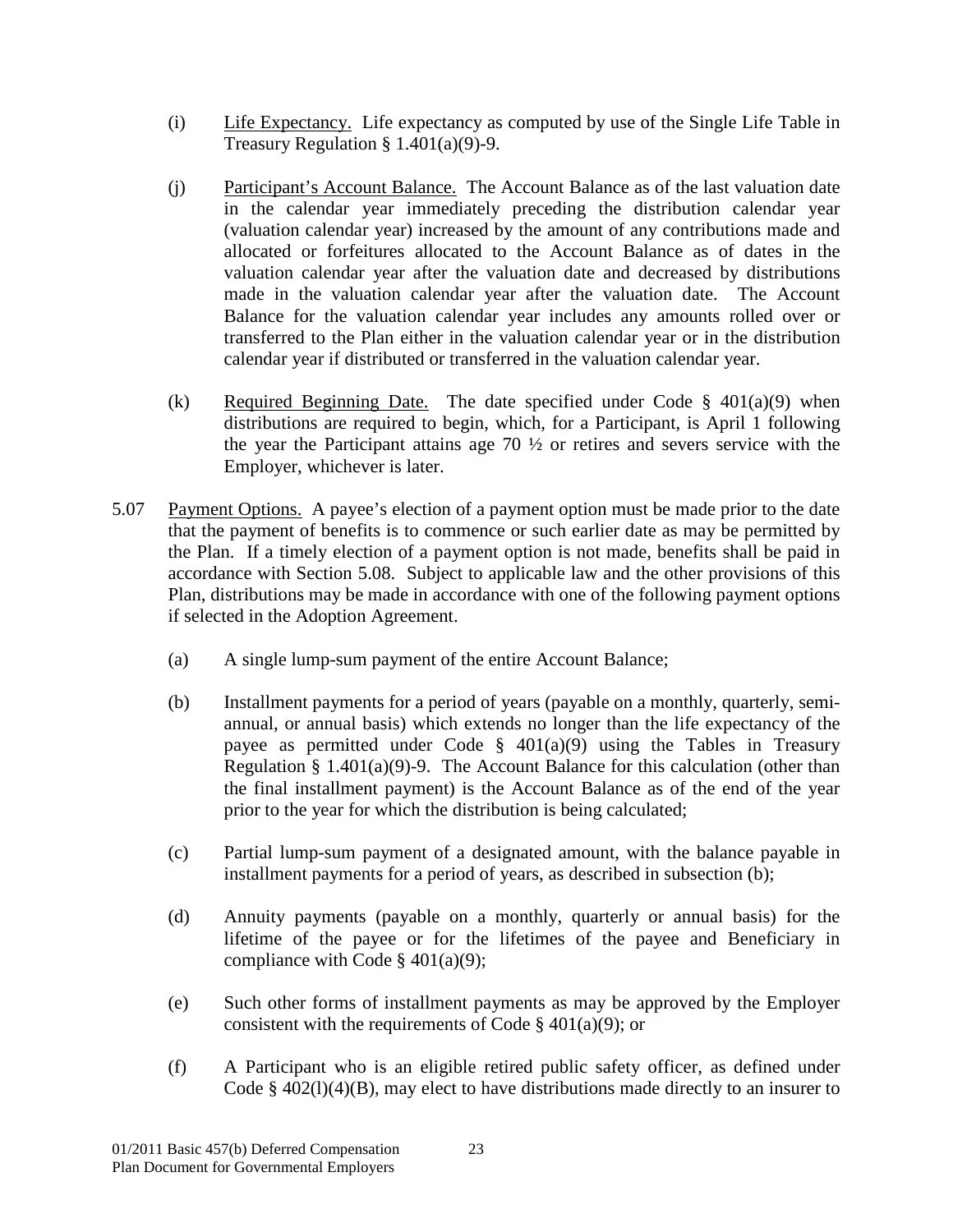(i) Life Expectancy. Life expectancy as computed by use of the Single Life Table in Treasury Regulation § 1.401(a)(9)-9.

(j) Participant's Account Balance. The Account Balance as of the last valuation date in the calendar year immediately preceding the distribution calendar year (valuation calendar year) increased by the amount of any contributions made and allocated or forfeitures allocated to the Account Balance as of dates in the valuation calendar year after the valuation date and decreased by distributions made in the valuation calendar year after the valuation date. The Account Balance for the valuation calendar year includes any amounts rolled over or transferred to the Plan either in the valuation calendar year or in the distribution calendar year if distributed or transferred in the valuation calendar year.

(k) Required Beginning Date. The date specified under Code § 401(a)(9) when distributions are required to begin, which, for a Participant, is April 1 following the year the Participant attains age 70 ½ or retires and severs service with the Employer, whichever is later.

5.07 Payment Options. A payee's election of a payment option must be made prior to the date that the payment of benefits is to commence or such earlier date as may be permitted by the Plan. If a timely election of a payment option is not made, benefits shall be paid in accordance with Section 5.08. Subject to applicable law and the other provisions of this Plan, distributions may be made in accordance with one of the following payment options if selected in the Adoption Agreement.

(a) A single lump-sum payment of the entire Account Balance;

(b) Installment payments for a period of years (payable on a monthly, quarterly, semi-annual, or annual basis) which extends no longer than the life expectancy of the payee as permitted under Code § 401(a)(9) using the Tables in Treasury Regulation § 1.401(a)(9)-9. The Account Balance for this calculation (other than the final installment payment) is the Account Balance as of the end of the year prior to the year for which the distribution is being calculated;

(c) Partial lump-sum payment of a designated amount, with the balance payable in installment payments for a period of years, as described in subsection (b);

(d) Annuity payments (payable on a monthly, quarterly or annual basis) for the lifetime of the payee or for the lifetimes of the payee and Beneficiary in compliance with Code § 401(a)(9);

(e) Such other forms of installment payments as may be approved by the Employer consistent with the requirements of Code § 401(a)(9); or

(f) A Participant who is an eligible retired public safety officer, as defined under Code § 402(l)(4)(B), may elect to have distributions made directly to an insurer to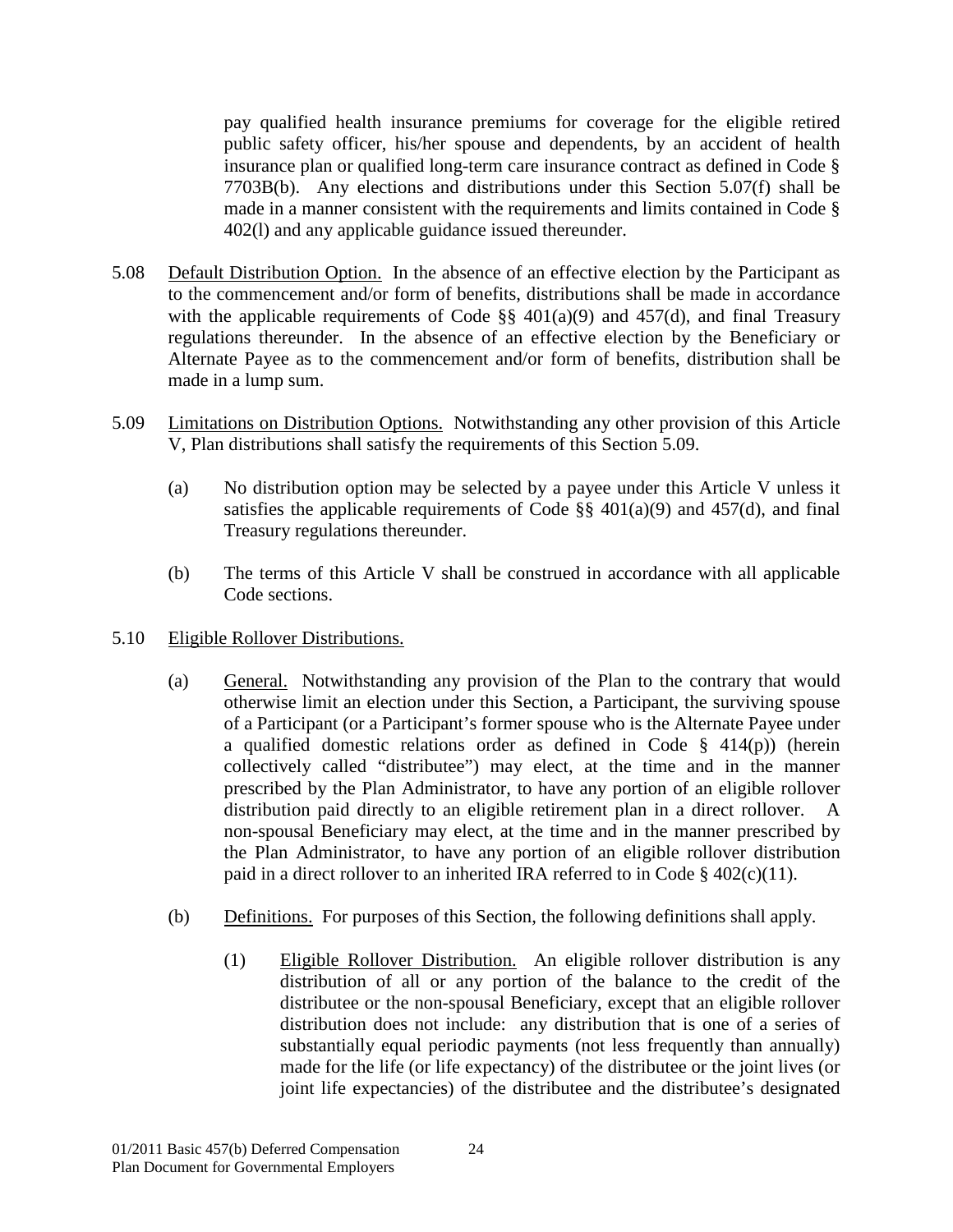pay qualified health insurance premiums for coverage for the eligible retired public safety officer, his/her spouse and dependents, by an accident of health insurance plan or qualified long-term care insurance contract as defined in Code § 7703B(b). Any elections and distributions under this Section 5.07(f) shall be made in a manner consistent with the requirements and limits contained in Code § 402(l) and any applicable guidance issued thereunder.

5.08 Default Distribution Option. In the absence of an effective election by the Participant as to the commencement and/or form of benefits, distributions shall be made in accordance with the applicable requirements of Code §§ 401(a)(9) and 457(d), and final Treasury regulations thereunder. In the absence of an effective election by the Beneficiary or Alternate Payee as to the commencement and/or form of benefits, distribution shall be made in a lump sum.

5.09 Limitations on Distribution Options. Notwithstanding any other provision of this Article V, Plan distributions shall satisfy the requirements of this Section 5.09.

(a) No distribution option may be selected by a payee under this Article V unless it satisfies the applicable requirements of Code §§ 401(a)(9) and 457(d), and final Treasury regulations thereunder.

(b) The terms of this Article V shall be construed in accordance with all applicable Code sections.

5.10 Eligible Rollover Distributions.

(a) General. Notwithstanding any provision of the Plan to the contrary that would otherwise limit an election under this Section, a Participant, the surviving spouse of a Participant (or a Participant's former spouse who is the Alternate Payee under a qualified domestic relations order as defined in Code § 414(p)) (herein collectively called "distributee") may elect, at the time and in the manner prescribed by the Plan Administrator, to have any portion of an eligible rollover distribution paid directly to an eligible retirement plan in a direct rollover. A non-spousal Beneficiary may elect, at the time and in the manner prescribed by the Plan Administrator, to have any portion of an eligible rollover distribution paid in a direct rollover to an inherited IRA referred to in Code § 402(c)(11).

(b) Definitions. For purposes of this Section, the following definitions shall apply.

(1) Eligible Rollover Distribution. An eligible rollover distribution is any distribution of all or any portion of the balance to the credit of the distributee or the non-spousal Beneficiary, except that an eligible rollover distribution does not include: any distribution that is one of a series of substantially equal periodic payments (not less frequently than annually) made for the life (or life expectancy) of the distributee or the joint lives (or joint life expectancies) of the distributee and the distributee's designated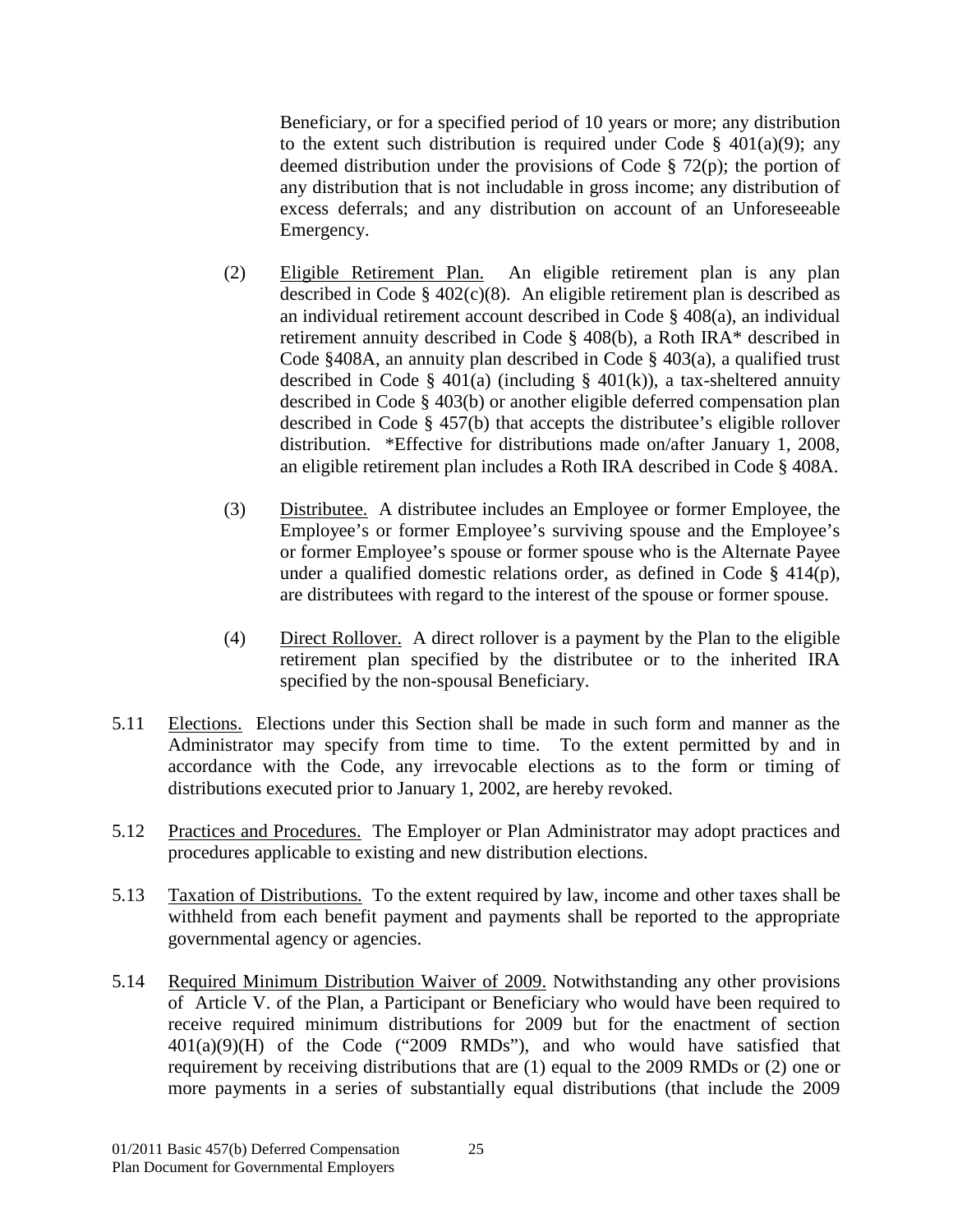Beneficiary, or for a specified period of 10 years or more; any distribution to the extent such distribution is required under Code § 401(a)(9); any deemed distribution under the provisions of Code § 72(p); the portion of any distribution that is not includable in gross income; any distribution of excess deferrals; and any distribution on account of an Unforeseeable Emergency.

(2) Eligible Retirement Plan. An eligible retirement plan is any plan described in Code § 402(c)(8). An eligible retirement plan is described as an individual retirement account described in Code § 408(a), an individual retirement annuity described in Code § 408(b), a Roth IRA* described in Code §408A, an annuity plan described in Code § 403(a), a qualified trust described in Code § 401(a) (including § 401(k)), a tax-sheltered annuity described in Code § 403(b) or another eligible deferred compensation plan described in Code § 457(b) that accepts the distributee's eligible rollover distribution. *Effective for distributions made on/after January 1, 2008, an eligible retirement plan includes a Roth IRA described in Code § 408A.

(3) Distributee. A distributee includes an Employee or former Employee, the Employee's or former Employee's surviving spouse and the Employee's or former Employee's spouse or former spouse who is the Alternate Payee under a qualified domestic relations order, as defined in Code § 414(p), are distributees with regard to the interest of the spouse or former spouse.

(4) Direct Rollover. A direct rollover is a payment by the Plan to the eligible retirement plan specified by the distributee or to the inherited IRA specified by the non-spousal Beneficiary.

5.11 Elections. Elections under this Section shall be made in such form and manner as the Administrator may specify from time to time. To the extent permitted by and in accordance with the Code, any irrevocable elections as to the form or timing of distributions executed prior to January 1, 2002, are hereby revoked.

5.12 Practices and Procedures. The Employer or Plan Administrator may adopt practices and procedures applicable to existing and new distribution elections.

5.13 Taxation of Distributions. To the extent required by law, income and other taxes shall be withheld from each benefit payment and payments shall be reported to the appropriate governmental agency or agencies.

5.14 Required Minimum Distribution Waiver of 2009. Notwithstanding any other provisions of Article V. of the Plan, a Participant or Beneficiary who would have been required to receive required minimum distributions for 2009 but for the enactment of section 401(a)(9)(H) of the Code ("2009 RMDs"), and who would have satisfied that requirement by receiving distributions that are (1) equal to the 2009 RMDs or (2) one or more payments in a series of substantially equal distributions (that include the 2009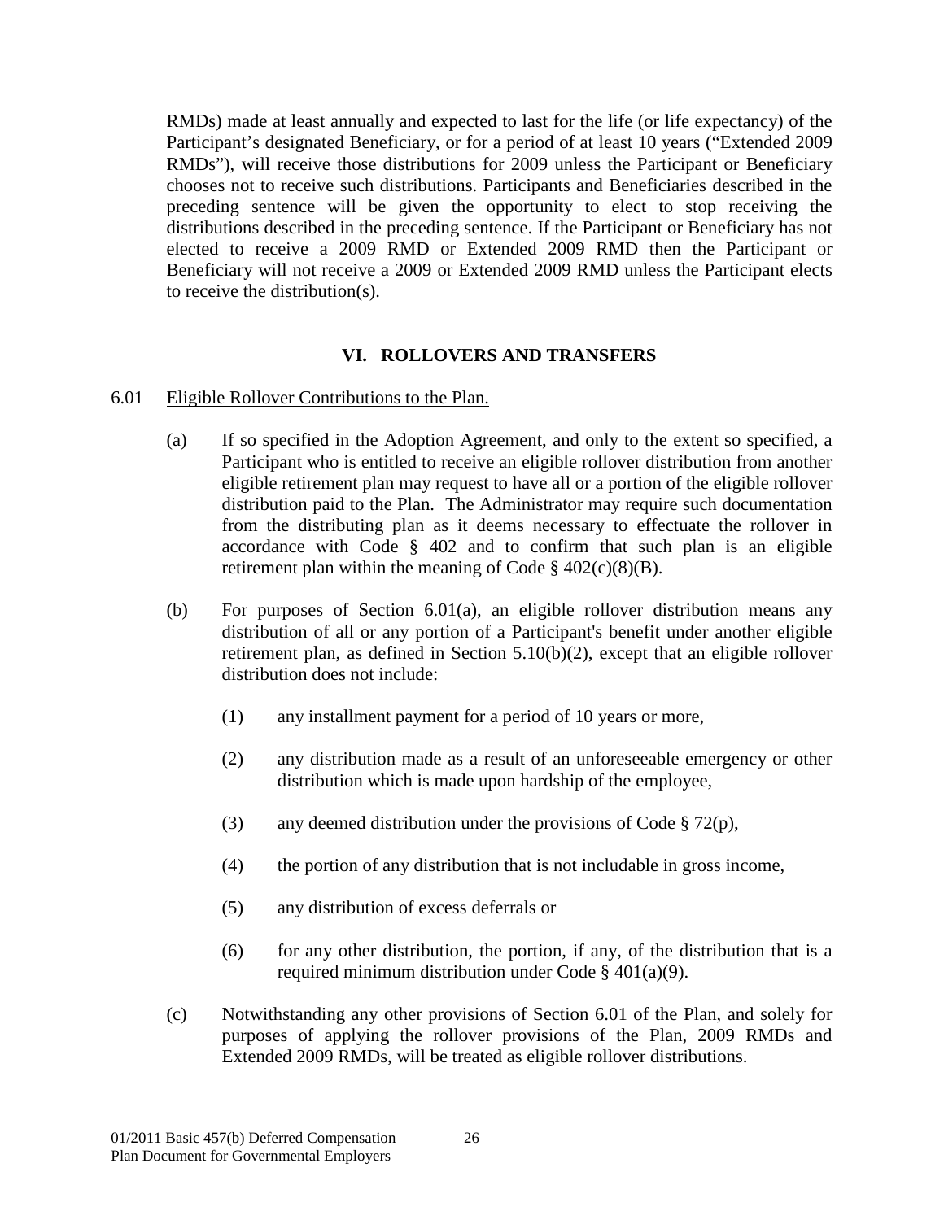RMDs) made at least annually and expected to last for the life (or life expectancy) of the Participant's designated Beneficiary, or for a period of at least 10 years ("Extended 2009 RMDs"), will receive those distributions for 2009 unless the Participant or Beneficiary chooses not to receive such distributions. Participants and Beneficiaries described in the preceding sentence will be given the opportunity to elect to stop receiving the distributions described in the preceding sentence. If the Participant or Beneficiary has not elected to receive a 2009 RMD or Extended 2009 RMD then the Participant or Beneficiary will not receive a 2009 or Extended 2009 RMD unless the Participant elects to receive the distribution(s).

## VI. ROLLOVERS AND TRANSFERS

6.01 Eligible Rollover Contributions to the Plan.

(a) If so specified in the Adoption Agreement, and only to the extent so specified, a Participant who is entitled to receive an eligible rollover distribution from another eligible retirement plan may request to have all or a portion of the eligible rollover distribution paid to the Plan. The Administrator may require such documentation from the distributing plan as it deems necessary to effectuate the rollover in accordance with Code § 402 and to confirm that such plan is an eligible retirement plan within the meaning of Code § 402(c)(8)(B).

(b) For purposes of Section 6.01(a), an eligible rollover distribution means any distribution of all or any portion of a Participant's benefit under another eligible retirement plan, as defined in Section 5.10(b)(2), except that an eligible rollover distribution does not include:

(1) any installment payment for a period of 10 years or more,

(2) any distribution made as a result of an unforeseeable emergency or other distribution which is made upon hardship of the employee,

(3) any deemed distribution under the provisions of Code § 72(p),

(4) the portion of any distribution that is not includable in gross income,

(5) any distribution of excess deferrals or

(6) for any other distribution, the portion, if any, of the distribution that is a required minimum distribution under Code § 401(a)(9).

(c) Notwithstanding any other provisions of Section 6.01 of the Plan, and solely for purposes of applying the rollover provisions of the Plan, 2009 RMDs and Extended 2009 RMDs, will be treated as eligible rollover distributions.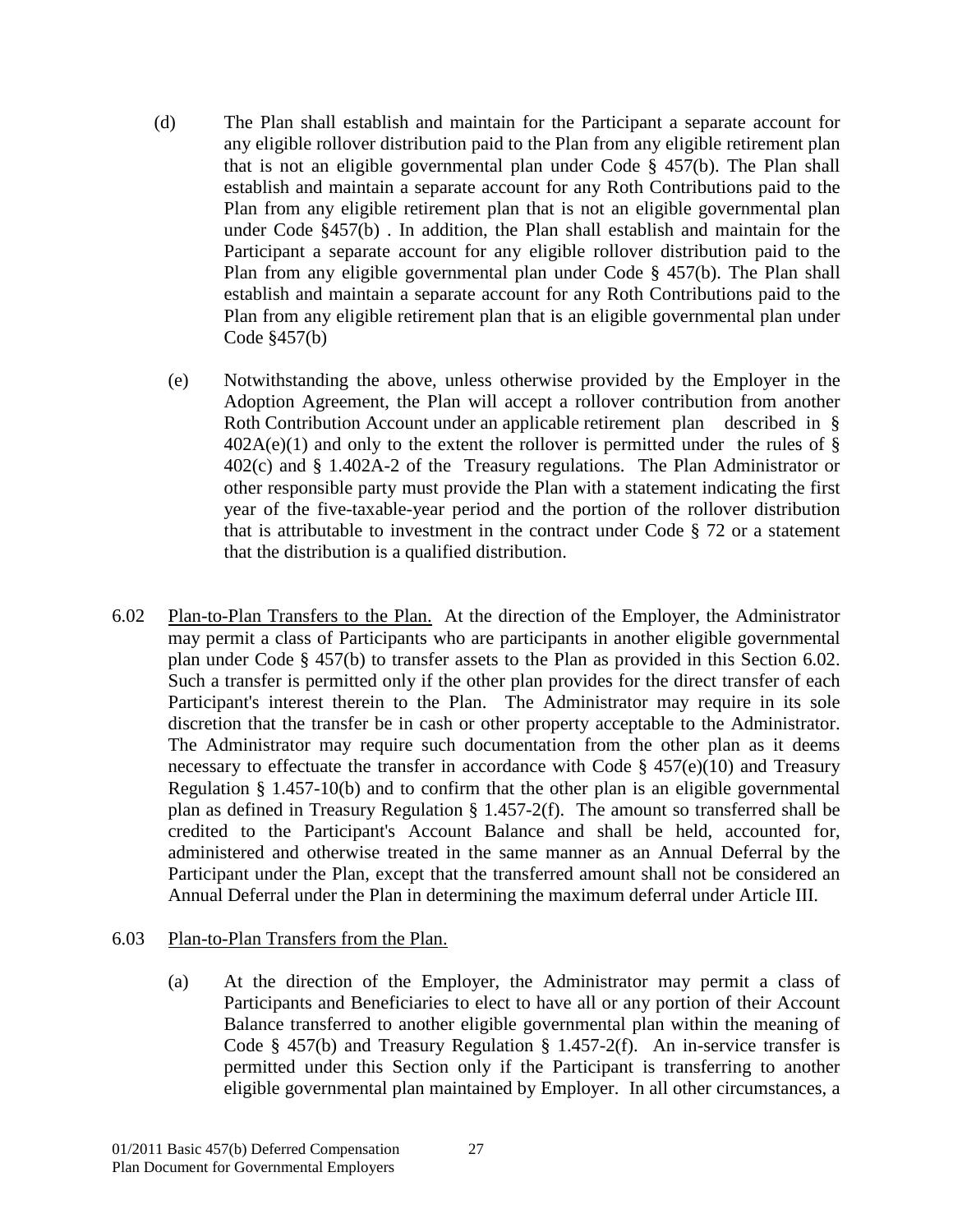(d) The Plan shall establish and maintain for the Participant a separate account for any eligible rollover distribution paid to the Plan from any eligible retirement plan that is not an eligible governmental plan under Code § 457(b). The Plan shall establish and maintain a separate account for any Roth Contributions paid to the Plan from any eligible retirement plan that is not an eligible governmental plan under Code §457(b) . In addition, the Plan shall establish and maintain for the Participant a separate account for any eligible rollover distribution paid to the Plan from any eligible governmental plan under Code § 457(b). The Plan shall establish and maintain a separate account for any Roth Contributions paid to the Plan from any eligible retirement plan that is an eligible governmental plan under Code §457(b)

(e) Notwithstanding the above, unless otherwise provided by the Employer in the Adoption Agreement, the Plan will accept a rollover contribution from another Roth Contribution Account under an applicable retirement plan described in § 402A(e)(1) and only to the extent the rollover is permitted under the rules of § 402(c) and § 1.402A-2 of the Treasury regulations. The Plan Administrator or other responsible party must provide the Plan with a statement indicating the first year of the five-taxable-year period and the portion of the rollover distribution that is attributable to investment in the contract under Code § 72 or a statement that the distribution is a qualified distribution.

6.02 Plan-to-Plan Transfers to the Plan. At the direction of the Employer, the Administrator may permit a class of Participants who are participants in another eligible governmental plan under Code § 457(b) to transfer assets to the Plan as provided in this Section 6.02. Such a transfer is permitted only if the other plan provides for the direct transfer of each Participant's interest therein to the Plan. The Administrator may require in its sole discretion that the transfer be in cash or other property acceptable to the Administrator. The Administrator may require such documentation from the other plan as it deems necessary to effectuate the transfer in accordance with Code § 457(e)(10) and Treasury Regulation § 1.457-10(b) and to confirm that the other plan is an eligible governmental plan as defined in Treasury Regulation § 1.457-2(f). The amount so transferred shall be credited to the Participant's Account Balance and shall be held, accounted for, administered and otherwise treated in the same manner as an Annual Deferral by the Participant under the Plan, except that the transferred amount shall not be considered an Annual Deferral under the Plan in determining the maximum deferral under Article III.

6.03 Plan-to-Plan Transfers from the Plan.

(a) At the direction of the Employer, the Administrator may permit a class of Participants and Beneficiaries to elect to have all or any portion of their Account Balance transferred to another eligible governmental plan within the meaning of Code § 457(b) and Treasury Regulation § 1.457-2(f). An in-service transfer is permitted under this Section only if the Participant is transferring to another eligible governmental plan maintained by Employer. In all other circumstances, a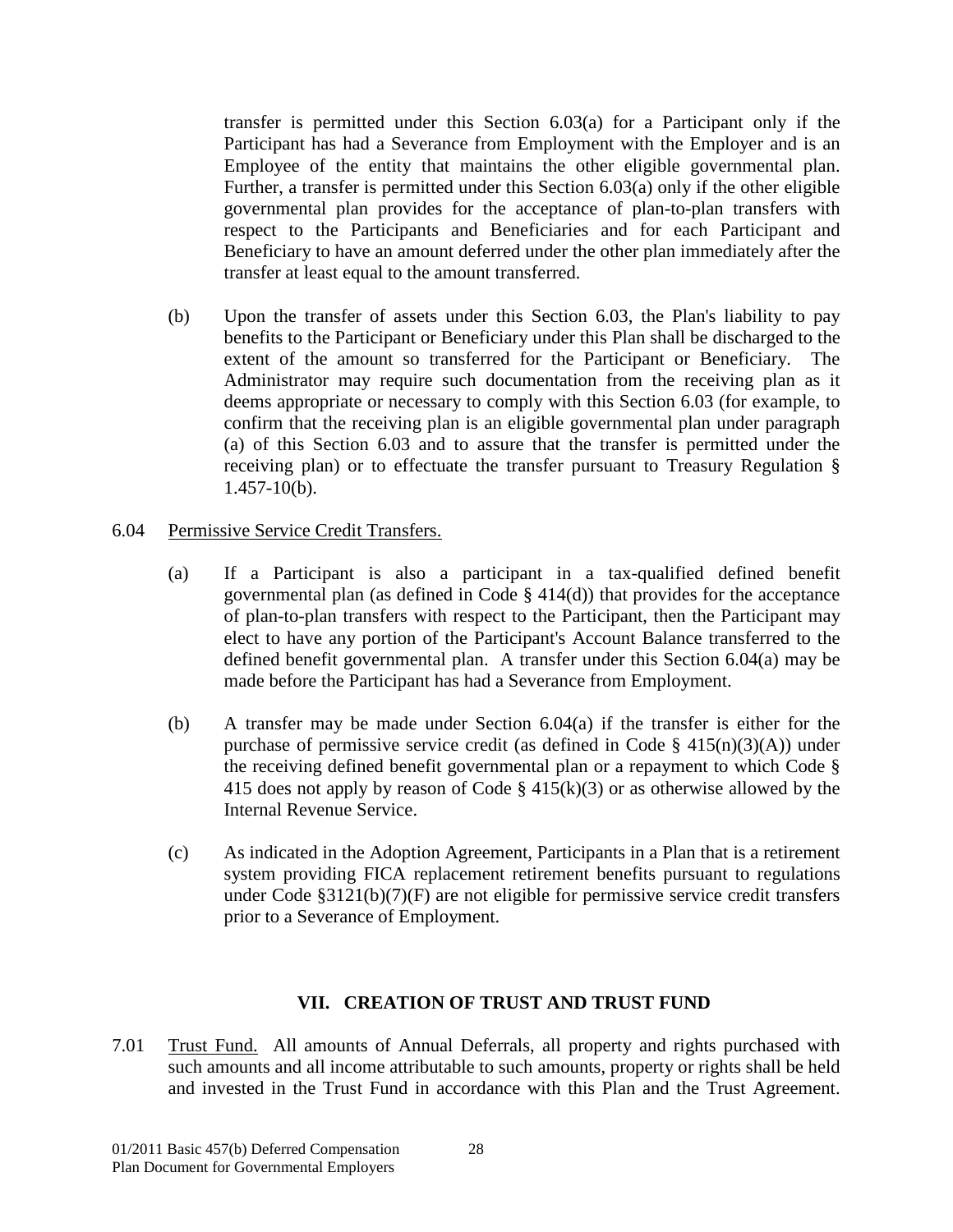transfer is permitted under this Section 6.03(a) for a Participant only if the Participant has had a Severance from Employment with the Employer and is an Employee of the entity that maintains the other eligible governmental plan. Further, a transfer is permitted under this Section 6.03(a) only if the other eligible governmental plan provides for the acceptance of plan-to-plan transfers with respect to the Participants and Beneficiaries and for each Participant and Beneficiary to have an amount deferred under the other plan immediately after the transfer at least equal to the amount transferred.

(b) Upon the transfer of assets under this Section 6.03, the Plan's liability to pay benefits to the Participant or Beneficiary under this Plan shall be discharged to the extent of the amount so transferred for the Participant or Beneficiary. The Administrator may require such documentation from the receiving plan as it deems appropriate or necessary to comply with this Section 6.03 (for example, to confirm that the receiving plan is an eligible governmental plan under paragraph (a) of this Section 6.03 and to assure that the transfer is permitted under the receiving plan) or to effectuate the transfer pursuant to Treasury Regulation § 1.457-10(b).

6.04 Permissive Service Credit Transfers.

(a) If a Participant is also a participant in a tax-qualified defined benefit governmental plan (as defined in Code § 414(d)) that provides for the acceptance of plan-to-plan transfers with respect to the Participant, then the Participant may elect to have any portion of the Participant's Account Balance transferred to the defined benefit governmental plan. A transfer under this Section 6.04(a) may be made before the Participant has had a Severance from Employment.

(b) A transfer may be made under Section 6.04(a) if the transfer is either for the purchase of permissive service credit (as defined in Code § 415(n)(3)(A)) under the receiving defined benefit governmental plan or a repayment to which Code § 415 does not apply by reason of Code § 415(k)(3) or as otherwise allowed by the Internal Revenue Service.

(c) As indicated in the Adoption Agreement, Participants in a Plan that is a retirement system providing FICA replacement retirement benefits pursuant to regulations under Code §3121(b)(7)(F) are not eligible for permissive service credit transfers prior to a Severance of Employment.

## VII. CREATION OF TRUST AND TRUST FUND

7.01 Trust Fund. All amounts of Annual Deferrals, all property and rights purchased with such amounts and all income attributable to such amounts, property or rights shall be held and invested in the Trust Fund in accordance with this Plan and the Trust Agreement.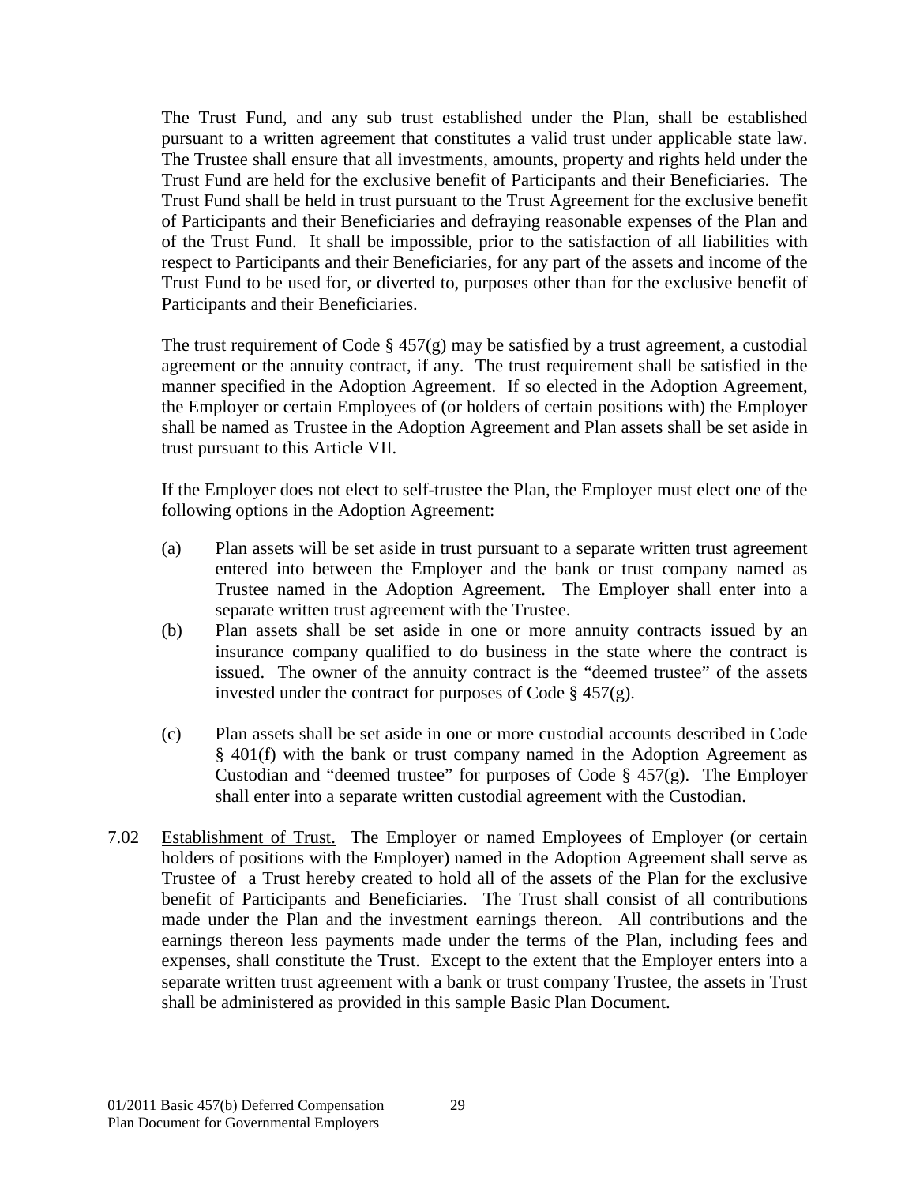The Trust Fund, and any sub trust established under the Plan, shall be established pursuant to a written agreement that constitutes a valid trust under applicable state law. The Trustee shall ensure that all investments, amounts, property and rights held under the Trust Fund are held for the exclusive benefit of Participants and their Beneficiaries. The Trust Fund shall be held in trust pursuant to the Trust Agreement for the exclusive benefit of Participants and their Beneficiaries and defraying reasonable expenses of the Plan and of the Trust Fund. It shall be impossible, prior to the satisfaction of all liabilities with respect to Participants and their Beneficiaries, for any part of the assets and income of the Trust Fund to be used for, or diverted to, purposes other than for the exclusive benefit of Participants and their Beneficiaries.

The trust requirement of Code § 457(g) may be satisfied by a trust agreement, a custodial agreement or the annuity contract, if any. The trust requirement shall be satisfied in the manner specified in the Adoption Agreement. If so elected in the Adoption Agreement, the Employer or certain Employees of (or holders of certain positions with) the Employer shall be named as Trustee in the Adoption Agreement and Plan assets shall be set aside in trust pursuant to this Article VII.

If the Employer does not elect to self-trustee the Plan, the Employer must elect one of the following options in the Adoption Agreement:

(a) Plan assets will be set aside in trust pursuant to a separate written trust agreement entered into between the Employer and the bank or trust company named as Trustee named in the Adoption Agreement. The Employer shall enter into a separate written trust agreement with the Trustee.

(b) Plan assets shall be set aside in one or more annuity contracts issued by an insurance company qualified to do business in the state where the contract is issued. The owner of the annuity contract is the "deemed trustee" of the assets invested under the contract for purposes of Code § 457(g).

(c) Plan assets shall be set aside in one or more custodial accounts described in Code § 401(f) with the bank or trust company named in the Adoption Agreement as Custodian and "deemed trustee" for purposes of Code § 457(g). The Employer shall enter into a separate written custodial agreement with the Custodian.

7.02 Establishment of Trust. The Employer or named Employees of Employer (or certain holders of positions with the Employer) named in the Adoption Agreement shall serve as Trustee of a Trust hereby created to hold all of the assets of the Plan for the exclusive benefit of Participants and Beneficiaries. The Trust shall consist of all contributions made under the Plan and the investment earnings thereon. All contributions and the earnings thereon less payments made under the terms of the Plan, including fees and expenses, shall constitute the Trust. Except to the extent that the Employer enters into a separate written trust agreement with a bank or trust company Trustee, the assets in Trust shall be administered as provided in this sample Basic Plan Document.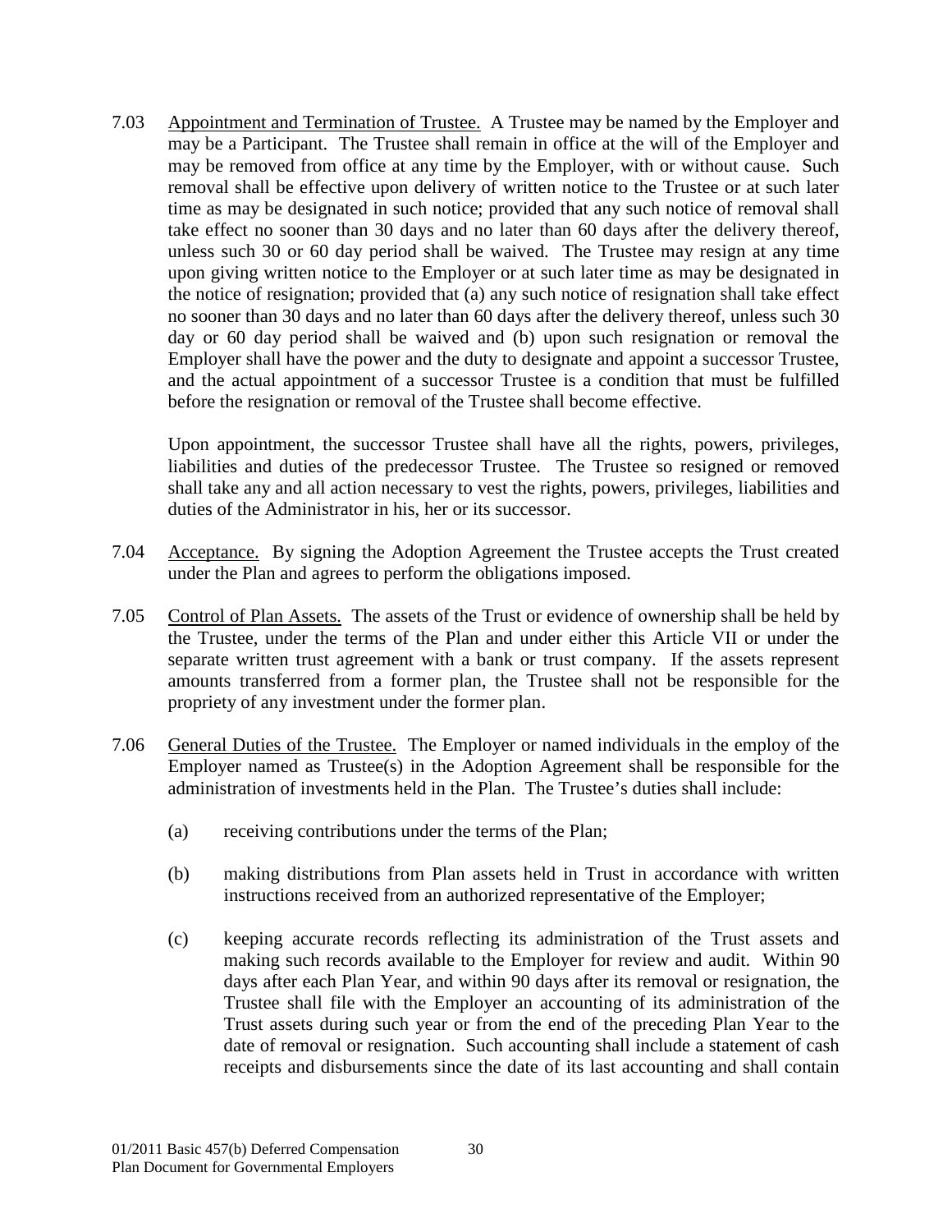7.03 Appointment and Termination of Trustee. A Trustee may be named by the Employer and may be a Participant. The Trustee shall remain in office at the will of the Employer and may be removed from office at any time by the Employer, with or without cause. Such removal shall be effective upon delivery of written notice to the Trustee or at such later time as may be designated in such notice; provided that any such notice of removal shall take effect no sooner than 30 days and no later than 60 days after the delivery thereof, unless such 30 or 60 day period shall be waived. The Trustee may resign at any time upon giving written notice to the Employer or at such later time as may be designated in the notice of resignation; provided that (a) any such notice of resignation shall take effect no sooner than 30 days and no later than 60 days after the delivery thereof, unless such 30 day or 60 day period shall be waived and (b) upon such resignation or removal the Employer shall have the power and the duty to designate and appoint a successor Trustee, and the actual appointment of a successor Trustee is a condition that must be fulfilled before the resignation or removal of the Trustee shall become effective.

Upon appointment, the successor Trustee shall have all the rights, powers, privileges, liabilities and duties of the predecessor Trustee. The Trustee so resigned or removed shall take any and all action necessary to vest the rights, powers, privileges, liabilities and duties of the Administrator in his, her or its successor.

7.04 Acceptance. By signing the Adoption Agreement the Trustee accepts the Trust created under the Plan and agrees to perform the obligations imposed.

7.05 Control of Plan Assets. The assets of the Trust or evidence of ownership shall be held by the Trustee, under the terms of the Plan and under either this Article VII or under the separate written trust agreement with a bank or trust company. If the assets represent amounts transferred from a former plan, the Trustee shall not be responsible for the propriety of any investment under the former plan.

7.06 General Duties of the Trustee. The Employer or named individuals in the employ of the Employer named as Trustee(s) in the Adoption Agreement shall be responsible for the administration of investments held in the Plan. The Trustee's duties shall include:

(a) receiving contributions under the terms of the Plan;

(b) making distributions from Plan assets held in Trust in accordance with written instructions received from an authorized representative of the Employer;

(c) keeping accurate records reflecting its administration of the Trust assets and making such records available to the Employer for review and audit. Within 90 days after each Plan Year, and within 90 days after its removal or resignation, the Trustee shall file with the Employer an accounting of its administration of the Trust assets during such year or from the end of the preceding Plan Year to the date of removal or resignation. Such accounting shall include a statement of cash receipts and disbursements since the date of its last accounting and shall contain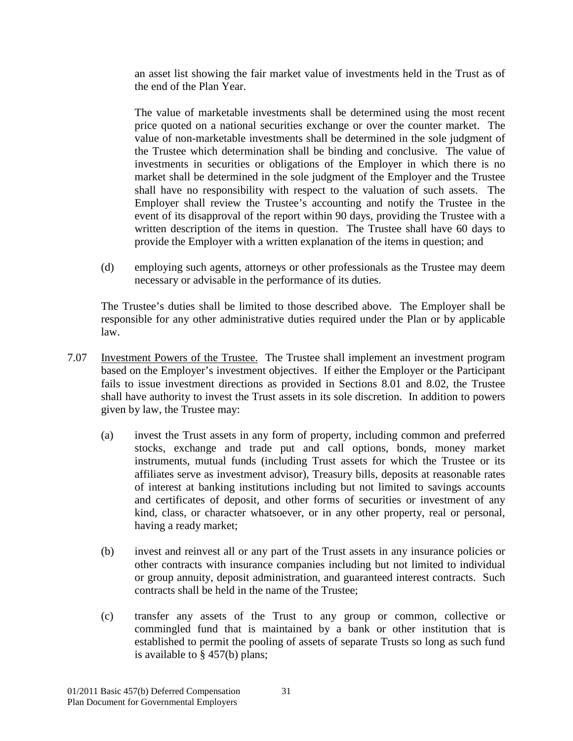an asset list showing the fair market value of investments held in the Trust as of the end of the Plan Year.

The value of marketable investments shall be determined using the most recent price quoted on a national securities exchange or over the counter market. The value of non-marketable investments shall be determined in the sole judgment of the Trustee which determination shall be binding and conclusive. The value of investments in securities or obligations of the Employer in which there is no market shall be determined in the sole judgment of the Employer and the Trustee shall have no responsibility with respect to the valuation of such assets. The Employer shall review the Trustee's accounting and notify the Trustee in the event of its disapproval of the report within 90 days, providing the Trustee with a written description of the items in question. The Trustee shall have 60 days to provide the Employer with a written explanation of the items in question; and

(d) employing such agents, attorneys or other professionals as the Trustee may deem necessary or advisable in the performance of its duties.

The Trustee's duties shall be limited to those described above. The Employer shall be responsible for any other administrative duties required under the Plan or by applicable law.

7.07 Investment Powers of the Trustee. The Trustee shall implement an investment program based on the Employer's investment objectives. If either the Employer or the Participant fails to issue investment directions as provided in Sections 8.01 and 8.02, the Trustee shall have authority to invest the Trust assets in its sole discretion. In addition to powers given by law, the Trustee may:

(a) invest the Trust assets in any form of property, including common and preferred stocks, exchange and trade put and call options, bonds, money market instruments, mutual funds (including Trust assets for which the Trustee or its affiliates serve as investment advisor), Treasury bills, deposits at reasonable rates of interest at banking institutions including but not limited to savings accounts and certificates of deposit, and other forms of securities or investment of any kind, class, or character whatsoever, or in any other property, real or personal, having a ready market;

(b) invest and reinvest all or any part of the Trust assets in any insurance policies or other contracts with insurance companies including but not limited to individual or group annuity, deposit administration, and guaranteed interest contracts. Such contracts shall be held in the name of the Trustee;

(c) transfer any assets of the Trust to any group or common, collective or commingled fund that is maintained by a bank or other institution that is established to permit the pooling of assets of separate Trusts so long as such fund is available to § 457(b) plans;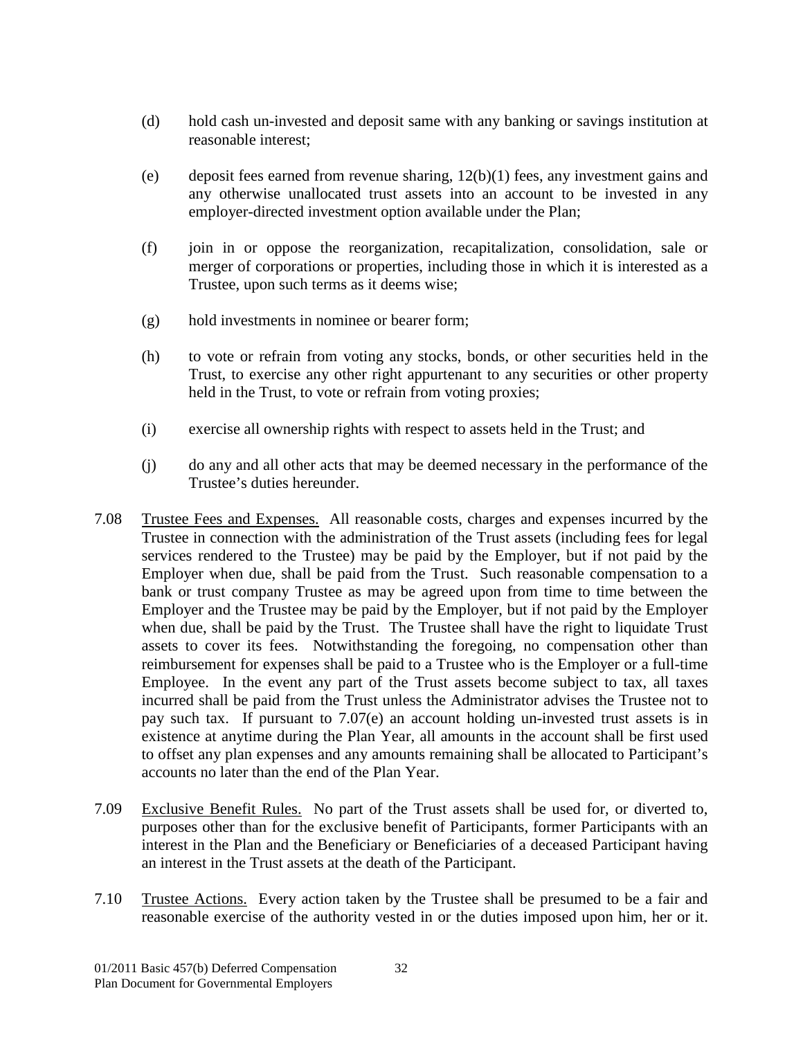(d) hold cash un-invested and deposit same with any banking or savings institution at reasonable interest;

(e) deposit fees earned from revenue sharing, 12(b)(1) fees, any investment gains and any otherwise unallocated trust assets into an account to be invested in any employer-directed investment option available under the Plan;

(f) join in or oppose the reorganization, recapitalization, consolidation, sale or merger of corporations or properties, including those in which it is interested as a Trustee, upon such terms as it deems wise;

(g) hold investments in nominee or bearer form;

(h) to vote or refrain from voting any stocks, bonds, or other securities held in the Trust, to exercise any other right appurtenant to any securities or other property held in the Trust, to vote or refrain from voting proxies;

(i) exercise all ownership rights with respect to assets held in the Trust; and

(j) do any and all other acts that may be deemed necessary in the performance of the Trustee's duties hereunder.

7.08 Trustee Fees and Expenses. All reasonable costs, charges and expenses incurred by the Trustee in connection with the administration of the Trust assets (including fees for legal services rendered to the Trustee) may be paid by the Employer, but if not paid by the Employer when due, shall be paid from the Trust. Such reasonable compensation to a bank or trust company Trustee as may be agreed upon from time to time between the Employer and the Trustee may be paid by the Employer, but if not paid by the Employer when due, shall be paid by the Trust. The Trustee shall have the right to liquidate Trust assets to cover its fees. Notwithstanding the foregoing, no compensation other than reimbursement for expenses shall be paid to a Trustee who is the Employer or a full-time Employee. In the event any part of the Trust assets become subject to tax, all taxes incurred shall be paid from the Trust unless the Administrator advises the Trustee not to pay such tax. If pursuant to 7.07(e) an account holding un-invested trust assets is in existence at anytime during the Plan Year, all amounts in the account shall be first used to offset any plan expenses and any amounts remaining shall be allocated to Participant's accounts no later than the end of the Plan Year.

7.09 Exclusive Benefit Rules. No part of the Trust assets shall be used for, or diverted to, purposes other than for the exclusive benefit of Participants, former Participants with an interest in the Plan and the Beneficiary or Beneficiaries of a deceased Participant having an interest in the Trust assets at the death of the Participant.

7.10 Trustee Actions. Every action taken by the Trustee shall be presumed to be a fair and reasonable exercise of the authority vested in or the duties imposed upon him, her or it.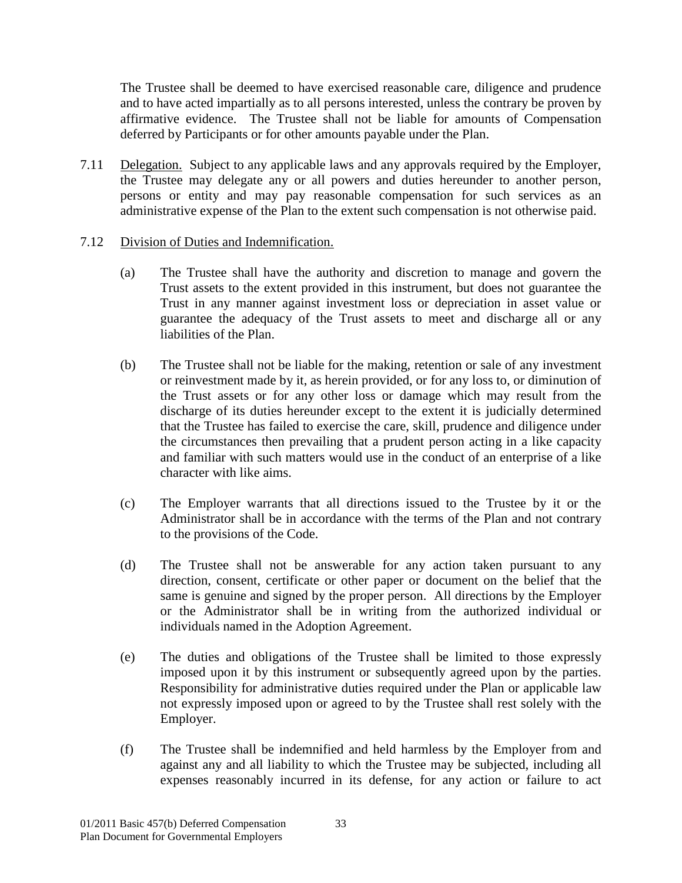The Trustee shall be deemed to have exercised reasonable care, diligence and prudence and to have acted impartially as to all persons interested, unless the contrary be proven by affirmative evidence. The Trustee shall not be liable for amounts of Compensation deferred by Participants or for other amounts payable under the Plan.

7.11 Delegation. Subject to any applicable laws and any approvals required by the Employer, the Trustee may delegate any or all powers and duties hereunder to another person, persons or entity and may pay reasonable compensation for such services as an administrative expense of the Plan to the extent such compensation is not otherwise paid.

7.12 Division of Duties and Indemnification.

(a) The Trustee shall have the authority and discretion to manage and govern the Trust assets to the extent provided in this instrument, but does not guarantee the Trust in any manner against investment loss or depreciation in asset value or guarantee the adequacy of the Trust assets to meet and discharge all or any liabilities of the Plan.

(b) The Trustee shall not be liable for the making, retention or sale of any investment or reinvestment made by it, as herein provided, or for any loss to, or diminution of the Trust assets or for any other loss or damage which may result from the discharge of its duties hereunder except to the extent it is judicially determined that the Trustee has failed to exercise the care, skill, prudence and diligence under the circumstances then prevailing that a prudent person acting in a like capacity and familiar with such matters would use in the conduct of an enterprise of a like character with like aims.

(c) The Employer warrants that all directions issued to the Trustee by it or the Administrator shall be in accordance with the terms of the Plan and not contrary to the provisions of the Code.

(d) The Trustee shall not be answerable for any action taken pursuant to any direction, consent, certificate or other paper or document on the belief that the same is genuine and signed by the proper person. All directions by the Employer or the Administrator shall be in writing from the authorized individual or individuals named in the Adoption Agreement.

(e) The duties and obligations of the Trustee shall be limited to those expressly imposed upon it by this instrument or subsequently agreed upon by the parties. Responsibility for administrative duties required under the Plan or applicable law not expressly imposed upon or agreed to by the Trustee shall rest solely with the Employer.

(f) The Trustee shall be indemnified and held harmless by the Employer from and against any and all liability to which the Trustee may be subjected, including all expenses reasonably incurred in its defense, for any action or failure to act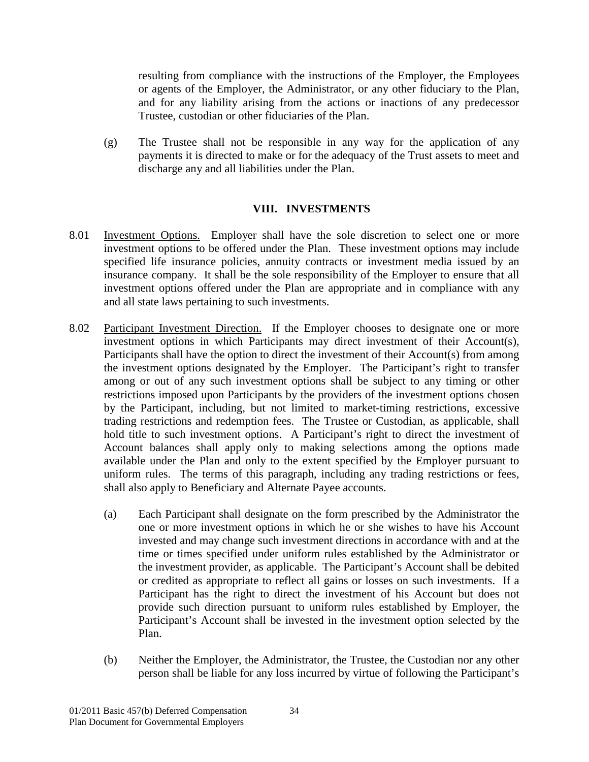resulting from compliance with the instructions of the Employer, the Employees or agents of the Employer, the Administrator, or any other fiduciary to the Plan, and for any liability arising from the actions or inactions of any predecessor Trustee, custodian or other fiduciaries of the Plan.

(g) The Trustee shall not be responsible in any way for the application of any payments it is directed to make or for the adequacy of the Trust assets to meet and discharge any and all liabilities under the Plan.

## VIII. INVESTMENTS

8.01 Investment Options. Employer shall have the sole discretion to select one or more investment options to be offered under the Plan. These investment options may include specified life insurance policies, annuity contracts or investment media issued by an insurance company. It shall be the sole responsibility of the Employer to ensure that all investment options offered under the Plan are appropriate and in compliance with any and all state laws pertaining to such investments.

8.02 Participant Investment Direction. If the Employer chooses to designate one or more investment options in which Participants may direct investment of their Account(s), Participants shall have the option to direct the investment of their Account(s) from among the investment options designated by the Employer. The Participant's right to transfer among or out of any such investment options shall be subject to any timing or other restrictions imposed upon Participants by the providers of the investment options chosen by the Participant, including, but not limited to market-timing restrictions, excessive trading restrictions and redemption fees. The Trustee or Custodian, as applicable, shall hold title to such investment options. A Participant's right to direct the investment of Account balances shall apply only to making selections among the options made available under the Plan and only to the extent specified by the Employer pursuant to uniform rules. The terms of this paragraph, including any trading restrictions or fees, shall also apply to Beneficiary and Alternate Payee accounts.

(a) Each Participant shall designate on the form prescribed by the Administrator the one or more investment options in which he or she wishes to have his Account invested and may change such investment directions in accordance with and at the time or times specified under uniform rules established by the Administrator or the investment provider, as applicable. The Participant's Account shall be debited or credited as appropriate to reflect all gains or losses on such investments. If a Participant has the right to direct the investment of his Account but does not provide such direction pursuant to uniform rules established by Employer, the Participant's Account shall be invested in the investment option selected by the Plan.

(b) Neither the Employer, the Administrator, the Trustee, the Custodian nor any other person shall be liable for any loss incurred by virtue of following the Participant's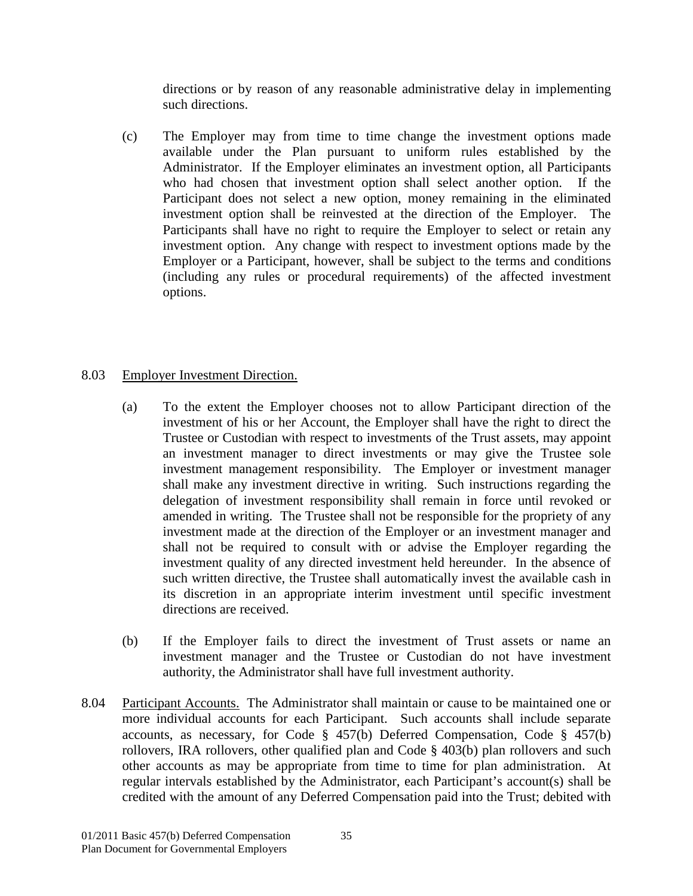directions or by reason of any reasonable administrative delay in implementing such directions.

(c) The Employer may from time to time change the investment options made available under the Plan pursuant to uniform rules established by the Administrator. If the Employer eliminates an investment option, all Participants who had chosen that investment option shall select another option. If the Participant does not select a new option, money remaining in the eliminated investment option shall be reinvested at the direction of the Employer. The Participants shall have no right to require the Employer to select or retain any investment option. Any change with respect to investment options made by the Employer or a Participant, however, shall be subject to the terms and conditions (including any rules or procedural requirements) of the affected investment options.

8.03 Employer Investment Direction.

(a) To the extent the Employer chooses not to allow Participant direction of the investment of his or her Account, the Employer shall have the right to direct the Trustee or Custodian with respect to investments of the Trust assets, may appoint an investment manager to direct investments or may give the Trustee sole investment management responsibility. The Employer or investment manager shall make any investment directive in writing. Such instructions regarding the delegation of investment responsibility shall remain in force until revoked or amended in writing. The Trustee shall not be responsible for the propriety of any investment made at the direction of the Employer or an investment manager and shall not be required to consult with or advise the Employer regarding the investment quality of any directed investment held hereunder. In the absence of such written directive, the Trustee shall automatically invest the available cash in its discretion in an appropriate interim investment until specific investment directions are received.

(b) If the Employer fails to direct the investment of Trust assets or name an investment manager and the Trustee or Custodian do not have investment authority, the Administrator shall have full investment authority.

8.04 Participant Accounts. The Administrator shall maintain or cause to be maintained one or more individual accounts for each Participant. Such accounts shall include separate accounts, as necessary, for Code § 457(b) Deferred Compensation, Code § 457(b) rollovers, IRA rollovers, other qualified plan and Code § 403(b) plan rollovers and such other accounts as may be appropriate from time to time for plan administration. At regular intervals established by the Administrator, each Participant's account(s) shall be credited with the amount of any Deferred Compensation paid into the Trust; debited with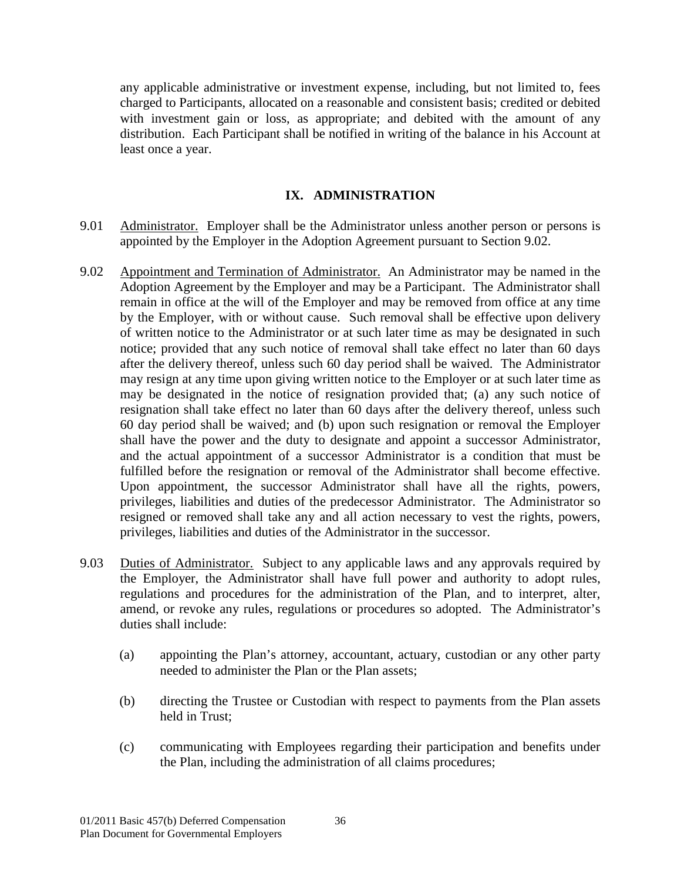any applicable administrative or investment expense, including, but not limited to, fees charged to Participants, allocated on a reasonable and consistent basis; credited or debited with investment gain or loss, as appropriate; and debited with the amount of any distribution. Each Participant shall be notified in writing of the balance in his Account at least once a year.

## IX. ADMINISTRATION

9.01 Administrator. Employer shall be the Administrator unless another person or persons is appointed by the Employer in the Adoption Agreement pursuant to Section 9.02.

9.02 Appointment and Termination of Administrator. An Administrator may be named in the Adoption Agreement by the Employer and may be a Participant. The Administrator shall remain in office at the will of the Employer and may be removed from office at any time by the Employer, with or without cause. Such removal shall be effective upon delivery of written notice to the Administrator or at such later time as may be designated in such notice; provided that any such notice of removal shall take effect no later than 60 days after the delivery thereof, unless such 60 day period shall be waived. The Administrator may resign at any time upon giving written notice to the Employer or at such later time as may be designated in the notice of resignation provided that; (a) any such notice of resignation shall take effect no later than 60 days after the delivery thereof, unless such 60 day period shall be waived; and (b) upon such resignation or removal the Employer shall have the power and the duty to designate and appoint a successor Administrator, and the actual appointment of a successor Administrator is a condition that must be fulfilled before the resignation or removal of the Administrator shall become effective. Upon appointment, the successor Administrator shall have all the rights, powers, privileges, liabilities and duties of the predecessor Administrator. The Administrator so resigned or removed shall take any and all action necessary to vest the rights, powers, privileges, liabilities and duties of the Administrator in the successor.

9.03 Duties of Administrator. Subject to any applicable laws and any approvals required by the Employer, the Administrator shall have full power and authority to adopt rules, regulations and procedures for the administration of the Plan, and to interpret, alter, amend, or revoke any rules, regulations or procedures so adopted. The Administrator's duties shall include:

(a) appointing the Plan's attorney, accountant, actuary, custodian or any other party needed to administer the Plan or the Plan assets;

(b) directing the Trustee or Custodian with respect to payments from the Plan assets held in Trust;

(c) communicating with Employees regarding their participation and benefits under the Plan, including the administration of all claims procedures;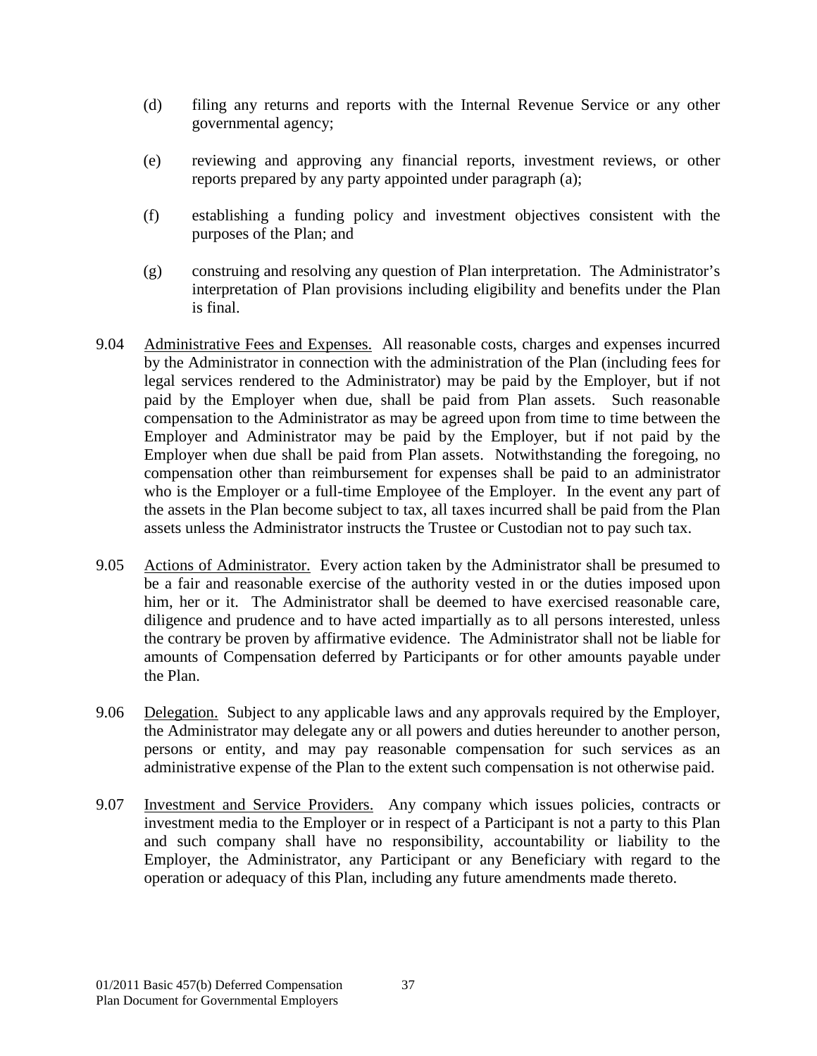(d) filing any returns and reports with the Internal Revenue Service or any other governmental agency;

(e) reviewing and approving any financial reports, investment reviews, or other reports prepared by any party appointed under paragraph (a);

(f) establishing a funding policy and investment objectives consistent with the purposes of the Plan; and

(g) construing and resolving any question of Plan interpretation. The Administrator's interpretation of Plan provisions including eligibility and benefits under the Plan is final.

9.04 <u>Administrative Fees and Expenses.</u> All reasonable costs, charges and expenses incurred by the Administrator in connection with the administration of the Plan (including fees for legal services rendered to the Administrator) may be paid by the Employer, but if not paid by the Employer when due, shall be paid from Plan assets. Such reasonable compensation to the Administrator as may be agreed upon from time to time between the Employer and Administrator may be paid by the Employer, but if not paid by the Employer when due shall be paid from Plan assets. Notwithstanding the foregoing, no compensation other than reimbursement for expenses shall be paid to an administrator who is the Employer or a full-time Employee of the Employer. In the event any part of the assets in the Plan become subject to tax, all taxes incurred shall be paid from the Plan assets unless the Administrator instructs the Trustee or Custodian not to pay such tax.

9.05 <u>Actions of Administrator.</u> Every action taken by the Administrator shall be presumed to be a fair and reasonable exercise of the authority vested in or the duties imposed upon him, her or it. The Administrator shall be deemed to have exercised reasonable care, diligence and prudence and to have acted impartially as to all persons interested, unless the contrary be proven by affirmative evidence. The Administrator shall not be liable for amounts of Compensation deferred by Participants or for other amounts payable under the Plan.

9.06 <u>Delegation.</u> Subject to any applicable laws and any approvals required by the Employer, the Administrator may delegate any or all powers and duties hereunder to another person, persons or entity, and may pay reasonable compensation for such services as an administrative expense of the Plan to the extent such compensation is not otherwise paid.

9.07 <u>Investment and Service Providers.</u> Any company which issues policies, contracts or investment media to the Employer or in respect of a Participant is not a party to this Plan and such company shall have no responsibility, accountability or liability to the Employer, the Administrator, any Participant or any Beneficiary with regard to the operation or adequacy of this Plan, including any future amendments made thereto.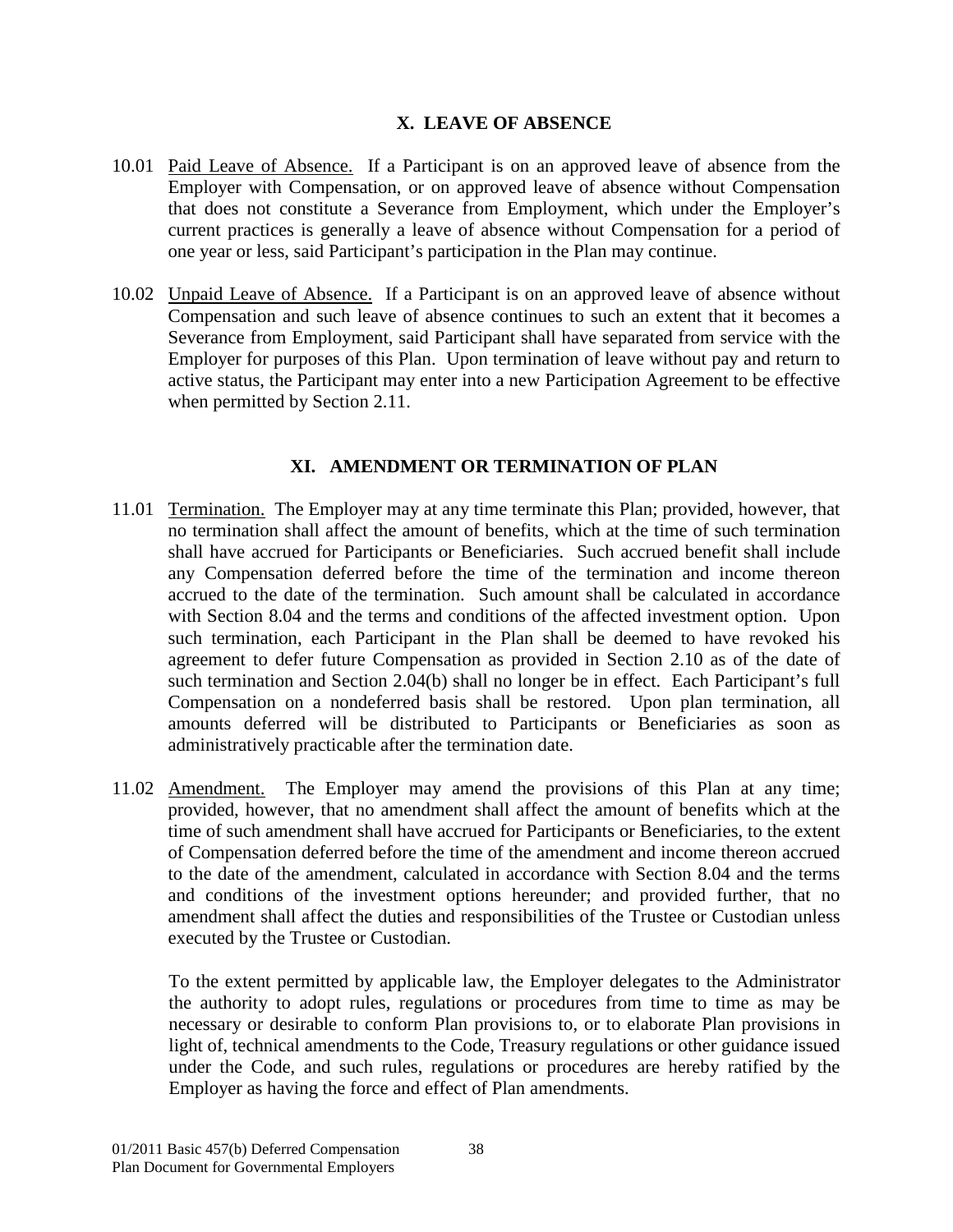## X. LEAVE OF ABSENCE

10.01 Paid Leave of Absence. If a Participant is on an approved leave of absence from the Employer with Compensation, or on approved leave of absence without Compensation that does not constitute a Severance from Employment, which under the Employer's current practices is generally a leave of absence without Compensation for a period of one year or less, said Participant's participation in the Plan may continue.

10.02 Unpaid Leave of Absence. If a Participant is on an approved leave of absence without Compensation and such leave of absence continues to such an extent that it becomes a Severance from Employment, said Participant shall have separated from service with the Employer for purposes of this Plan. Upon termination of leave without pay and return to active status, the Participant may enter into a new Participation Agreement to be effective when permitted by Section 2.11.

## XI. AMENDMENT OR TERMINATION OF PLAN

11.01 Termination. The Employer may at any time terminate this Plan; provided, however, that no termination shall affect the amount of benefits, which at the time of such termination shall have accrued for Participants or Beneficiaries. Such accrued benefit shall include any Compensation deferred before the time of the termination and income thereon accrued to the date of the termination. Such amount shall be calculated in accordance with Section 8.04 and the terms and conditions of the affected investment option. Upon such termination, each Participant in the Plan shall be deemed to have revoked his agreement to defer future Compensation as provided in Section 2.10 as of the date of such termination and Section 2.04(b) shall no longer be in effect. Each Participant's full Compensation on a nondeferred basis shall be restored. Upon plan termination, all amounts deferred will be distributed to Participants or Beneficiaries as soon as administratively practicable after the termination date.

11.02 Amendment. The Employer may amend the provisions of this Plan at any time; provided, however, that no amendment shall affect the amount of benefits which at the time of such amendment shall have accrued for Participants or Beneficiaries, to the extent of Compensation deferred before the time of the amendment and income thereon accrued to the date of the amendment, calculated in accordance with Section 8.04 and the terms and conditions of the investment options hereunder; and provided further, that no amendment shall affect the duties and responsibilities of the Trustee or Custodian unless executed by the Trustee or Custodian.

To the extent permitted by applicable law, the Employer delegates to the Administrator the authority to adopt rules, regulations or procedures from time to time as may be necessary or desirable to conform Plan provisions to, or to elaborate Plan provisions in light of, technical amendments to the Code, Treasury regulations or other guidance issued under the Code, and such rules, regulations or procedures are hereby ratified by the Employer as having the force and effect of Plan amendments.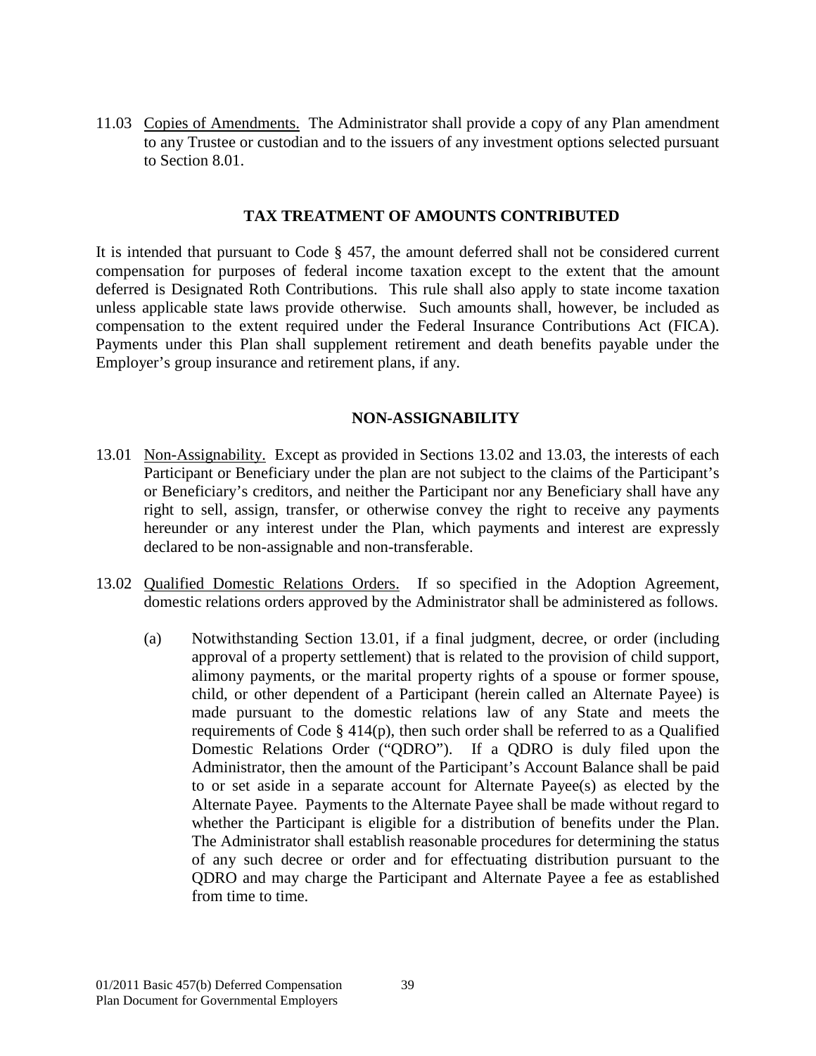11.03 Copies of Amendments. The Administrator shall provide a copy of any Plan amendment to any Trustee or custodian and to the issuers of any investment options selected pursuant to Section 8.01.

## TAX TREATMENT OF AMOUNTS CONTRIBUTED

It is intended that pursuant to Code § 457, the amount deferred shall not be considered current compensation for purposes of federal income taxation except to the extent that the amount deferred is Designated Roth Contributions. This rule shall also apply to state income taxation unless applicable state laws provide otherwise. Such amounts shall, however, be included as compensation to the extent required under the Federal Insurance Contributions Act (FICA). Payments under this Plan shall supplement retirement and death benefits payable under the Employer's group insurance and retirement plans, if any.

## NON-ASSIGNABILITY

13.01 Non-Assignability. Except as provided in Sections 13.02 and 13.03, the interests of each Participant or Beneficiary under the plan are not subject to the claims of the Participant's or Beneficiary's creditors, and neither the Participant nor any Beneficiary shall have any right to sell, assign, transfer, or otherwise convey the right to receive any payments hereunder or any interest under the Plan, which payments and interest are expressly declared to be non-assignable and non-transferable.

13.02 Qualified Domestic Relations Orders. If so specified in the Adoption Agreement, domestic relations orders approved by the Administrator shall be administered as follows.

(a) Notwithstanding Section 13.01, if a final judgment, decree, or order (including approval of a property settlement) that is related to the provision of child support, alimony payments, or the marital property rights of a spouse or former spouse, child, or other dependent of a Participant (herein called an Alternate Payee) is made pursuant to the domestic relations law of any State and meets the requirements of Code § 414(p), then such order shall be referred to as a Qualified Domestic Relations Order ("QDRO"). If a QDRO is duly filed upon the Administrator, then the amount of the Participant's Account Balance shall be paid to or set aside in a separate account for Alternate Payee(s) as elected by the Alternate Payee. Payments to the Alternate Payee shall be made without regard to whether the Participant is eligible for a distribution of benefits under the Plan. The Administrator shall establish reasonable procedures for determining the status of any such decree or order and for effectuating distribution pursuant to the QDRO and may charge the Participant and Alternate Payee a fee as established from time to time.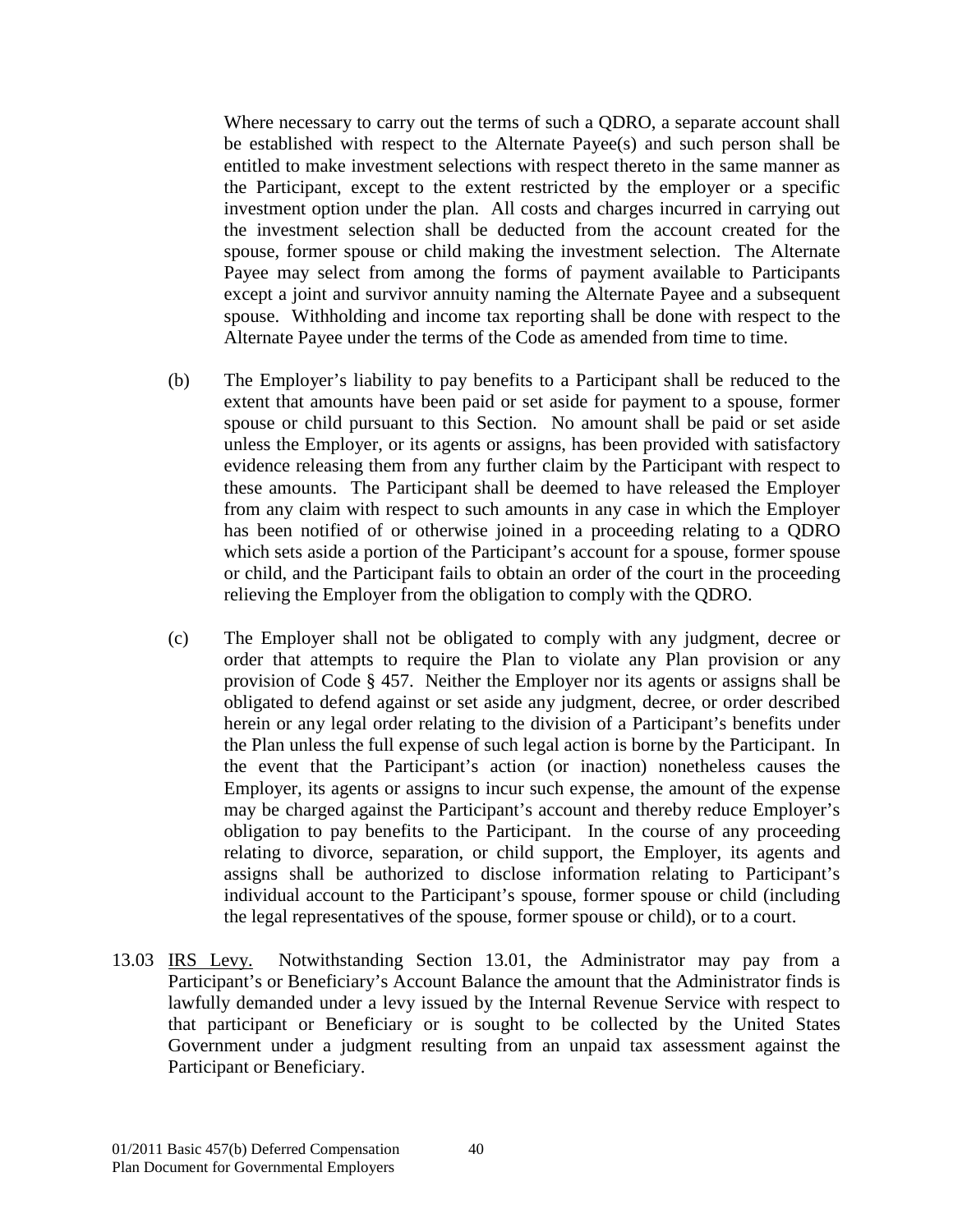Where necessary to carry out the terms of such a QDRO, a separate account shall be established with respect to the Alternate Payee(s) and such person shall be entitled to make investment selections with respect thereto in the same manner as the Participant, except to the extent restricted by the employer or a specific investment option under the plan. All costs and charges incurred in carrying out the investment selection shall be deducted from the account created for the spouse, former spouse or child making the investment selection. The Alternate Payee may select from among the forms of payment available to Participants except a joint and survivor annuity naming the Alternate Payee and a subsequent spouse. Withholding and income tax reporting shall be done with respect to the Alternate Payee under the terms of the Code as amended from time to time.

(b) The Employer's liability to pay benefits to a Participant shall be reduced to the extent that amounts have been paid or set aside for payment to a spouse, former spouse or child pursuant to this Section. No amount shall be paid or set aside unless the Employer, or its agents or assigns, has been provided with satisfactory evidence releasing them from any further claim by the Participant with respect to these amounts. The Participant shall be deemed to have released the Employer from any claim with respect to such amounts in any case in which the Employer has been notified of or otherwise joined in a proceeding relating to a QDRO which sets aside a portion of the Participant's account for a spouse, former spouse or child, and the Participant fails to obtain an order of the court in the proceeding relieving the Employer from the obligation to comply with the QDRO.

(c) The Employer shall not be obligated to comply with any judgment, decree or order that attempts to require the Plan to violate any Plan provision or any provision of Code § 457. Neither the Employer nor its agents or assigns shall be obligated to defend against or set aside any judgment, decree, or order described herein or any legal order relating to the division of a Participant's benefits under the Plan unless the full expense of such legal action is borne by the Participant. In the event that the Participant's action (or inaction) nonetheless causes the Employer, its agents or assigns to incur such expense, the amount of the expense may be charged against the Participant's account and thereby reduce Employer's obligation to pay benefits to the Participant. In the course of any proceeding relating to divorce, separation, or child support, the Employer, its agents and assigns shall be authorized to disclose information relating to Participant's individual account to the Participant's spouse, former spouse or child (including the legal representatives of the spouse, former spouse or child), or to a court.

13.03 IRS Levy. Notwithstanding Section 13.01, the Administrator may pay from a Participant's or Beneficiary's Account Balance the amount that the Administrator finds is lawfully demanded under a levy issued by the Internal Revenue Service with respect to that participant or Beneficiary or is sought to be collected by the United States Government under a judgment resulting from an unpaid tax assessment against the Participant or Beneficiary.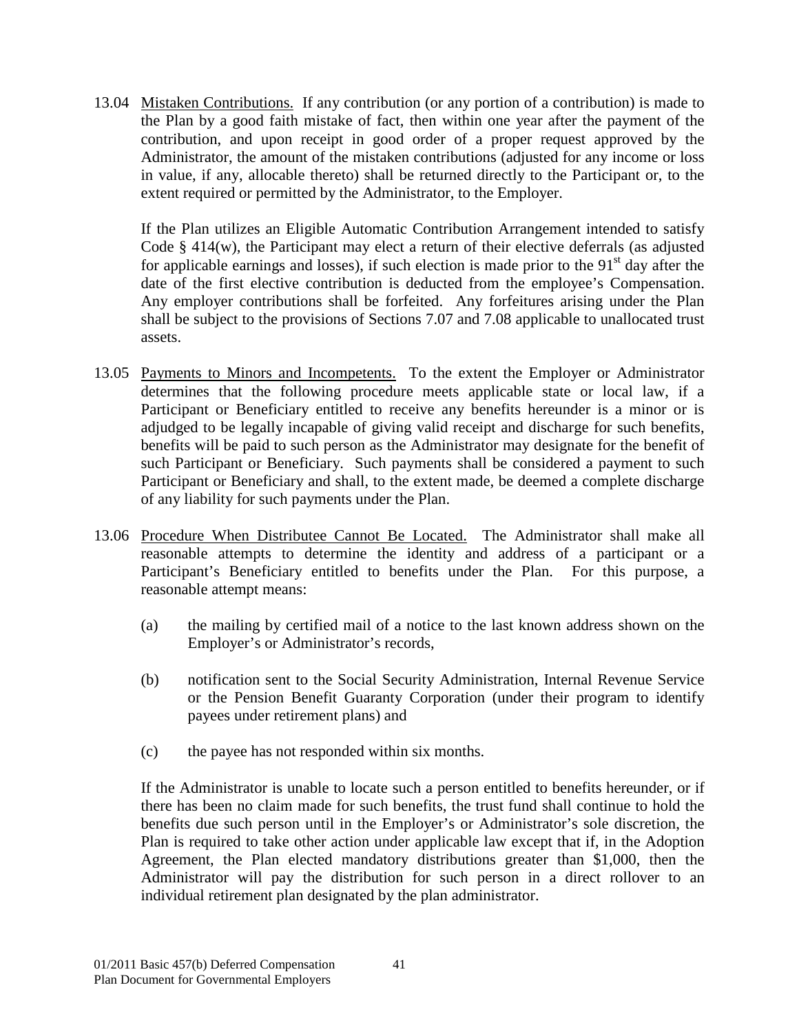13.04 Mistaken Contributions. If any contribution (or any portion of a contribution) is made to the Plan by a good faith mistake of fact, then within one year after the payment of the contribution, and upon receipt in good order of a proper request approved by the Administrator, the amount of the mistaken contributions (adjusted for any income or loss in value, if any, allocable thereto) shall be returned directly to the Participant or, to the extent required or permitted by the Administrator, to the Employer.

If the Plan utilizes an Eligible Automatic Contribution Arrangement intended to satisfy Code § 414(w), the Participant may elect a return of their elective deferrals (as adjusted for applicable earnings and losses), if such election is made prior to the 91st day after the date of the first elective contribution is deducted from the employee's Compensation. Any employer contributions shall be forfeited. Any forfeitures arising under the Plan shall be subject to the provisions of Sections 7.07 and 7.08 applicable to unallocated trust assets.

13.05 Payments to Minors and Incompetents. To the extent the Employer or Administrator determines that the following procedure meets applicable state or local law, if a Participant or Beneficiary entitled to receive any benefits hereunder is a minor or is adjudged to be legally incapable of giving valid receipt and discharge for such benefits, benefits will be paid to such person as the Administrator may designate for the benefit of such Participant or Beneficiary. Such payments shall be considered a payment to such Participant or Beneficiary and shall, to the extent made, be deemed a complete discharge of any liability for such payments under the Plan.

13.06 Procedure When Distributee Cannot Be Located. The Administrator shall make all reasonable attempts to determine the identity and address of a participant or a Participant's Beneficiary entitled to benefits under the Plan. For this purpose, a reasonable attempt means:

(a) the mailing by certified mail of a notice to the last known address shown on the Employer's or Administrator's records,

(b) notification sent to the Social Security Administration, Internal Revenue Service or the Pension Benefit Guaranty Corporation (under their program to identify payees under retirement plans) and

(c) the payee has not responded within six months.

If the Administrator is unable to locate such a person entitled to benefits hereunder, or if there has been no claim made for such benefits, the trust fund shall continue to hold the benefits due such person until in the Employer's or Administrator's sole discretion, the Plan is required to take other action under applicable law except that if, in the Adoption Agreement, the Plan elected mandatory distributions greater than $1,000, then the Administrator will pay the distribution for such person in a direct rollover to an individual retirement plan designated by the plan administrator.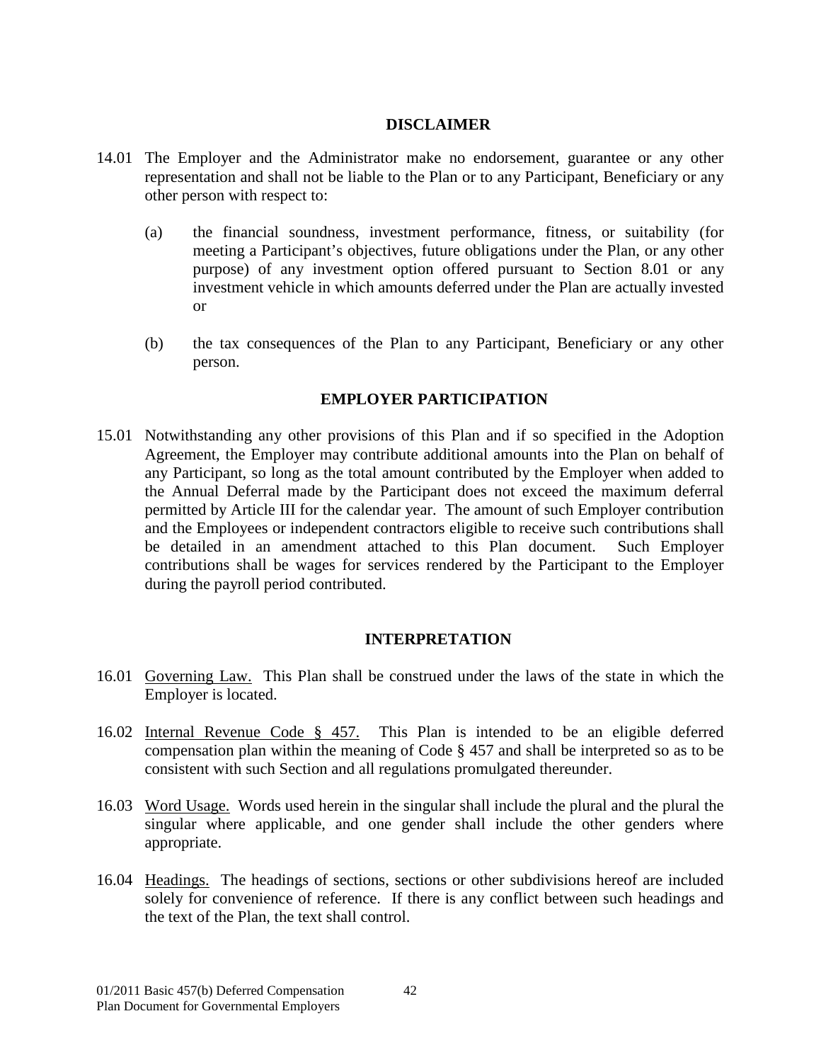## DISCLAIMER

14.01 The Employer and the Administrator make no endorsement, guarantee or any other representation and shall not be liable to the Plan or to any Participant, Beneficiary or any other person with respect to:

(a) the financial soundness, investment performance, fitness, or suitability (for meeting a Participant's objectives, future obligations under the Plan, or any other purpose) of any investment option offered pursuant to Section 8.01 or any investment vehicle in which amounts deferred under the Plan are actually invested or

(b) the tax consequences of the Plan to any Participant, Beneficiary or any other person.

## EMPLOYER PARTICIPATION

15.01 Notwithstanding any other provisions of this Plan and if so specified in the Adoption Agreement, the Employer may contribute additional amounts into the Plan on behalf of any Participant, so long as the total amount contributed by the Employer when added to the Annual Deferral made by the Participant does not exceed the maximum deferral permitted by Article III for the calendar year. The amount of such Employer contribution and the Employees or independent contractors eligible to receive such contributions shall be detailed in an amendment attached to this Plan document. Such Employer contributions shall be wages for services rendered by the Participant to the Employer during the payroll period contributed.

## INTERPRETATION

16.01 Governing Law. This Plan shall be construed under the laws of the state in which the Employer is located.

16.02 Internal Revenue Code § 457. This Plan is intended to be an eligible deferred compensation plan within the meaning of Code § 457 and shall be interpreted so as to be consistent with such Section and all regulations promulgated thereunder.

16.03 Word Usage. Words used herein in the singular shall include the plural and the plural the singular where applicable, and one gender shall include the other genders where appropriate.

16.04 Headings. The headings of sections, sections or other subdivisions hereof are included solely for convenience of reference. If there is any conflict between such headings and the text of the Plan, the text shall control.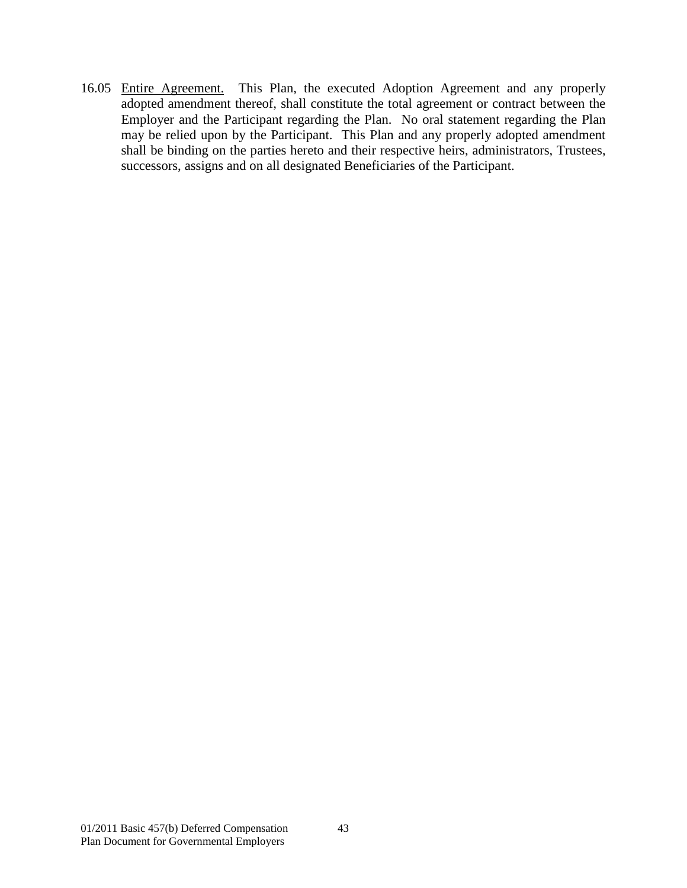16.05 Entire Agreement. This Plan, the executed Adoption Agreement and any properly adopted amendment thereof, shall constitute the total agreement or contract between the Employer and the Participant regarding the Plan. No oral statement regarding the Plan may be relied upon by the Participant. This Plan and any properly adopted amendment shall be binding on the parties hereto and their respective heirs, administrators, Trustees, successors, assigns and on all designated Beneficiaries of the Participant.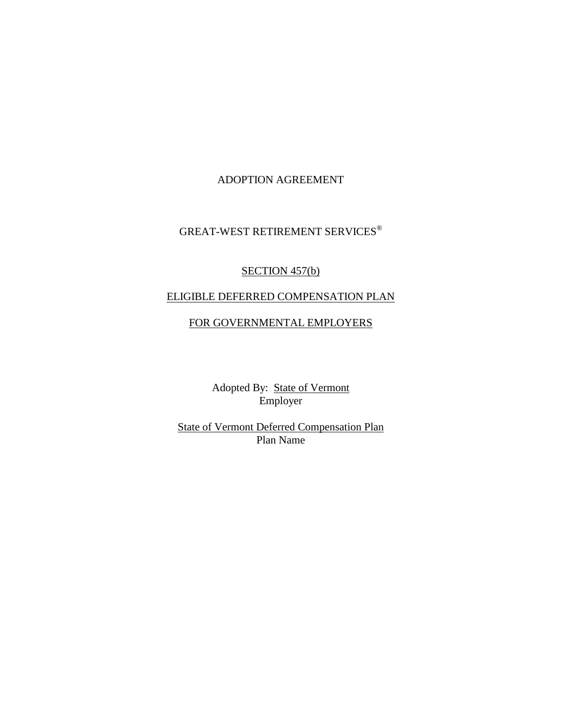# ADOPTION AGREEMENT

## GREAT-WEST RETIREMENT SERVICES®

## SECTION 457(b)

## ELIGIBLE DEFERRED COMPENSATION PLAN

## FOR GOVERNMENTAL EMPLOYERS

Adopted By: State of Vermont
Employer

State of Vermont Deferred Compensation Plan
Plan Name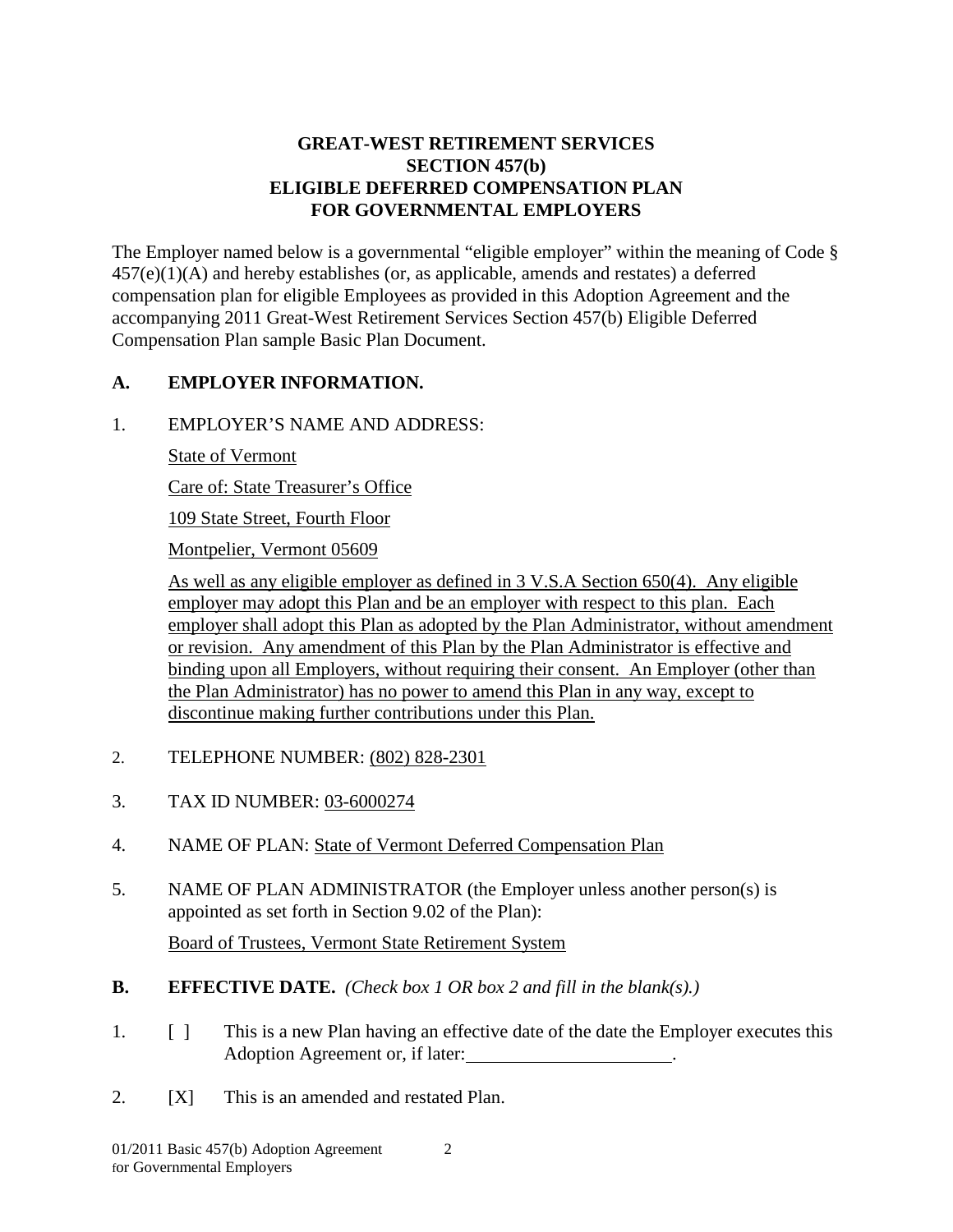**GREAT-WEST RETIREMENT SERVICES**
**SECTION 457(b)**
**ELIGIBLE DEFERRED COMPENSATION PLAN**
**FOR GOVERNMENTAL EMPLOYERS**

The Employer named below is a governmental "eligible employer" within the meaning of Code § 457(e)(1)(A) and hereby establishes (or, as applicable, amends and restates) a deferred compensation plan for eligible Employees as provided in this Adoption Agreement and the accompanying 2011 Great-West Retirement Services Section 457(b) Eligible Deferred Compensation Plan sample Basic Plan Document.

## A. EMPLOYER INFORMATION.

1. EMPLOYER'S NAME AND ADDRESS:

   State of Vermont

   Care of: State Treasurer's Office

   109 State Street, Fourth Floor

   Montpelier, Vermont 05609

   As well as any eligible employer as defined in 3 V.S.A Section 650(4). Any eligible employer may adopt this Plan and be an employer with respect to this plan. Each employer shall adopt this Plan as adopted by the Plan Administrator, without amendment or revision. Any amendment of this Plan by the Plan Administrator is effective and binding upon all Employers, without requiring their consent. An Employer (other than the Plan Administrator) has no power to amend this Plan in any way, except to discontinue making further contributions under this Plan.

2. TELEPHONE NUMBER: (802) 828-2301

3. TAX ID NUMBER: 03-6000274

4. NAME OF PLAN: State of Vermont Deferred Compensation Plan

5. NAME OF PLAN ADMINISTRATOR (the Employer unless another person(s) is appointed as set forth in Section 9.02 of the Plan):

   Board of Trustees, Vermont State Retirement System

## B. EFFECTIVE DATE. *(Check box 1 OR box 2 and fill in the blank(s).)*

1. [ ] This is a new Plan having an effective date of the date the Employer executes this Adoption Agreement or, if later:______________________.

2. [X] This is an amended and restated Plan.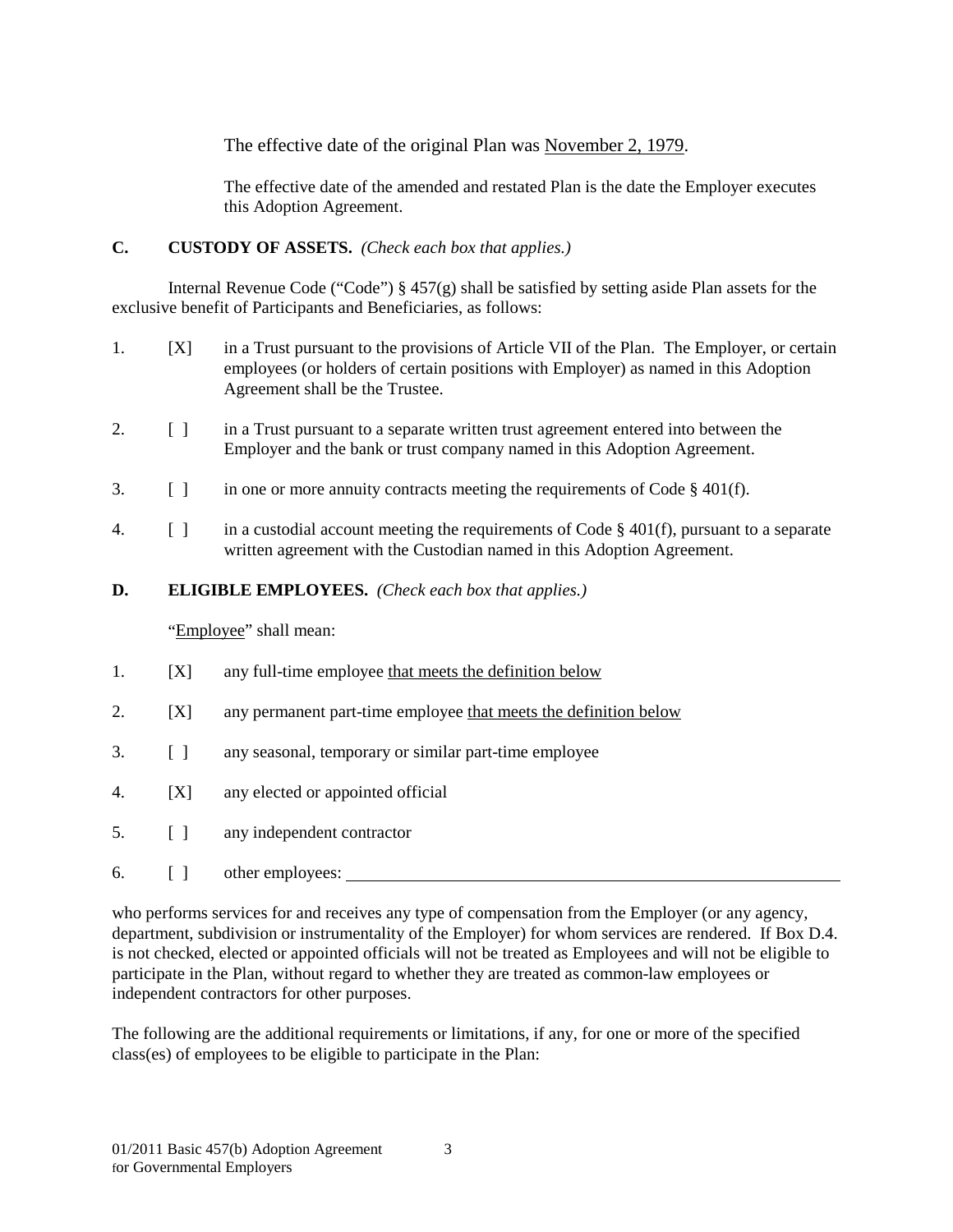The effective date of the original Plan was November 2, 1979.

The effective date of the amended and restated Plan is the date the Employer executes this Adoption Agreement.

**C. CUSTODY OF ASSETS.** *(Check each box that applies.)*

Internal Revenue Code ("Code") § 457(g) shall be satisfied by setting aside Plan assets for the exclusive benefit of Participants and Beneficiaries, as follows:

1. [X] in a Trust pursuant to the provisions of Article VII of the Plan. The Employer, or certain employees (or holders of certain positions with Employer) as named in this Adoption Agreement shall be the Trustee.

2. [ ] in a Trust pursuant to a separate written trust agreement entered into between the Employer and the bank or trust company named in this Adoption Agreement.

3. [ ] in one or more annuity contracts meeting the requirements of Code § 401(f).

4. [ ] in a custodial account meeting the requirements of Code § 401(f), pursuant to a separate written agreement with the Custodian named in this Adoption Agreement.

**D. ELIGIBLE EMPLOYEES.** *(Check each box that applies.)*

"Employee" shall mean:

1. [X] any full-time employee that meets the definition below

2. [X] any permanent part-time employee that meets the definition below

3. [ ] any seasonal, temporary or similar part-time employee

4. [X] any elected or appointed official

5. [ ] any independent contractor

6. [ ] other employees: ______________________________

who performs services for and receives any type of compensation from the Employer (or any agency, department, subdivision or instrumentality of the Employer) for whom services are rendered. If Box D.4. is not checked, elected or appointed officials will not be treated as Employees and will not be eligible to participate in the Plan, without regard to whether they are treated as common-law employees or independent contractors for other purposes.

The following are the additional requirements or limitations, if any, for one or more of the specified class(es) of employees to be eligible to participate in the Plan: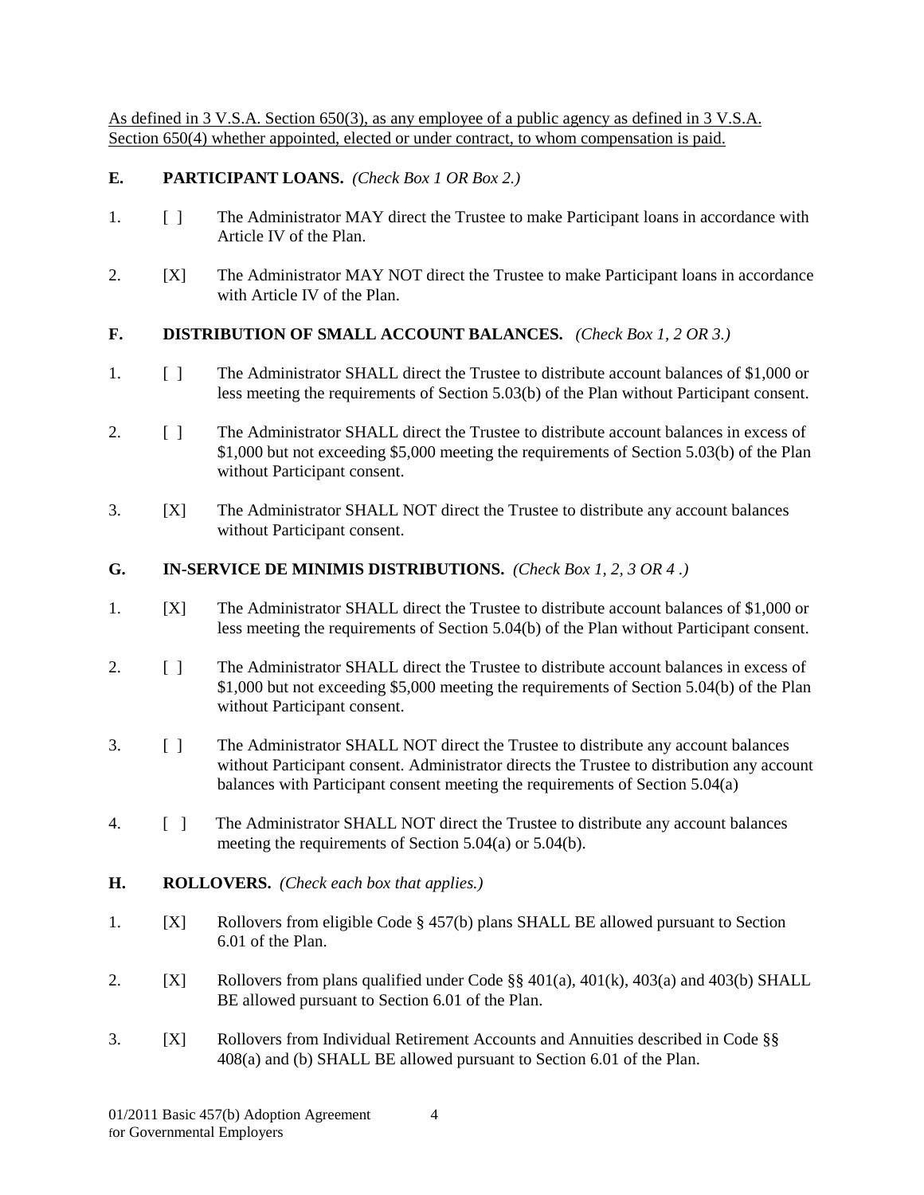As defined in 3 V.S.A. Section 650(3), as any employee of a public agency as defined in 3 V.S.A. Section 650(4) whether appointed, elected or under contract, to whom compensation is paid.

**E. PARTICIPANT LOANS.** *(Check Box 1 OR Box 2.)*

1. [ ] The Administrator MAY direct the Trustee to make Participant loans in accordance with Article IV of the Plan.

2. [X] The Administrator MAY NOT direct the Trustee to make Participant loans in accordance with Article IV of the Plan.

**F. DISTRIBUTION OF SMALL ACCOUNT BALANCES.** *(Check Box 1, 2 OR 3.)*

1. [ ] The Administrator SHALL direct the Trustee to distribute account balances of $1,000 or less meeting the requirements of Section 5.03(b) of the Plan without Participant consent.

2. [ ] The Administrator SHALL direct the Trustee to distribute account balances in excess of $1,000 but not exceeding $5,000 meeting the requirements of Section 5.03(b) of the Plan without Participant consent.

3. [X] The Administrator SHALL NOT direct the Trustee to distribute any account balances without Participant consent.

**G. IN-SERVICE DE MINIMIS DISTRIBUTIONS.** *(Check Box 1, 2, 3 OR 4 .)*

1. [X] The Administrator SHALL direct the Trustee to distribute account balances of $1,000 or less meeting the requirements of Section 5.04(b) of the Plan without Participant consent.

2. [ ] The Administrator SHALL direct the Trustee to distribute account balances in excess of $1,000 but not exceeding $5,000 meeting the requirements of Section 5.04(b) of the Plan without Participant consent.

3. [ ] The Administrator SHALL NOT direct the Trustee to distribute any account balances without Participant consent. Administrator directs the Trustee to distribution any account balances with Participant consent meeting the requirements of Section 5.04(a)

4. [ ] The Administrator SHALL NOT direct the Trustee to distribute any account balances meeting the requirements of Section 5.04(a) or 5.04(b).

**H. ROLLOVERS.** *(Check each box that applies.)*

1. [X] Rollovers from eligible Code § 457(b) plans SHALL BE allowed pursuant to Section 6.01 of the Plan.

2. [X] Rollovers from plans qualified under Code §§ 401(a), 401(k), 403(a) and 403(b) SHALL BE allowed pursuant to Section 6.01 of the Plan.

3. [X] Rollovers from Individual Retirement Accounts and Annuities described in Code §§ 408(a) and (b) SHALL BE allowed pursuant to Section 6.01 of the Plan.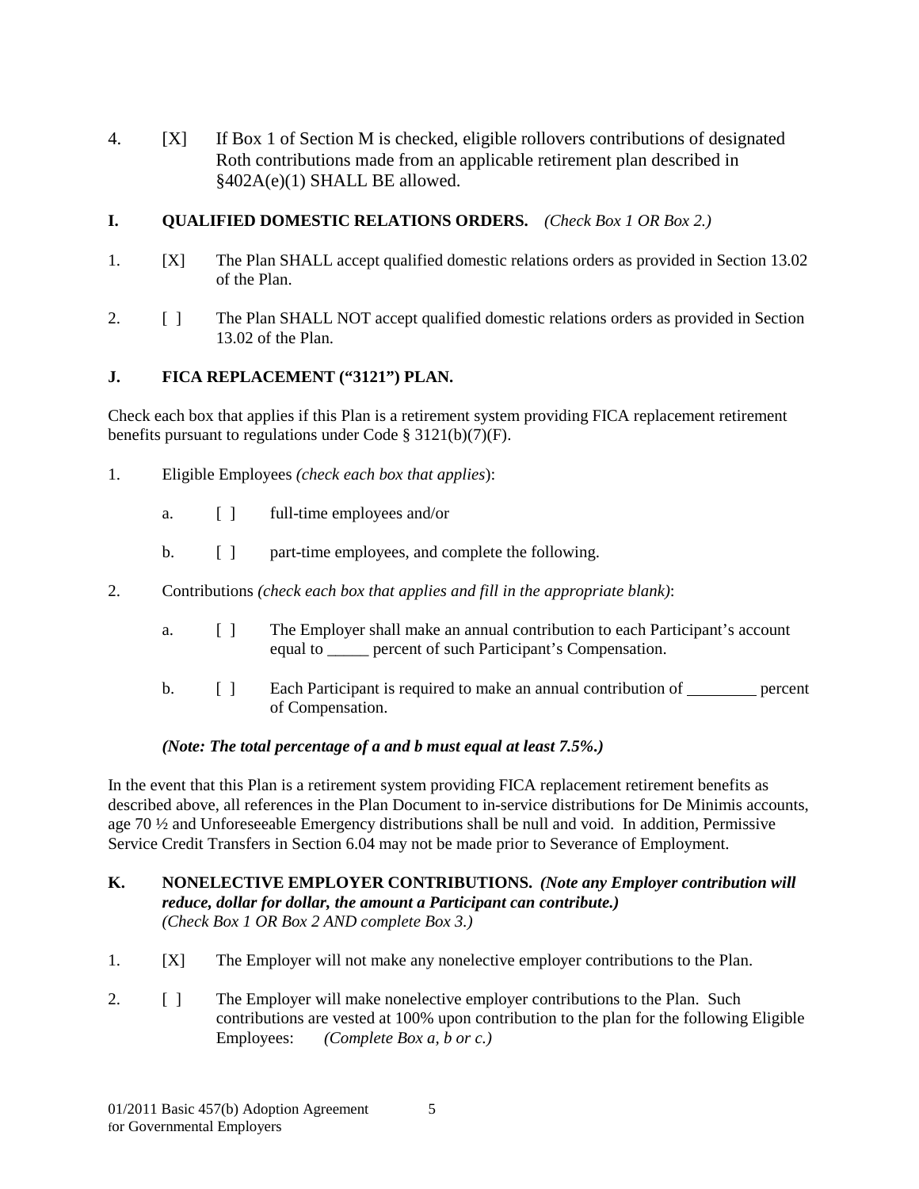4. [X] If Box 1 of Section M is checked, eligible rollovers contributions of designated Roth contributions made from an applicable retirement plan described in §402A(e)(1) SHALL BE allowed.

**I. QUALIFIED DOMESTIC RELATIONS ORDERS.** *(Check Box 1 OR Box 2.)*

1. [X] The Plan SHALL accept qualified domestic relations orders as provided in Section 13.02 of the Plan.

2. [ ] The Plan SHALL NOT accept qualified domestic relations orders as provided in Section 13.02 of the Plan.

**J. FICA REPLACEMENT ("3121") PLAN.**

Check each box that applies if this Plan is a retirement system providing FICA replacement retirement benefits pursuant to regulations under Code § 3121(b)(7)(F).

1. Eligible Employees *(check each box that applies*):

   a. [ ] full-time employees and/or

   b. [ ] part-time employees, and complete the following.

2. Contributions *(check each box that applies and fill in the appropriate blank)*:

   a. [ ] The Employer shall make an annual contribution to each Participant's account equal to _____ percent of such Participant's Compensation.

   b. [ ] Each Participant is required to make an annual contribution of ________ percent of Compensation.

   ***(Note: The total percentage of a and b must equal at least 7.5%.)***

In the event that this Plan is a retirement system providing FICA replacement retirement benefits as described above, all references in the Plan Document to in-service distributions for De Minimis accounts, age 70 ½ and Unforeseeable Emergency distributions shall be null and void. In addition, Permissive Service Credit Transfers in Section 6.04 may not be made prior to Severance of Employment.

**K. NONELECTIVE EMPLOYER CONTRIBUTIONS.** ***(Note any Employer contribution will reduce, dollar for dollar, the amount a Participant can contribute.)*** *(Check Box 1 OR Box 2 AND complete Box 3.)*

1. [X] The Employer will not make any nonelective employer contributions to the Plan.

2. [ ] The Employer will make nonelective employer contributions to the Plan. Such contributions are vested at 100% upon contribution to the plan for the following Eligible Employees: *(Complete Box a, b or c.)*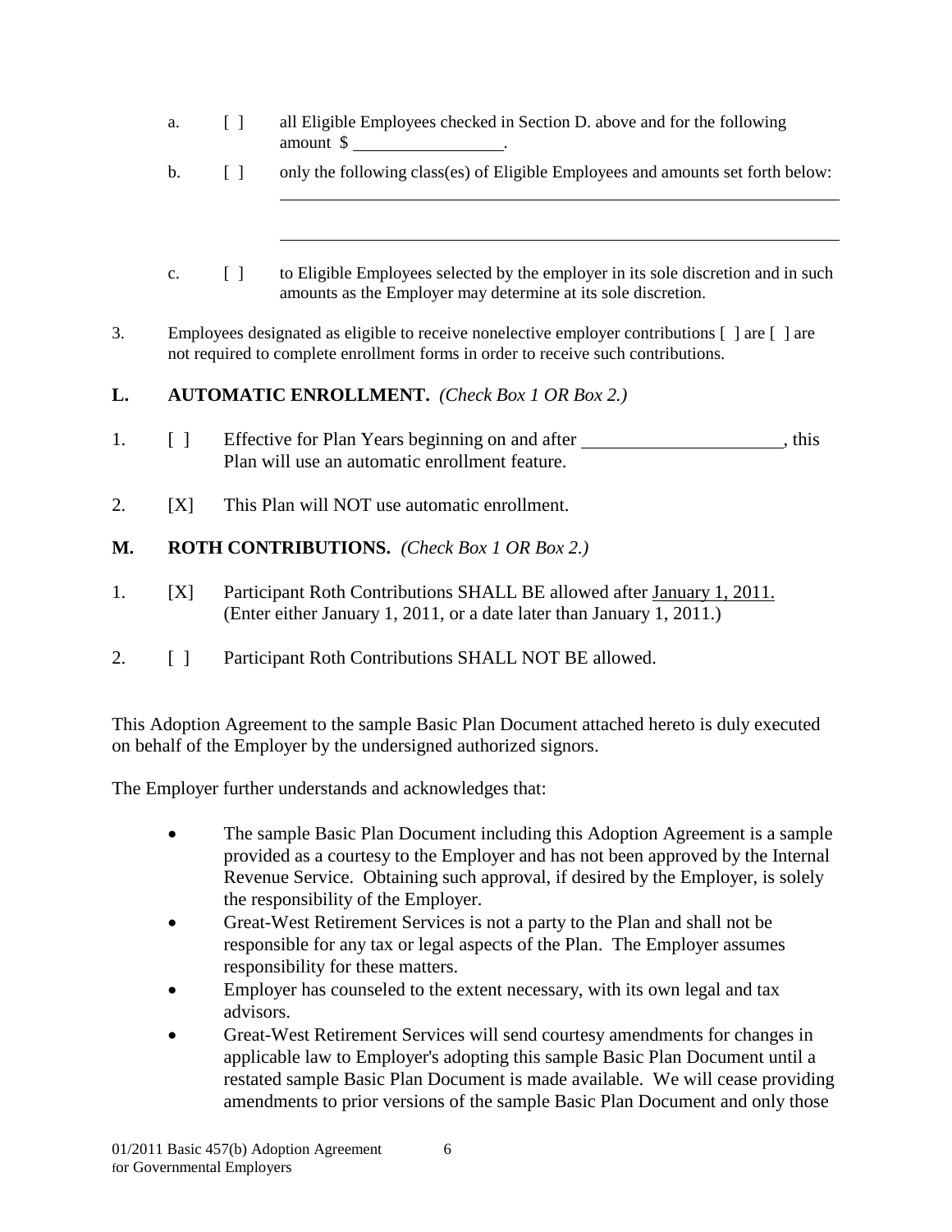a. [ ] all Eligible Employees checked in Section D. above and for the following amount $ _________________.

b. [ ] only the following class(es) of Eligible Employees and amounts set forth below:

_____________________________________________________________________

_____________________________________________________________________

c. [ ] to Eligible Employees selected by the employer in its sole discretion and in such amounts as the Employer may determine at its sole discretion.

3. Employees designated as eligible to receive nonelective employer contributions [ ] are [ ] are not required to complete enrollment forms in order to receive such contributions.

**L. AUTOMATIC ENROLLMENT.** *(Check Box 1 OR Box 2.)*

1. [ ] Effective for Plan Years beginning on and after ______________________, this Plan will use an automatic enrollment feature.

2. [X] This Plan will NOT use automatic enrollment.

**M. ROTH CONTRIBUTIONS.** *(Check Box 1 OR Box 2.)*

1. [X] Participant Roth Contributions SHALL BE allowed after <u>January 1, 2011.</u> (Enter either January 1, 2011, or a date later than January 1, 2011.)

2. [ ] Participant Roth Contributions SHALL NOT BE allowed.

This Adoption Agreement to the sample Basic Plan Document attached hereto is duly executed on behalf of the Employer by the undersigned authorized signors.

The Employer further understands and acknowledges that:

- The sample Basic Plan Document including this Adoption Agreement is a sample provided as a courtesy to the Employer and has not been approved by the Internal Revenue Service. Obtaining such approval, if desired by the Employer, is solely the responsibility of the Employer.
- Great-West Retirement Services is not a party to the Plan and shall not be responsible for any tax or legal aspects of the Plan. The Employer assumes responsibility for these matters.
- Employer has counseled to the extent necessary, with its own legal and tax advisors.
- Great-West Retirement Services will send courtesy amendments for changes in applicable law to Employer's adopting this sample Basic Plan Document until a restated sample Basic Plan Document is made available. We will cease providing amendments to prior versions of the sample Basic Plan Document and only those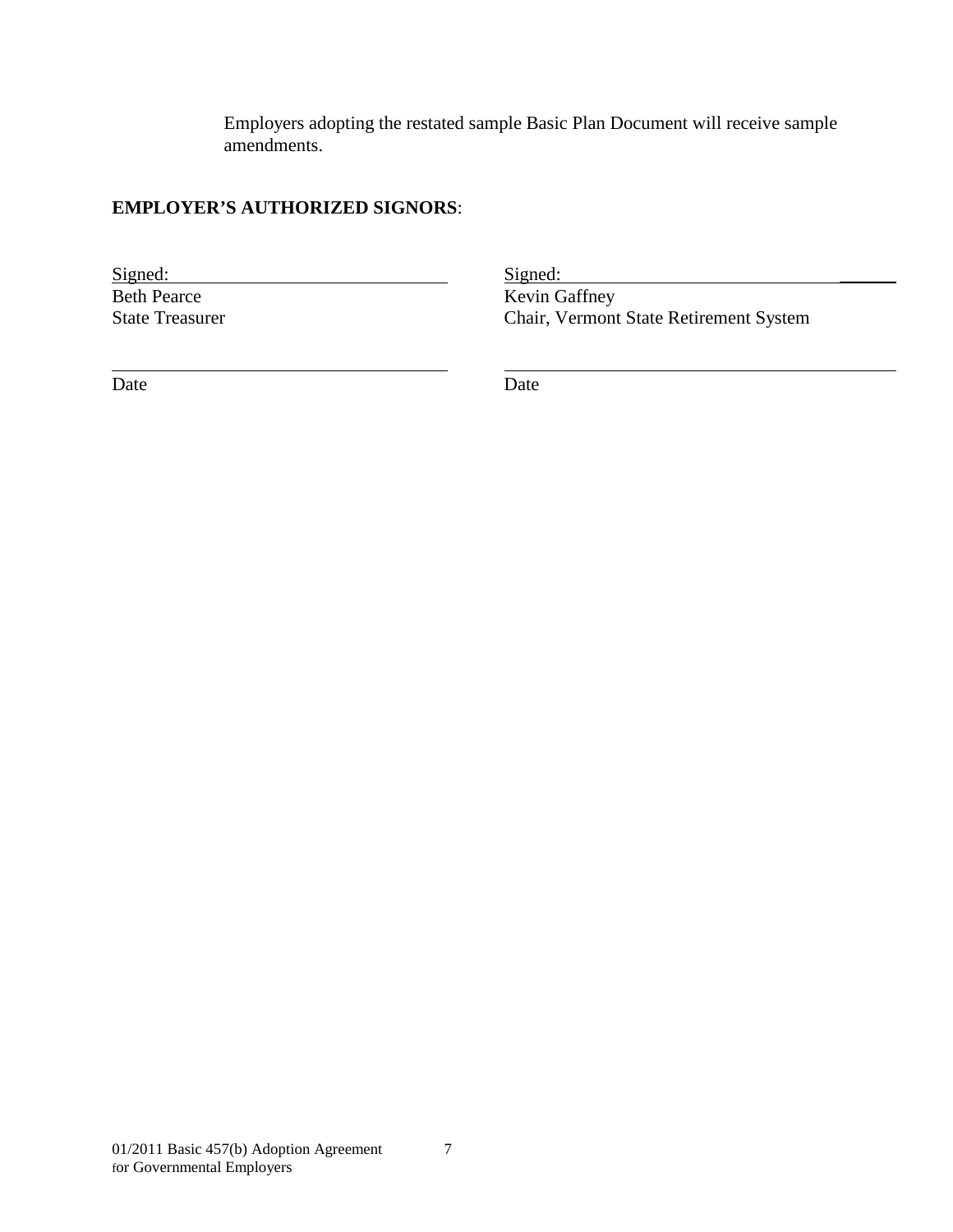Employers adopting the restated sample Basic Plan Document will receive sample amendments.

**EMPLOYER'S AUTHORIZED SIGNORS**:

| Signed: ______________________________ | Signed: ______________________________ |
|---|---|
| Beth Pearce | Kevin Gaffney |
| State Treasurer | Chair, Vermont State Retirement System |
| ______________________________ | ______________________________ |
| Date | Date |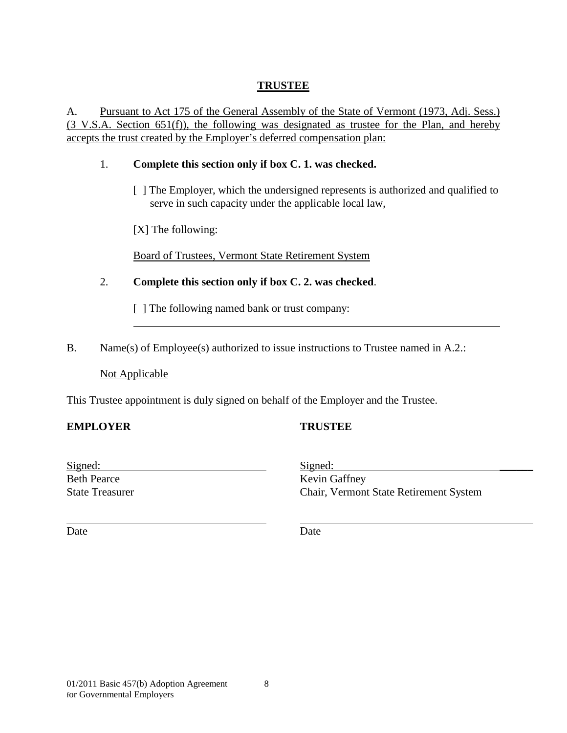# TRUSTEE

A. Pursuant to Act 175 of the General Assembly of the State of Vermont (1973, Adj. Sess.) (3 V.S.A. Section 651(f)), the following was designated as trustee for the Plan, and hereby accepts the trust created by the Employer's deferred compensation plan:

1. **Complete this section only if box C. 1. was checked.**

   [ ] The Employer, which the undersigned represents is authorized and qualified to serve in such capacity under the applicable local law,

   [X] The following:

   Board of Trustees, Vermont State Retirement System

2. **Complete this section only if box C. 2. was checked**.

   [ ] The following named bank or trust company:

   \_\_\_\_\_\_\_\_\_\_\_\_\_\_\_\_\_\_\_\_\_\_\_\_\_\_\_\_\_\_\_\_\_\_\_\_\_\_\_\_\_\_\_\_

B. Name(s) of Employee(s) authorized to issue instructions to Trustee named in A.2.:

   Not Applicable

This Trustee appointment is duly signed on behalf of the Employer and the Trustee.

| **EMPLOYER** | **TRUSTEE** |
|---|---|
| Signed: \_\_\_\_\_\_\_\_\_\_\_\_\_\_\_\_\_\_\_\_ | Signed: \_\_\_\_\_\_\_\_\_\_\_\_\_\_\_\_\_\_\_\_ |
| Beth Pearce | Kevin Gaffney |
| State Treasurer | Chair, Vermont State Retirement System |
| \_\_\_\_\_\_\_\_\_\_\_\_\_\_\_\_\_\_\_\_ | \_\_\_\_\_\_\_\_\_\_\_\_\_\_\_\_\_\_\_\_ |
| Date | Date |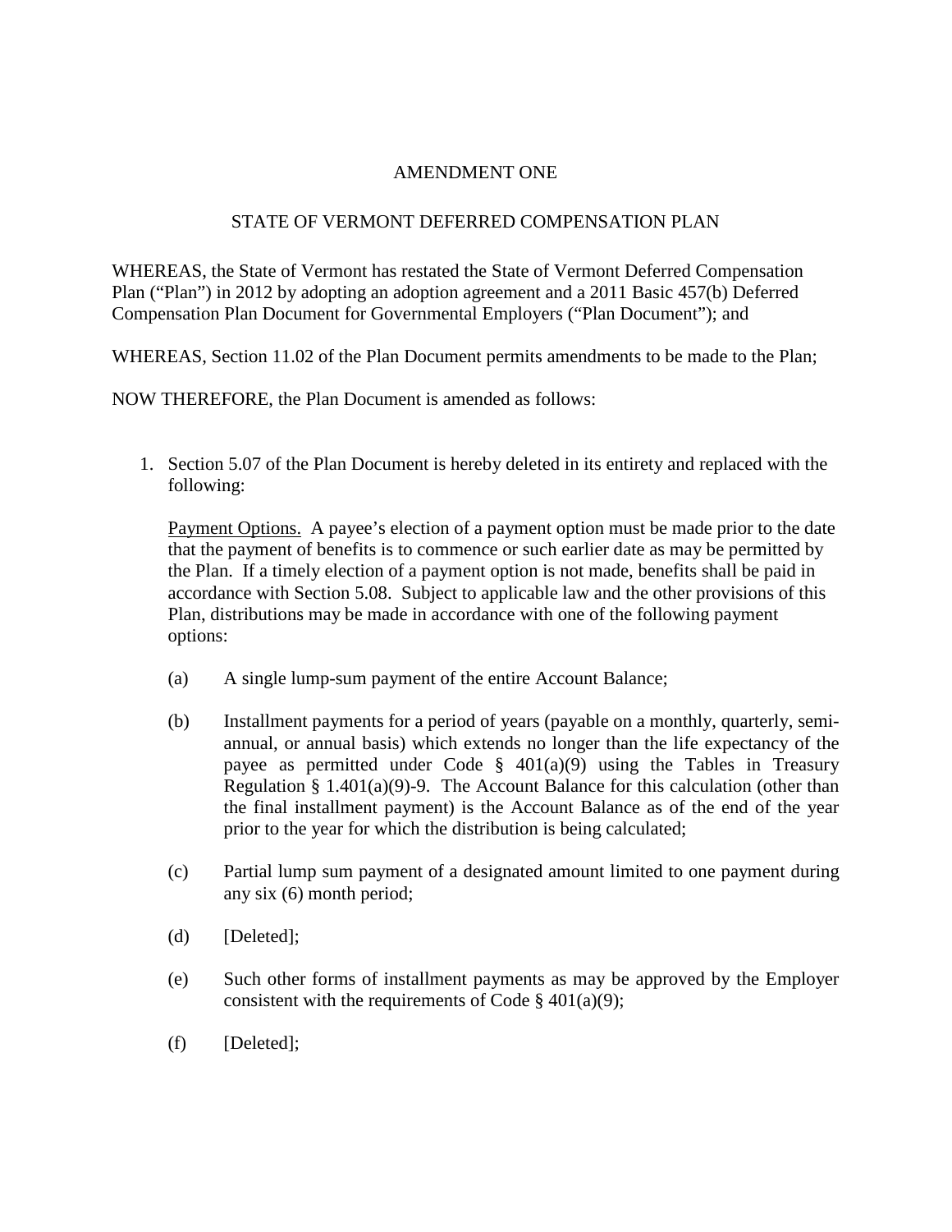# AMENDMENT ONE

## STATE OF VERMONT DEFERRED COMPENSATION PLAN

WHEREAS, the State of Vermont has restated the State of Vermont Deferred Compensation Plan ("Plan") in 2012 by adopting an adoption agreement and a 2011 Basic 457(b) Deferred Compensation Plan Document for Governmental Employers ("Plan Document"); and

WHEREAS, Section 11.02 of the Plan Document permits amendments to be made to the Plan;

NOW THEREFORE, the Plan Document is amended as follows:

1. Section 5.07 of the Plan Document is hereby deleted in its entirety and replaced with the following:

   Payment Options. A payee's election of a payment option must be made prior to the date that the payment of benefits is to commence or such earlier date as may be permitted by the Plan. If a timely election of a payment option is not made, benefits shall be paid in accordance with Section 5.08. Subject to applicable law and the other provisions of this Plan, distributions may be made in accordance with one of the following payment options:

   (a) A single lump-sum payment of the entire Account Balance;

   (b) Installment payments for a period of years (payable on a monthly, quarterly, semi-annual, or annual basis) which extends no longer than the life expectancy of the payee as permitted under Code § 401(a)(9) using the Tables in Treasury Regulation § 1.401(a)(9)-9. The Account Balance for this calculation (other than the final installment payment) is the Account Balance as of the end of the year prior to the year for which the distribution is being calculated;

   (c) Partial lump sum payment of a designated amount limited to one payment during any six (6) month period;

   (d) [Deleted];

   (e) Such other forms of installment payments as may be approved by the Employer consistent with the requirements of Code § 401(a)(9);

   (f) [Deleted];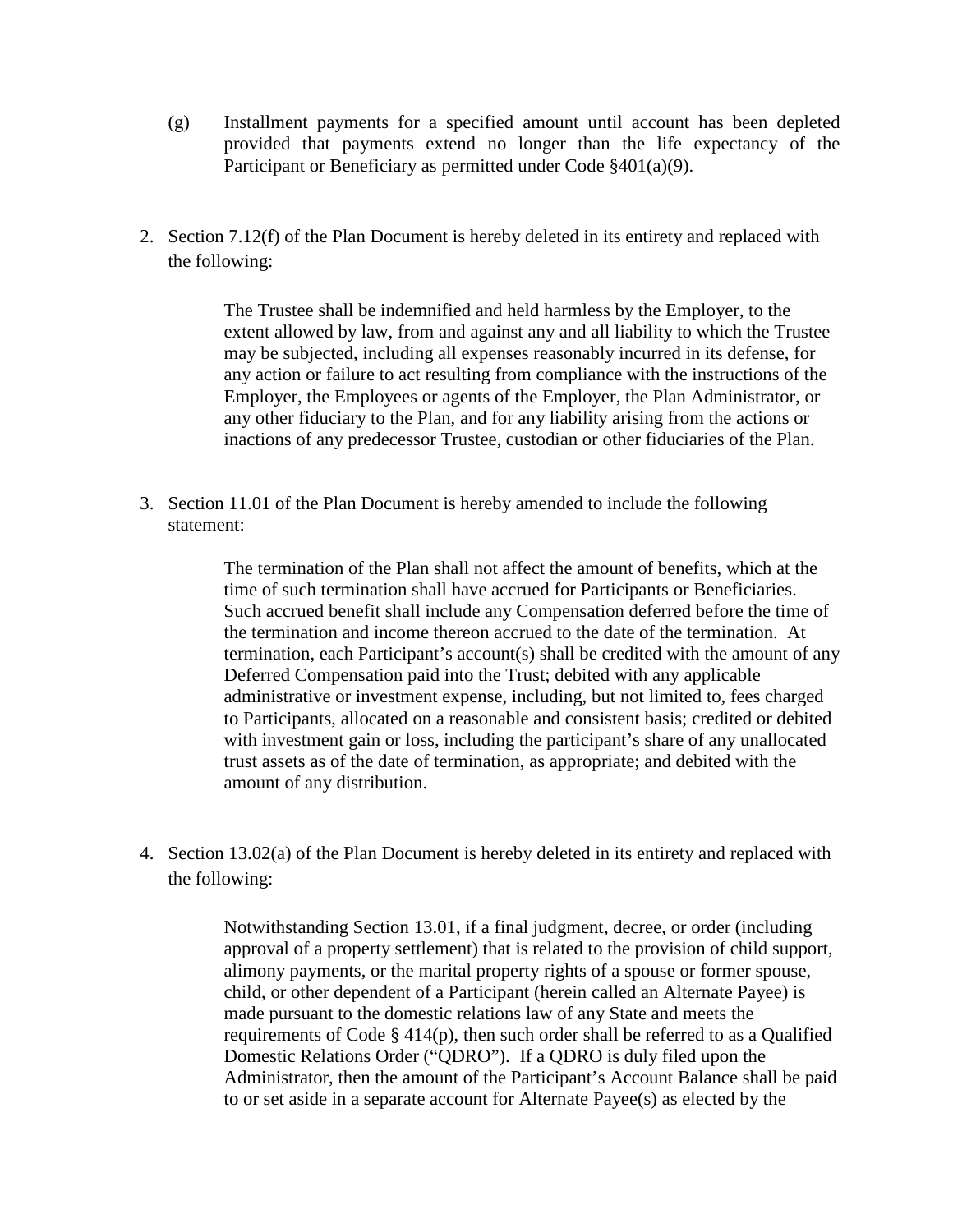(g) Installment payments for a specified amount until account has been depleted provided that payments extend no longer than the life expectancy of the Participant or Beneficiary as permitted under Code §401(a)(9).

2. Section 7.12(f) of the Plan Document is hereby deleted in its entirety and replaced with the following:

   > The Trustee shall be indemnified and held harmless by the Employer, to the extent allowed by law, from and against any and all liability to which the Trustee may be subjected, including all expenses reasonably incurred in its defense, for any action or failure to act resulting from compliance with the instructions of the Employer, the Employees or agents of the Employer, the Plan Administrator, or any other fiduciary to the Plan, and for any liability arising from the actions or inactions of any predecessor Trustee, custodian or other fiduciaries of the Plan.

3. Section 11.01 of the Plan Document is hereby amended to include the following statement:

   > The termination of the Plan shall not affect the amount of benefits, which at the time of such termination shall have accrued for Participants or Beneficiaries. Such accrued benefit shall include any Compensation deferred before the time of the termination and income thereon accrued to the date of the termination. At termination, each Participant's account(s) shall be credited with the amount of any Deferred Compensation paid into the Trust; debited with any applicable administrative or investment expense, including, but not limited to, fees charged to Participants, allocated on a reasonable and consistent basis; credited or debited with investment gain or loss, including the participant's share of any unallocated trust assets as of the date of termination, as appropriate; and debited with the amount of any distribution.

4. Section 13.02(a) of the Plan Document is hereby deleted in its entirety and replaced with the following:

   > Notwithstanding Section 13.01, if a final judgment, decree, or order (including approval of a property settlement) that is related to the provision of child support, alimony payments, or the marital property rights of a spouse or former spouse, child, or other dependent of a Participant (herein called an Alternate Payee) is made pursuant to the domestic relations law of any State and meets the requirements of Code § 414(p), then such order shall be referred to as a Qualified Domestic Relations Order ("QDRO"). If a QDRO is duly filed upon the Administrator, then the amount of the Participant's Account Balance shall be paid to or set aside in a separate account for Alternate Payee(s) as elected by the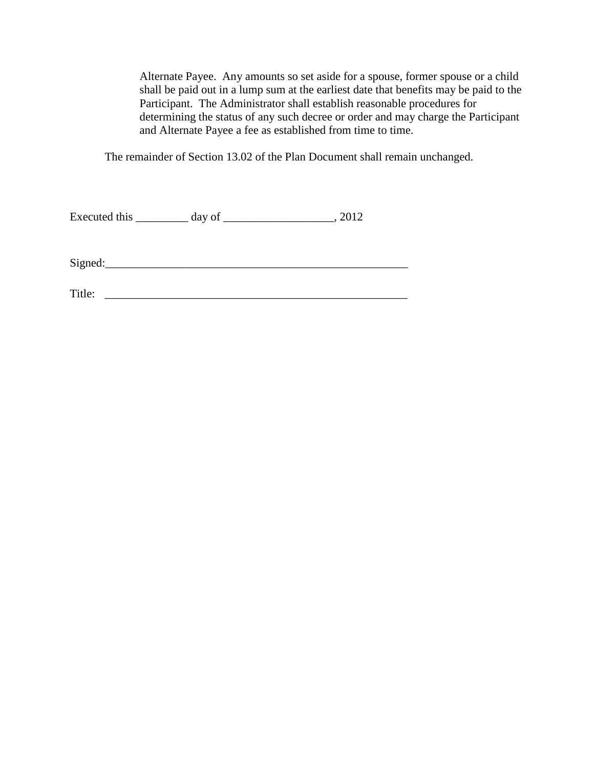Alternate Payee. Any amounts so set aside for a spouse, former spouse or a child shall be paid out in a lump sum at the earliest date that benefits may be paid to the Participant. The Administrator shall establish reasonable procedures for determining the status of any such decree or order and may charge the Participant and Alternate Payee a fee as established from time to time.

The remainder of Section 13.02 of the Plan Document shall remain unchanged.

Executed this _________ day of ___________________, 2012

Signed:______________________________________________________

Title: ______________________________________________________